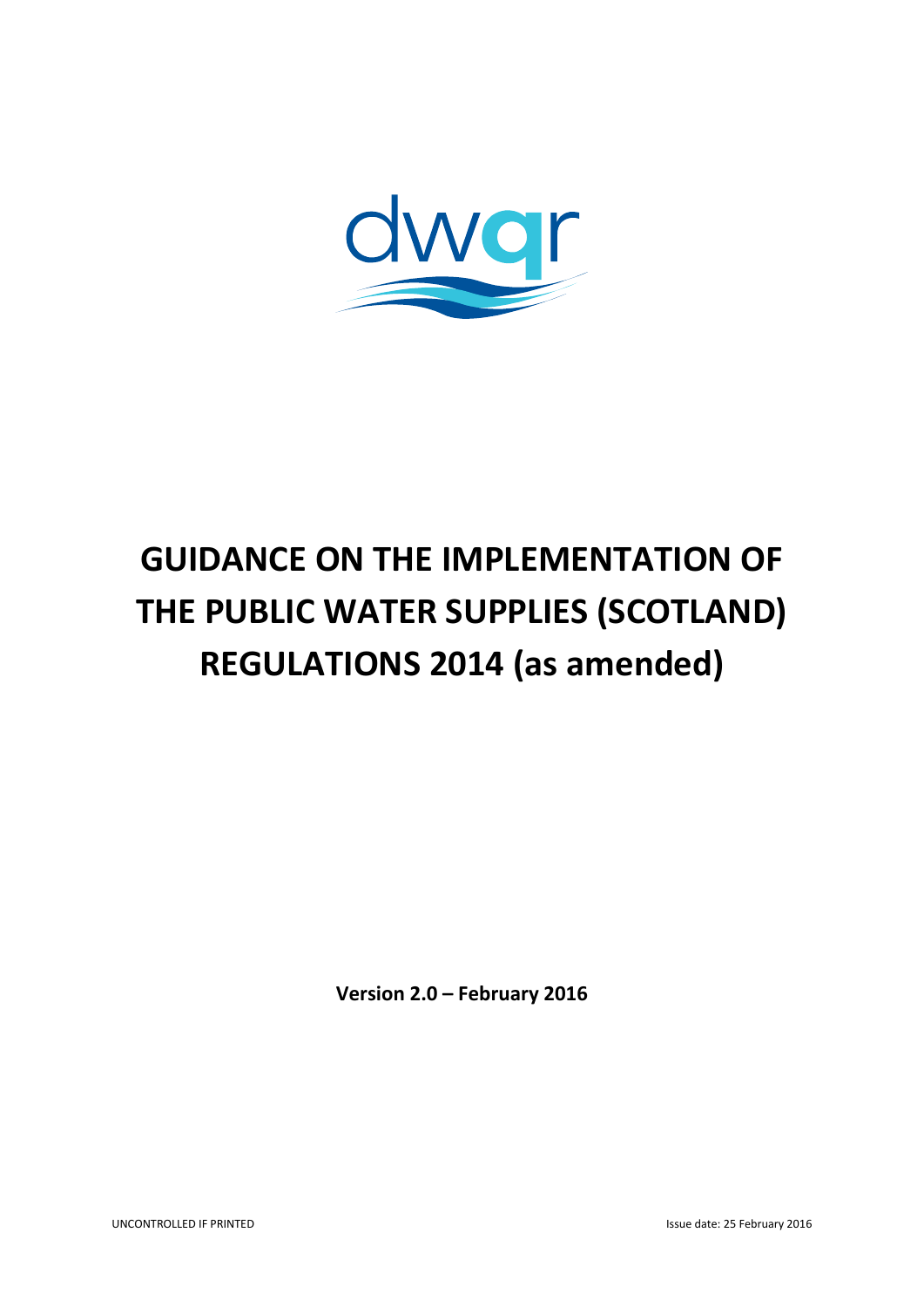dwqr

# GUIDANCE ON THE IMPLEMENTATION OF THE PUBLIC WATER SUPPLIES (SCOTLAND) REGULATIONS 2014 (as amended)

**Version 2.0 – February 2016**

UNCONTROLLED IF PRINTED

Issue date: 25 February 2016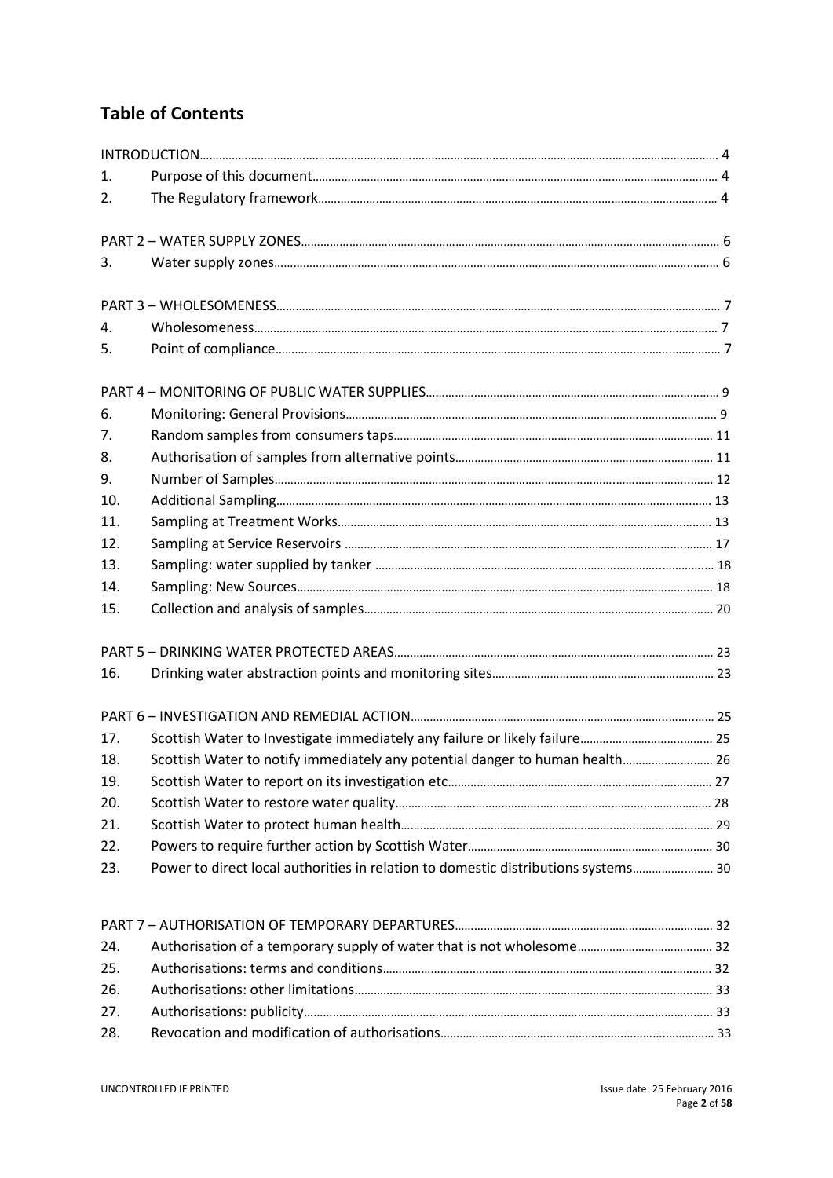## Table of Contents

INTRODUCTION ... 4

1. Purpose of this document ... 4
2. The Regulatory framework ... 4

PART 2 – WATER SUPPLY ZONES ... 6

3. Water supply zones ... 6

PART 3 – WHOLESOMENESS ... 7

4. Wholesomeness ... 7
5. Point of compliance ... 7

PART 4 – MONITORING OF PUBLIC WATER SUPPLIES ... 9

6. Monitoring: General Provisions ... 9
7. Random samples from consumers taps ... 11
8. Authorisation of samples from alternative points ... 11
9. Number of Samples ... 12
10. Additional Sampling ... 13
11. Sampling at Treatment Works ... 13
12. Sampling at Service Reservoirs ... 17
13. Sampling: water supplied by tanker ... 18
14. Sampling: New Sources ... 18
15. Collection and analysis of samples ... 20

PART 5 – DRINKING WATER PROTECTED AREAS ... 23

16. Drinking water abstraction points and monitoring sites ... 23

PART 6 – INVESTIGATION AND REMEDIAL ACTION ... 25

17. Scottish Water to Investigate immediately any failure or likely failure ... 25
18. Scottish Water to notify immediately any potential danger to human health ... 26
19. Scottish Water to report on its investigation etc ... 27
20. Scottish Water to restore water quality ... 28
21. Scottish Water to protect human health ... 29
22. Powers to require further action by Scottish Water ... 30
23. Power to direct local authorities in relation to domestic distributions systems ... 30

PART 7 – AUTHORISATION OF TEMPORARY DEPARTURES ... 32

24. Authorisation of a temporary supply of water that is not wholesome ... 32
25. Authorisations: terms and conditions ... 32
26. Authorisations: other limitations ... 33
27. Authorisations: publicity ... 33
28. Revocation and modification of authorisations ... 33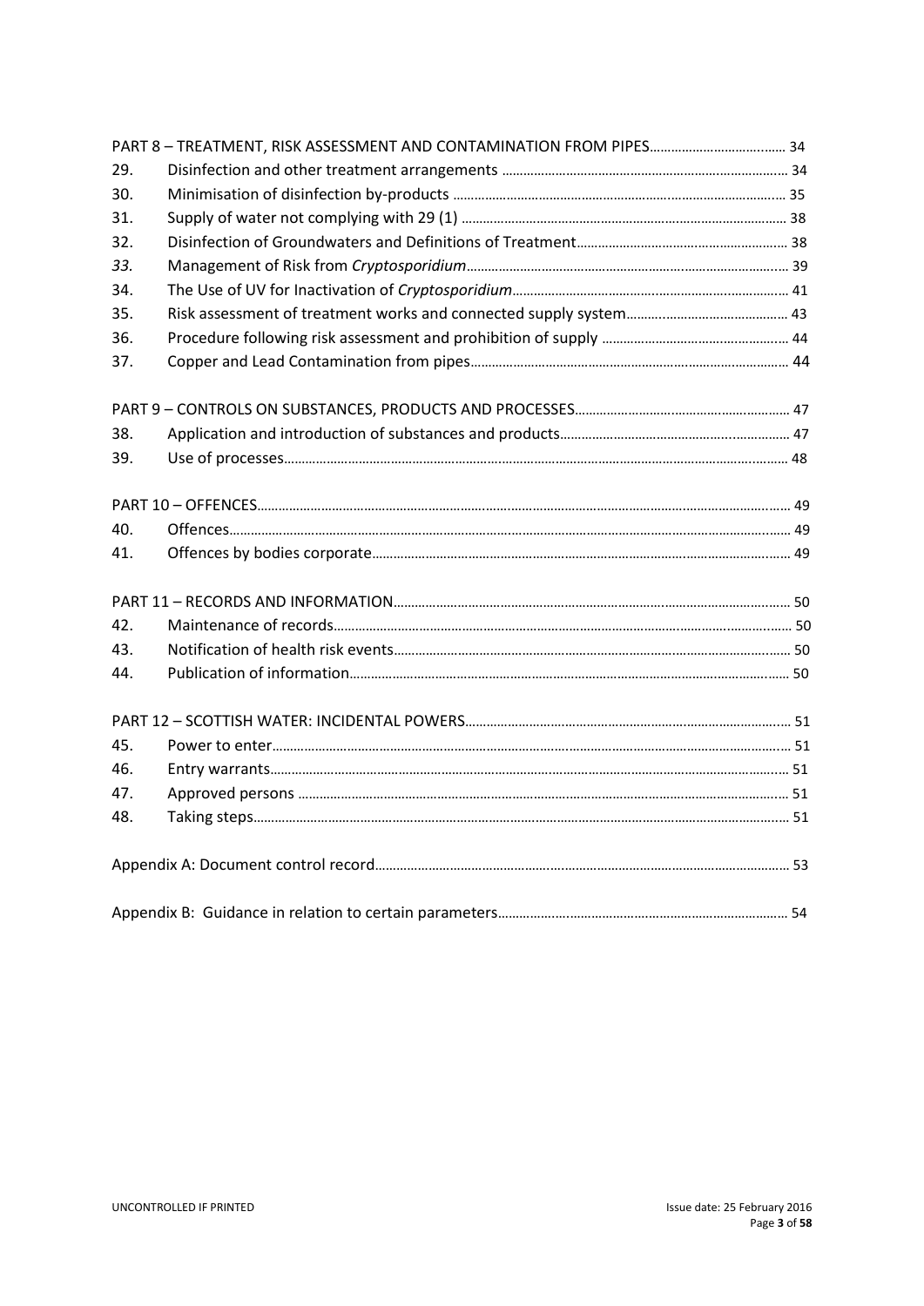PART 8 – TREATMENT, RISK ASSESSMENT AND CONTAMINATION FROM PIPES ........ 34

| | | |
|---|---|---|
| 29. | Disinfection and other treatment arrangements | 34 |
| 30. | Minimisation of disinfection by-products | 35 |
| 31. | Supply of water not complying with 29 (1) | 38 |
| 32. | Disinfection of Groundwaters and Definitions of Treatment | 38 |
| *33.* | Management of Risk from *Cryptosporidium* | 39 |
| 34. | The Use of UV for Inactivation of *Cryptosporidium* | 41 |
| 35. | Risk assessment of treatment works and connected supply system | 43 |
| 36. | Procedure following risk assessment and prohibition of supply | 44 |
| 37. | Copper and Lead Contamination from pipes | 44 |

PART 9 – CONTROLS ON SUBSTANCES, PRODUCTS AND PROCESSES ........ 47

| | | |
|---|---|---|
| 38. | Application and introduction of substances and products | 47 |
| 39. | Use of processes | 48 |

PART 10 – OFFENCES ........ 49

| | | |
|---|---|---|
| 40. | Offences | 49 |
| 41. | Offences by bodies corporate | 49 |

PART 11 – RECORDS AND INFORMATION ........ 50

| | | |
|---|---|---|
| 42. | Maintenance of records | 50 |
| 43. | Notification of health risk events | 50 |
| 44. | Publication of information | 50 |

PART 12 – SCOTTISH WATER: INCIDENTAL POWERS ........ 51

| | | |
|---|---|---|
| 45. | Power to enter | 51 |
| 46. | Entry warrants | 51 |
| 47. | Approved persons | 51 |
| 48. | Taking steps | 51 |

Appendix A: Document control record ........ 53

Appendix B: Guidance in relation to certain parameters ........ 54

UNCONTROLLED IF PRINTED

Issue date: 25 February 2016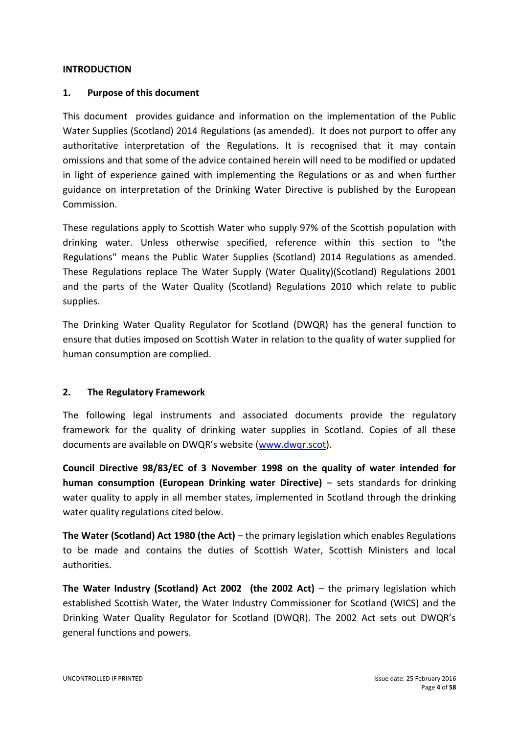## INTRODUCTION

### 1. Purpose of this document

This document provides guidance and information on the implementation of the Public Water Supplies (Scotland) 2014 Regulations (as amended). It does not purport to offer any authoritative interpretation of the Regulations. It is recognised that it may contain omissions and that some of the advice contained herein will need to be modified or updated in light of experience gained with implementing the Regulations or as and when further guidance on interpretation of the Drinking Water Directive is published by the European Commission.

These regulations apply to Scottish Water who supply 97% of the Scottish population with drinking water. Unless otherwise specified, reference within this section to "the Regulations" means the Public Water Supplies (Scotland) 2014 Regulations as amended. These Regulations replace The Water Supply (Water Quality)(Scotland) Regulations 2001 and the parts of the Water Quality (Scotland) Regulations 2010 which relate to public supplies.

The Drinking Water Quality Regulator for Scotland (DWQR) has the general function to ensure that duties imposed on Scottish Water in relation to the quality of water supplied for human consumption are complied.

### 2. The Regulatory Framework

The following legal instruments and associated documents provide the regulatory framework for the quality of drinking water supplies in Scotland. Copies of all these documents are available on DWQR's website ([www.dwqr.scot](www.dwqr.scot)).

**Council Directive 98/83/EC of 3 November 1998 on the quality of water intended for human consumption (European Drinking water Directive)** – sets standards for drinking water quality to apply in all member states, implemented in Scotland through the drinking water quality regulations cited below.

**The Water (Scotland) Act 1980 (the Act)** – the primary legislation which enables Regulations to be made and contains the duties of Scottish Water, Scottish Ministers and local authorities.

**The Water Industry (Scotland) Act 2002 (the 2002 Act)** – the primary legislation which established Scottish Water, the Water Industry Commissioner for Scotland (WICS) and the Drinking Water Quality Regulator for Scotland (DWQR). The 2002 Act sets out DWQR's general functions and powers.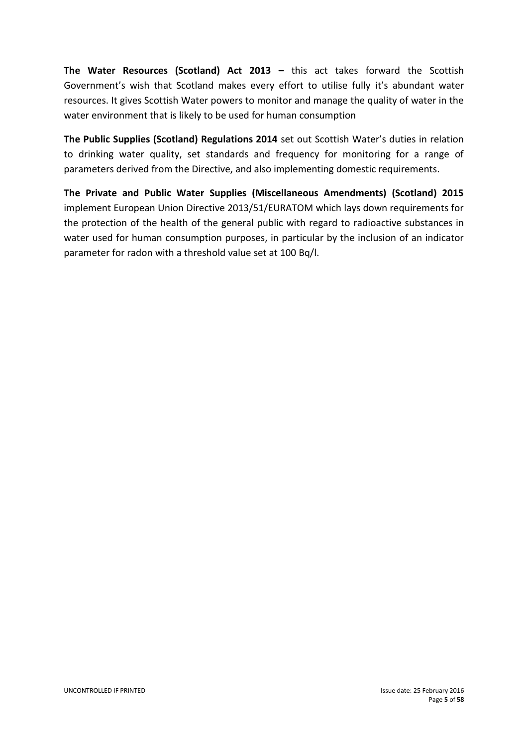**The Water Resources (Scotland) Act 2013 –** this act takes forward the Scottish Government's wish that Scotland makes every effort to utilise fully it's abundant water resources. It gives Scottish Water powers to monitor and manage the quality of water in the water environment that is likely to be used for human consumption

**The Public Supplies (Scotland) Regulations 2014** set out Scottish Water's duties in relation to drinking water quality, set standards and frequency for monitoring for a range of parameters derived from the Directive, and also implementing domestic requirements.

**The Private and Public Water Supplies (Miscellaneous Amendments) (Scotland) 2015** implement European Union Directive 2013/51/EURATOM which lays down requirements for the protection of the health of the general public with regard to radioactive substances in water used for human consumption purposes, in particular by the inclusion of an indicator parameter for radon with a threshold value set at 100 Bq/l.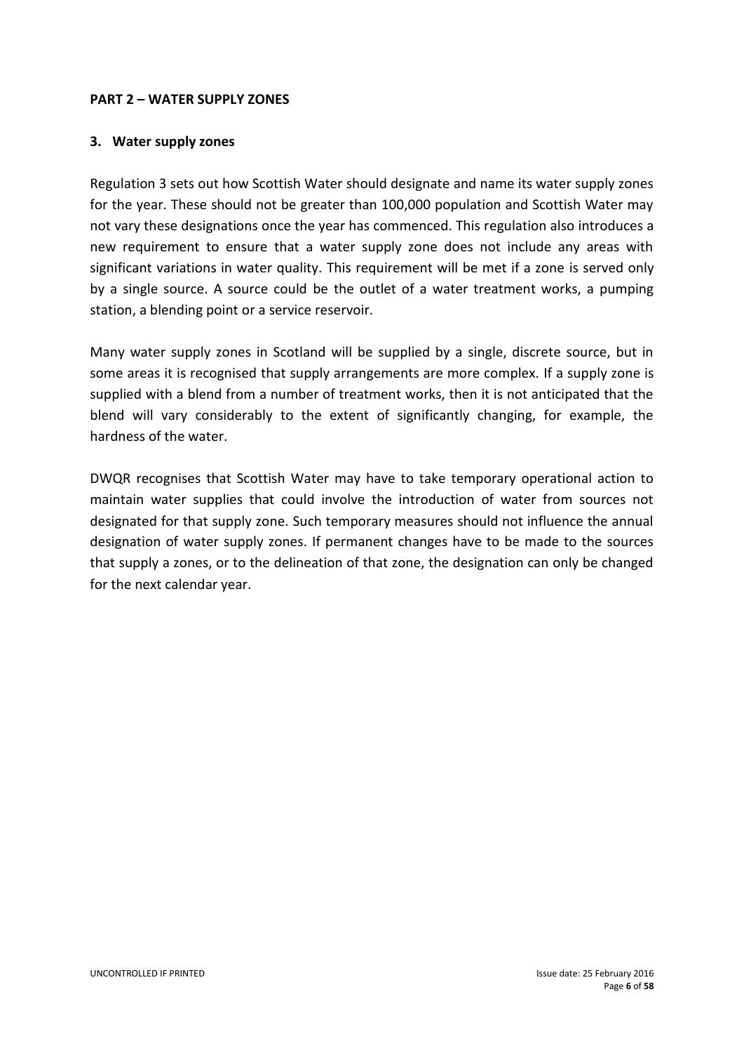## PART 2 – WATER SUPPLY ZONES

### 3. Water supply zones

Regulation 3 sets out how Scottish Water should designate and name its water supply zones for the year. These should not be greater than 100,000 population and Scottish Water may not vary these designations once the year has commenced. This regulation also introduces a new requirement to ensure that a water supply zone does not include any areas with significant variations in water quality. This requirement will be met if a zone is served only by a single source. A source could be the outlet of a water treatment works, a pumping station, a blending point or a service reservoir.

Many water supply zones in Scotland will be supplied by a single, discrete source, but in some areas it is recognised that supply arrangements are more complex. If a supply zone is supplied with a blend from a number of treatment works, then it is not anticipated that the blend will vary considerably to the extent of significantly changing, for example, the hardness of the water.

DWQR recognises that Scottish Water may have to take temporary operational action to maintain water supplies that could involve the introduction of water from sources not designated for that supply zone. Such temporary measures should not influence the annual designation of water supply zones. If permanent changes have to be made to the sources that supply a zones, or to the delineation of that zone, the designation can only be changed for the next calendar year.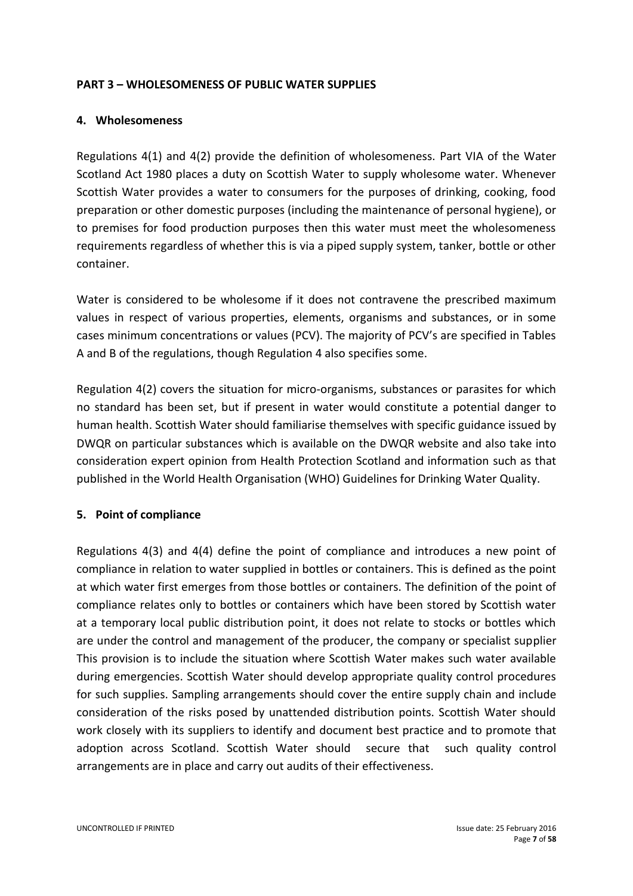## PART 3 – WHOLESOMENESS OF PUBLIC WATER SUPPLIES

### 4. Wholesomeness

Regulations 4(1) and 4(2) provide the definition of wholesomeness. Part VIA of the Water Scotland Act 1980 places a duty on Scottish Water to supply wholesome water. Whenever Scottish Water provides a water to consumers for the purposes of drinking, cooking, food preparation or other domestic purposes (including the maintenance of personal hygiene), or to premises for food production purposes then this water must meet the wholesomeness requirements regardless of whether this is via a piped supply system, tanker, bottle or other container.

Water is considered to be wholesome if it does not contravene the prescribed maximum values in respect of various properties, elements, organisms and substances, or in some cases minimum concentrations or values (PCV). The majority of PCV's are specified in Tables A and B of the regulations, though Regulation 4 also specifies some.

Regulation 4(2) covers the situation for micro-organisms, substances or parasites for which no standard has been set, but if present in water would constitute a potential danger to human health. Scottish Water should familiarise themselves with specific guidance issued by DWQR on particular substances which is available on the DWQR website and also take into consideration expert opinion from Health Protection Scotland and information such as that published in the World Health Organisation (WHO) Guidelines for Drinking Water Quality.

### 5. Point of compliance

Regulations 4(3) and 4(4) define the point of compliance and introduces a new point of compliance in relation to water supplied in bottles or containers. This is defined as the point at which water first emerges from those bottles or containers. The definition of the point of compliance relates only to bottles or containers which have been stored by Scottish water at a temporary local public distribution point, it does not relate to stocks or bottles which are under the control and management of the producer, the company or specialist supplier This provision is to include the situation where Scottish Water makes such water available during emergencies. Scottish Water should develop appropriate quality control procedures for such supplies. Sampling arrangements should cover the entire supply chain and include consideration of the risks posed by unattended distribution points. Scottish Water should work closely with its suppliers to identify and document best practice and to promote that adoption across Scotland. Scottish Water should secure that such quality control arrangements are in place and carry out audits of their effectiveness.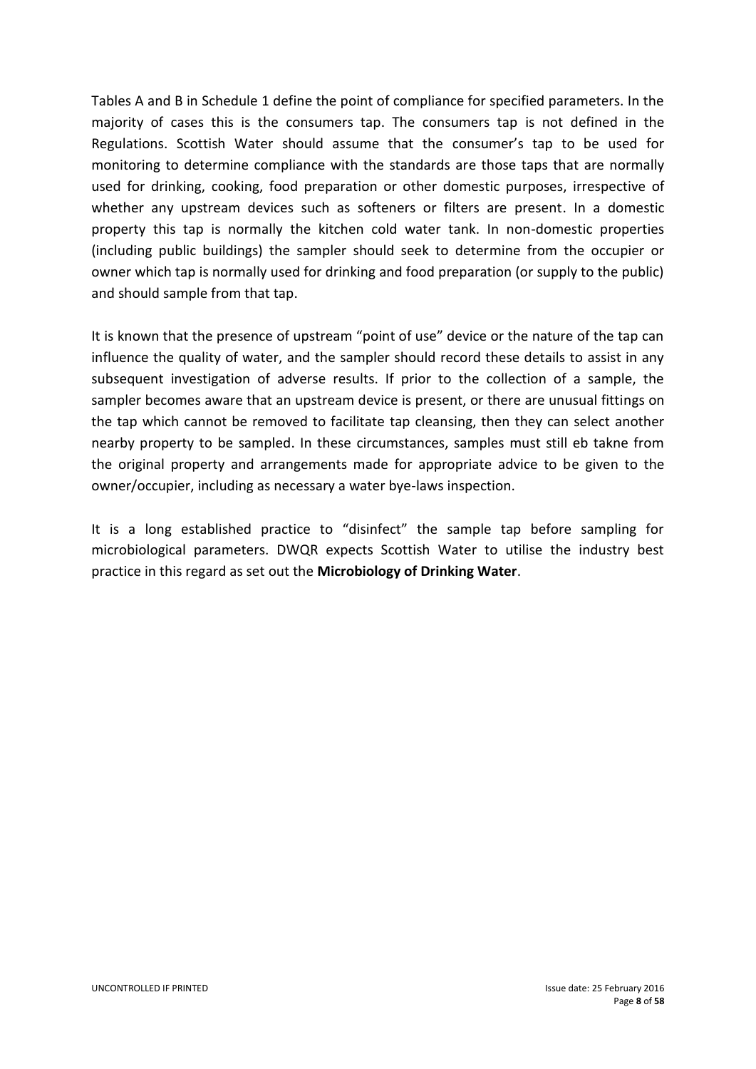Tables A and B in Schedule 1 define the point of compliance for specified parameters. In the majority of cases this is the consumers tap. The consumers tap is not defined in the Regulations. Scottish Water should assume that the consumer's tap to be used for monitoring to determine compliance with the standards are those taps that are normally used for drinking, cooking, food preparation or other domestic purposes, irrespective of whether any upstream devices such as softeners or filters are present. In a domestic property this tap is normally the kitchen cold water tank. In non-domestic properties (including public buildings) the sampler should seek to determine from the occupier or owner which tap is normally used for drinking and food preparation (or supply to the public) and should sample from that tap.

It is known that the presence of upstream "point of use" device or the nature of the tap can influence the quality of water, and the sampler should record these details to assist in any subsequent investigation of adverse results. If prior to the collection of a sample, the sampler becomes aware that an upstream device is present, or there are unusual fittings on the tap which cannot be removed to facilitate tap cleansing, then they can select another nearby property to be sampled. In these circumstances, samples must still eb takne from the original property and arrangements made for appropriate advice to be given to the owner/occupier, including as necessary a water bye-laws inspection.

It is a long established practice to "disinfect" the sample tap before sampling for microbiological parameters. DWQR expects Scottish Water to utilise the industry best practice in this regard as set out the **Microbiology of Drinking Water**.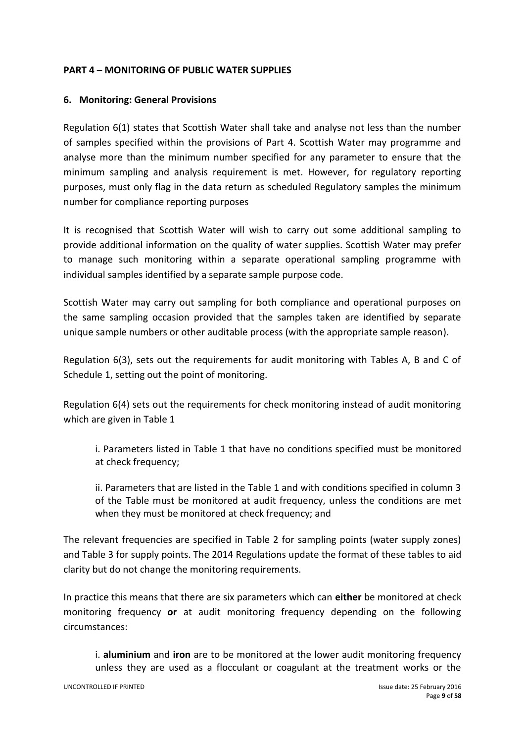## PART 4 – MONITORING OF PUBLIC WATER SUPPLIES

### 6. Monitoring: General Provisions

Regulation 6(1) states that Scottish Water shall take and analyse not less than the number of samples specified within the provisions of Part 4. Scottish Water may programme and analyse more than the minimum number specified for any parameter to ensure that the minimum sampling and analysis requirement is met. However, for regulatory reporting purposes, must only flag in the data return as scheduled Regulatory samples the minimum number for compliance reporting purposes

It is recognised that Scottish Water will wish to carry out some additional sampling to provide additional information on the quality of water supplies. Scottish Water may prefer to manage such monitoring within a separate operational sampling programme with individual samples identified by a separate sample purpose code.

Scottish Water may carry out sampling for both compliance and operational purposes on the same sampling occasion provided that the samples taken are identified by separate unique sample numbers or other auditable process (with the appropriate sample reason).

Regulation 6(3), sets out the requirements for audit monitoring with Tables A, B and C of Schedule 1, setting out the point of monitoring.

Regulation 6(4) sets out the requirements for check monitoring instead of audit monitoring which are given in Table 1

i. Parameters listed in Table 1 that have no conditions specified must be monitored at check frequency;

ii. Parameters that are listed in the Table 1 and with conditions specified in column 3 of the Table must be monitored at audit frequency, unless the conditions are met when they must be monitored at check frequency; and

The relevant frequencies are specified in Table 2 for sampling points (water supply zones) and Table 3 for supply points. The 2014 Regulations update the format of these tables to aid clarity but do not change the monitoring requirements.

In practice this means that there are six parameters which can **either** be monitored at check monitoring frequency **or** at audit monitoring frequency depending on the following circumstances:

i. **aluminium** and **iron** are to be monitored at the lower audit monitoring frequency unless they are used as a flocculant or coagulant at the treatment works or the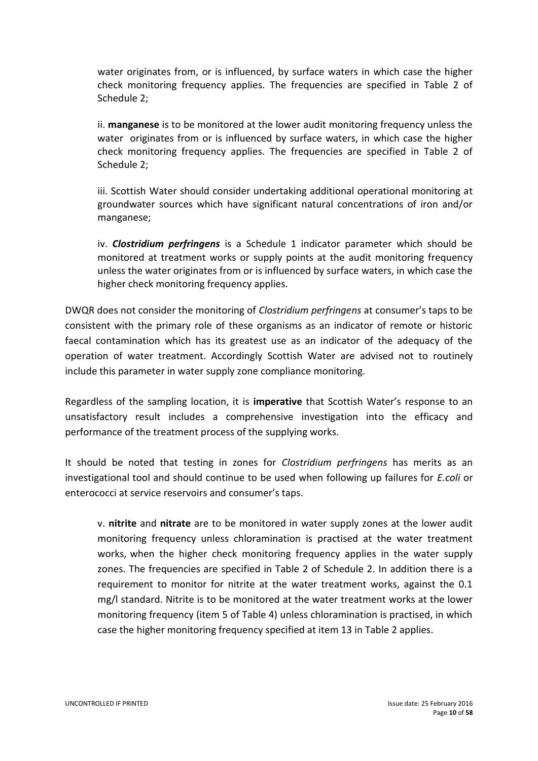water originates from, or is influenced, by surface waters in which case the higher check monitoring frequency applies. The frequencies are specified in Table 2 of Schedule 2;

ii. **manganese** is to be monitored at the lower audit monitoring frequency unless the water originates from or is influenced by surface waters, in which case the higher check monitoring frequency applies. The frequencies are specified in Table 2 of Schedule 2;

iii. Scottish Water should consider undertaking additional operational monitoring at groundwater sources which have significant natural concentrations of iron and/or manganese;

iv. ***Clostridium perfringens*** is a Schedule 1 indicator parameter which should be monitored at treatment works or supply points at the audit monitoring frequency unless the water originates from or is influenced by surface waters, in which case the higher check monitoring frequency applies.

DWQR does not consider the monitoring of *Clostridium perfringens* at consumer's taps to be consistent with the primary role of these organisms as an indicator of remote or historic faecal contamination which has its greatest use as an indicator of the adequacy of the operation of water treatment. Accordingly Scottish Water are advised not to routinely include this parameter in water supply zone compliance monitoring.

Regardless of the sampling location, it is **imperative** that Scottish Water's response to an unsatisfactory result includes a comprehensive investigation into the efficacy and performance of the treatment process of the supplying works.

It should be noted that testing in zones for *Clostridium perfringens* has merits as an investigational tool and should continue to be used when following up failures for *E.coli* or enterococci at service reservoirs and consumer's taps.

v. **nitrite** and **nitrate** are to be monitored in water supply zones at the lower audit monitoring frequency unless chloramination is practised at the water treatment works, when the higher check monitoring frequency applies in the water supply zones. The frequencies are specified in Table 2 of Schedule 2. In addition there is a requirement to monitor for nitrite at the water treatment works, against the 0.1 mg/l standard. Nitrite is to be monitored at the water treatment works at the lower monitoring frequency (item 5 of Table 4) unless chloramination is practised, in which case the higher monitoring frequency specified at item 13 in Table 2 applies.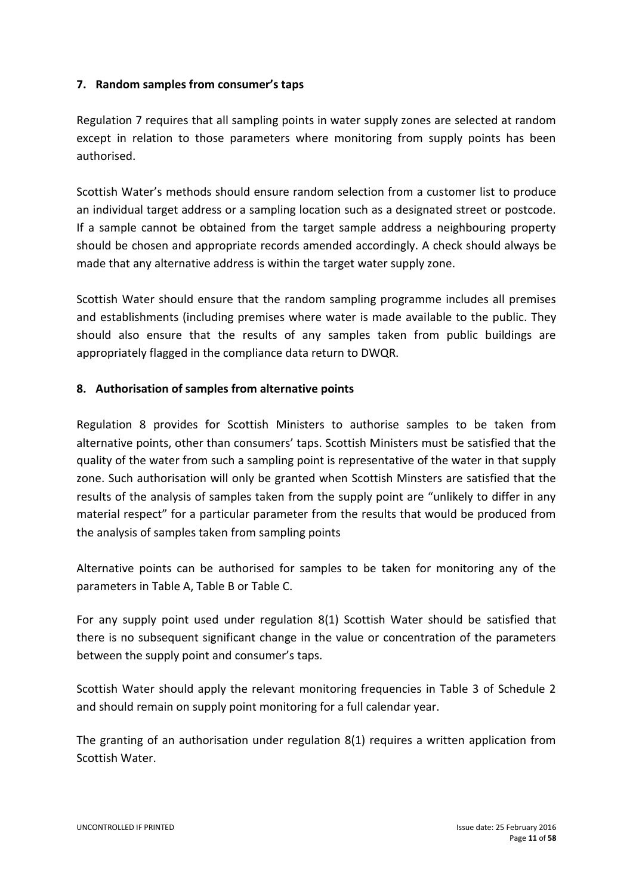## 7. Random samples from consumer's taps

Regulation 7 requires that all sampling points in water supply zones are selected at random except in relation to those parameters where monitoring from supply points has been authorised.

Scottish Water's methods should ensure random selection from a customer list to produce an individual target address or a sampling location such as a designated street or postcode. If a sample cannot be obtained from the target sample address a neighbouring property should be chosen and appropriate records amended accordingly. A check should always be made that any alternative address is within the target water supply zone.

Scottish Water should ensure that the random sampling programme includes all premises and establishments (including premises where water is made available to the public. They should also ensure that the results of any samples taken from public buildings are appropriately flagged in the compliance data return to DWQR.

## 8. Authorisation of samples from alternative points

Regulation 8 provides for Scottish Ministers to authorise samples to be taken from alternative points, other than consumers' taps. Scottish Ministers must be satisfied that the quality of the water from such a sampling point is representative of the water in that supply zone. Such authorisation will only be granted when Scottish Minsters are satisfied that the results of the analysis of samples taken from the supply point are "unlikely to differ in any material respect" for a particular parameter from the results that would be produced from the analysis of samples taken from sampling points

Alternative points can be authorised for samples to be taken for monitoring any of the parameters in Table A, Table B or Table C.

For any supply point used under regulation 8(1) Scottish Water should be satisfied that there is no subsequent significant change in the value or concentration of the parameters between the supply point and consumer's taps.

Scottish Water should apply the relevant monitoring frequencies in Table 3 of Schedule 2 and should remain on supply point monitoring for a full calendar year.

The granting of an authorisation under regulation 8(1) requires a written application from Scottish Water.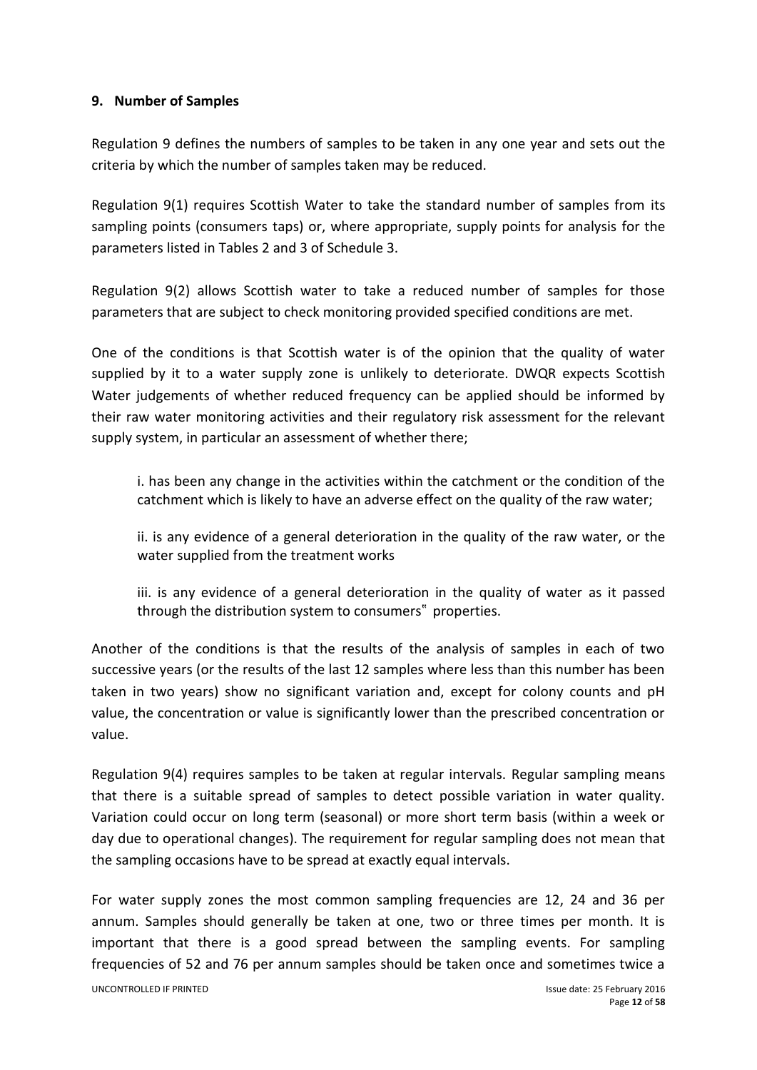## 9. Number of Samples

Regulation 9 defines the numbers of samples to be taken in any one year and sets out the criteria by which the number of samples taken may be reduced.

Regulation 9(1) requires Scottish Water to take the standard number of samples from its sampling points (consumers taps) or, where appropriate, supply points for analysis for the parameters listed in Tables 2 and 3 of Schedule 3.

Regulation 9(2) allows Scottish water to take a reduced number of samples for those parameters that are subject to check monitoring provided specified conditions are met.

One of the conditions is that Scottish water is of the opinion that the quality of water supplied by it to a water supply zone is unlikely to deteriorate. DWQR expects Scottish Water judgements of whether reduced frequency can be applied should be informed by their raw water monitoring activities and their regulatory risk assessment for the relevant supply system, in particular an assessment of whether there;

i. has been any change in the activities within the catchment or the condition of the catchment which is likely to have an adverse effect on the quality of the raw water;

ii. is any evidence of a general deterioration in the quality of the raw water, or the water supplied from the treatment works

iii. is any evidence of a general deterioration in the quality of water as it passed through the distribution system to consumers" properties.

Another of the conditions is that the results of the analysis of samples in each of two successive years (or the results of the last 12 samples where less than this number has been taken in two years) show no significant variation and, except for colony counts and pH value, the concentration or value is significantly lower than the prescribed concentration or value.

Regulation 9(4) requires samples to be taken at regular intervals. Regular sampling means that there is a suitable spread of samples to detect possible variation in water quality. Variation could occur on long term (seasonal) or more short term basis (within a week or day due to operational changes). The requirement for regular sampling does not mean that the sampling occasions have to be spread at exactly equal intervals.

For water supply zones the most common sampling frequencies are 12, 24 and 36 per annum. Samples should generally be taken at one, two or three times per month. It is important that there is a good spread between the sampling events. For sampling frequencies of 52 and 76 per annum samples should be taken once and sometimes twice a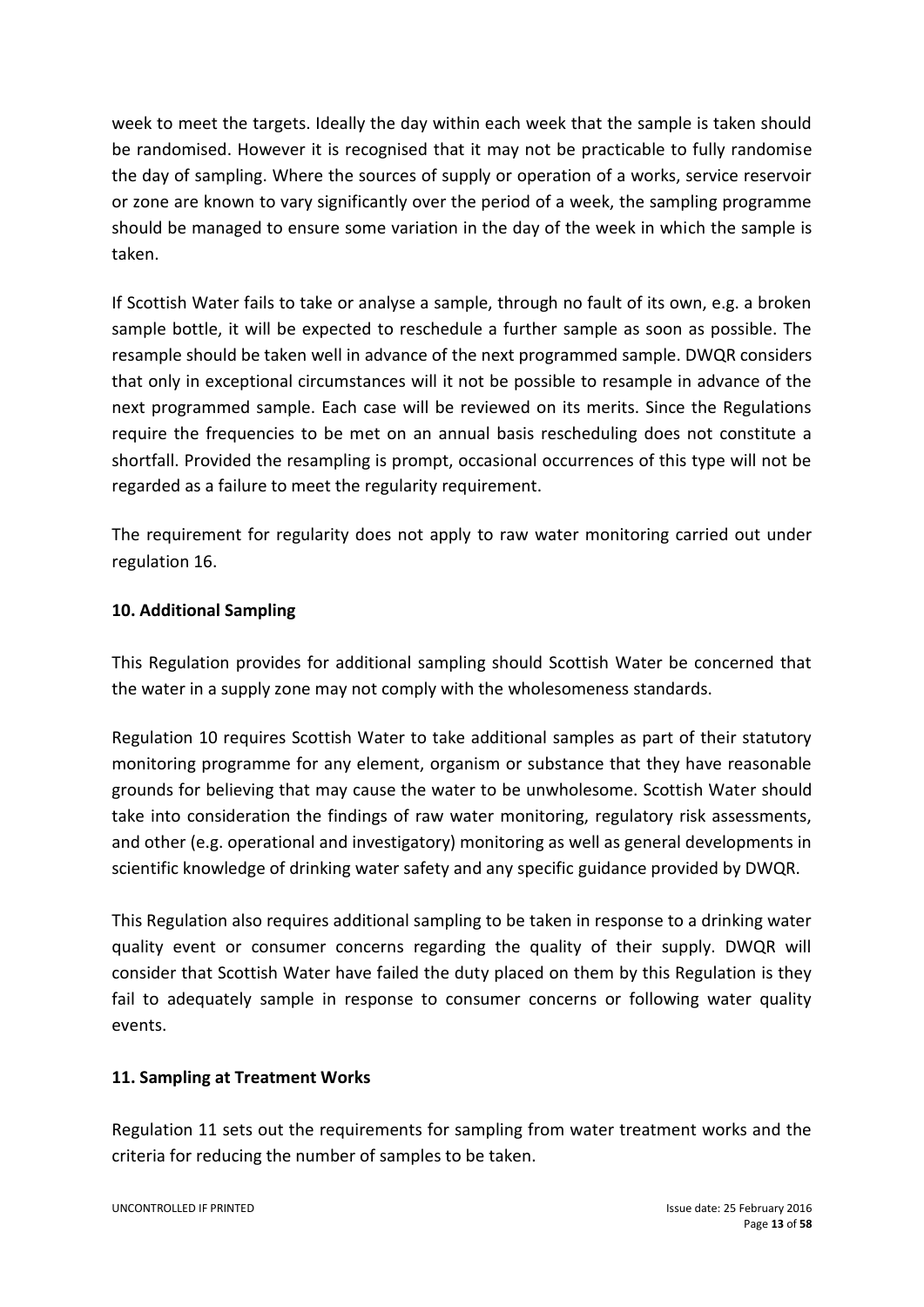week to meet the targets. Ideally the day within each week that the sample is taken should be randomised. However it is recognised that it may not be practicable to fully randomise the day of sampling. Where the sources of supply or operation of a works, service reservoir or zone are known to vary significantly over the period of a week, the sampling programme should be managed to ensure some variation in the day of the week in which the sample is taken.

If Scottish Water fails to take or analyse a sample, through no fault of its own, e.g. a broken sample bottle, it will be expected to reschedule a further sample as soon as possible. The resample should be taken well in advance of the next programmed sample. DWQR considers that only in exceptional circumstances will it not be possible to resample in advance of the next programmed sample. Each case will be reviewed on its merits. Since the Regulations require the frequencies to be met on an annual basis rescheduling does not constitute a shortfall. Provided the resampling is prompt, occasional occurrences of this type will not be regarded as a failure to meet the regularity requirement.

The requirement for regularity does not apply to raw water monitoring carried out under regulation 16.

## 10. Additional Sampling

This Regulation provides for additional sampling should Scottish Water be concerned that the water in a supply zone may not comply with the wholesomeness standards.

Regulation 10 requires Scottish Water to take additional samples as part of their statutory monitoring programme for any element, organism or substance that they have reasonable grounds for believing that may cause the water to be unwholesome. Scottish Water should take into consideration the findings of raw water monitoring, regulatory risk assessments, and other (e.g. operational and investigatory) monitoring as well as general developments in scientific knowledge of drinking water safety and any specific guidance provided by DWQR.

This Regulation also requires additional sampling to be taken in response to a drinking water quality event or consumer concerns regarding the quality of their supply. DWQR will consider that Scottish Water have failed the duty placed on them by this Regulation is they fail to adequately sample in response to consumer concerns or following water quality events.

## 11. Sampling at Treatment Works

Regulation 11 sets out the requirements for sampling from water treatment works and the criteria for reducing the number of samples to be taken.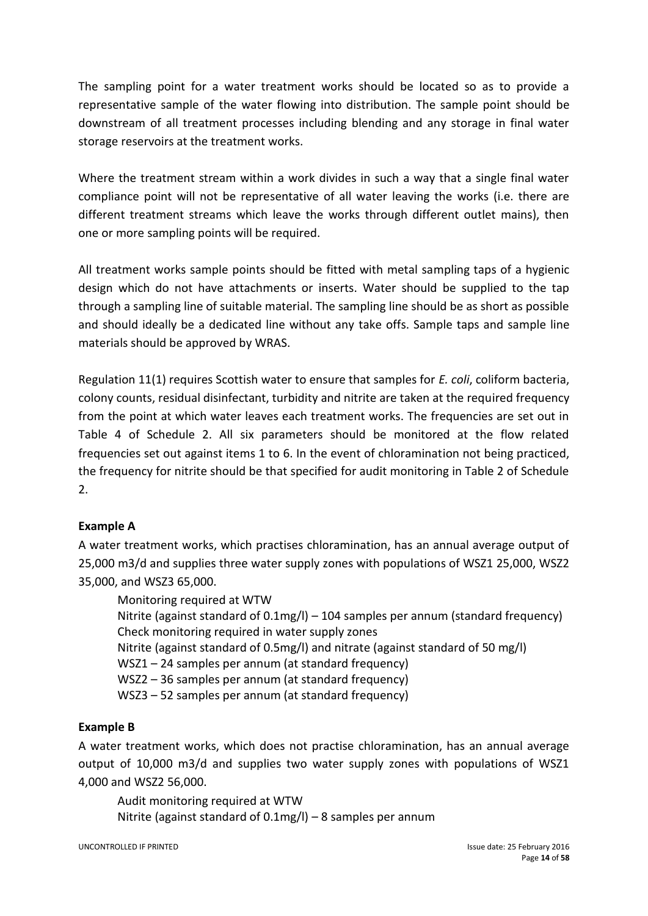The sampling point for a water treatment works should be located so as to provide a representative sample of the water flowing into distribution. The sample point should be downstream of all treatment processes including blending and any storage in final water storage reservoirs at the treatment works.

Where the treatment stream within a work divides in such a way that a single final water compliance point will not be representative of all water leaving the works (i.e. there are different treatment streams which leave the works through different outlet mains), then one or more sampling points will be required.

All treatment works sample points should be fitted with metal sampling taps of a hygienic design which do not have attachments or inserts. Water should be supplied to the tap through a sampling line of suitable material. The sampling line should be as short as possible and should ideally be a dedicated line without any take offs. Sample taps and sample line materials should be approved by WRAS.

Regulation 11(1) requires Scottish water to ensure that samples for *E. coli*, coliform bacteria, colony counts, residual disinfectant, turbidity and nitrite are taken at the required frequency from the point at which water leaves each treatment works. The frequencies are set out in Table 4 of Schedule 2. All six parameters should be monitored at the flow related frequencies set out against items 1 to 6. In the event of chloramination not being practiced, the frequency for nitrite should be that specified for audit monitoring in Table 2 of Schedule 2.

**Example A**

A water treatment works, which practises chloramination, has an annual average output of 25,000 m3/d and supplies three water supply zones with populations of WSZ1 25,000, WSZ2 35,000, and WSZ3 65,000.

Monitoring required at WTW
Nitrite (against standard of 0.1mg/l) – 104 samples per annum (standard frequency)
Check monitoring required in water supply zones
Nitrite (against standard of 0.5mg/l) and nitrate (against standard of 50 mg/l)
WSZ1 – 24 samples per annum (at standard frequency)
WSZ2 – 36 samples per annum (at standard frequency)
WSZ3 – 52 samples per annum (at standard frequency)

**Example B**

A water treatment works, which does not practise chloramination, has an annual average output of 10,000 m3/d and supplies two water supply zones with populations of WSZ1 4,000 and WSZ2 56,000.

Audit monitoring required at WTW
Nitrite (against standard of 0.1mg/l) – 8 samples per annum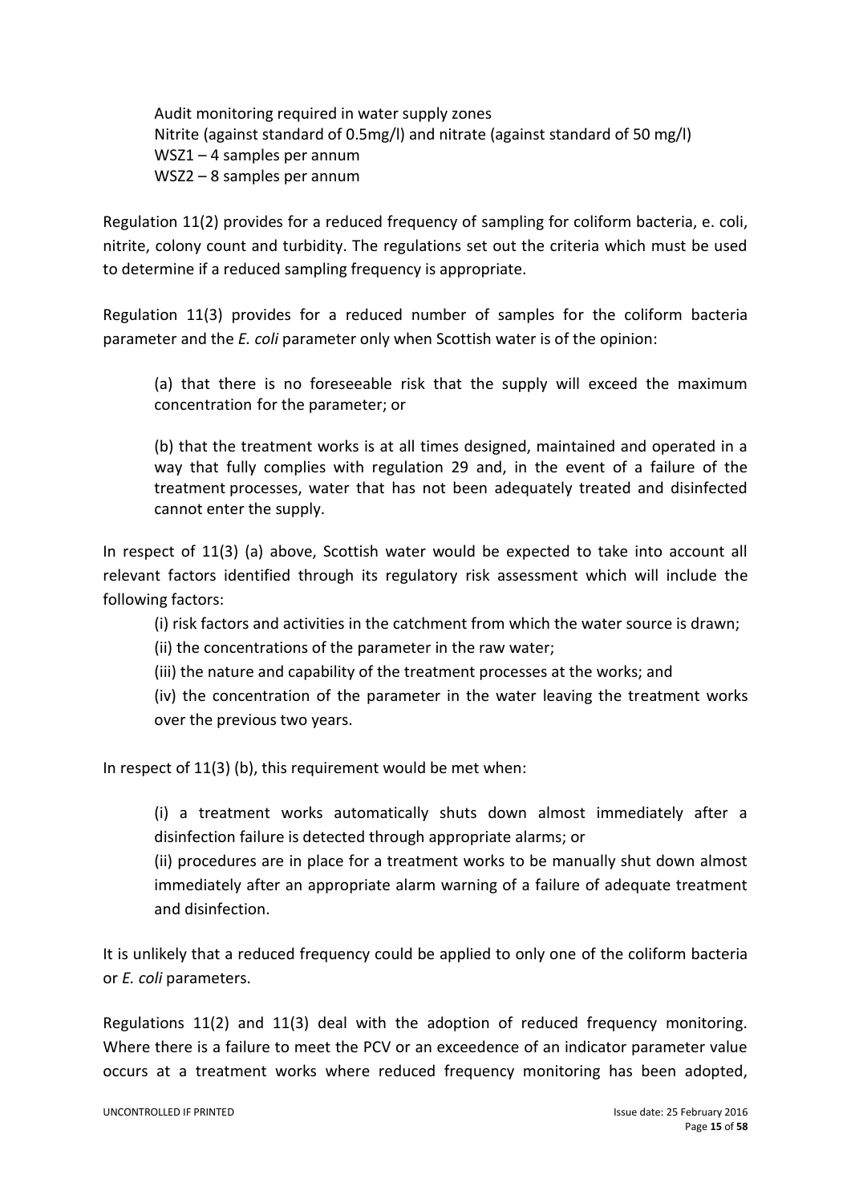Audit monitoring required in water supply zones
Nitrite (against standard of 0.5mg/l) and nitrate (against standard of 50 mg/l)
WSZ1 – 4 samples per annum
WSZ2 – 8 samples per annum

Regulation 11(2) provides for a reduced frequency of sampling for coliform bacteria, e. coli, nitrite, colony count and turbidity. The regulations set out the criteria which must be used to determine if a reduced sampling frequency is appropriate.

Regulation 11(3) provides for a reduced number of samples for the coliform bacteria parameter and the *E. coli* parameter only when Scottish water is of the opinion:

> (a) that there is no foreseeable risk that the supply will exceed the maximum concentration for the parameter; or
>
> (b) that the treatment works is at all times designed, maintained and operated in a way that fully complies with regulation 29 and, in the event of a failure of the treatment processes, water that has not been adequately treated and disinfected cannot enter the supply.

In respect of 11(3) (a) above, Scottish water would be expected to take into account all relevant factors identified through its regulatory risk assessment which will include the following factors:

- (i) risk factors and activities in the catchment from which the water source is drawn;
- (ii) the concentrations of the parameter in the raw water;
- (iii) the nature and capability of the treatment processes at the works; and
- (iv) the concentration of the parameter in the water leaving the treatment works over the previous two years.

In respect of 11(3) (b), this requirement would be met when:

- (i) a treatment works automatically shuts down almost immediately after a disinfection failure is detected through appropriate alarms; or
- (ii) procedures are in place for a treatment works to be manually shut down almost immediately after an appropriate alarm warning of a failure of adequate treatment and disinfection.

It is unlikely that a reduced frequency could be applied to only one of the coliform bacteria or *E. coli* parameters.

Regulations 11(2) and 11(3) deal with the adoption of reduced frequency monitoring. Where there is a failure to meet the PCV or an exceedence of an indicator parameter value occurs at a treatment works where reduced frequency monitoring has been adopted,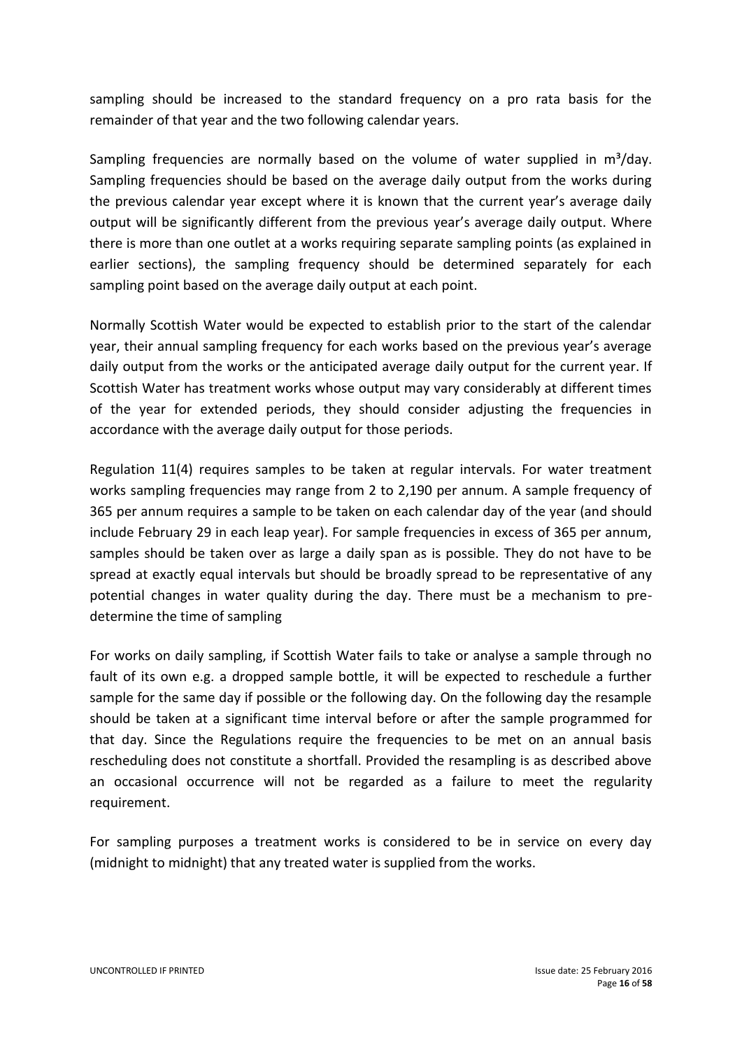sampling should be increased to the standard frequency on a pro rata basis for the remainder of that year and the two following calendar years.

Sampling frequencies are normally based on the volume of water supplied in $m^3$/day. Sampling frequencies should be based on the average daily output from the works during the previous calendar year except where it is known that the current year's average daily output will be significantly different from the previous year's average daily output. Where there is more than one outlet at a works requiring separate sampling points (as explained in earlier sections), the sampling frequency should be determined separately for each sampling point based on the average daily output at each point.

Normally Scottish Water would be expected to establish prior to the start of the calendar year, their annual sampling frequency for each works based on the previous year's average daily output from the works or the anticipated average daily output for the current year. If Scottish Water has treatment works whose output may vary considerably at different times of the year for extended periods, they should consider adjusting the frequencies in accordance with the average daily output for those periods.

Regulation 11(4) requires samples to be taken at regular intervals. For water treatment works sampling frequencies may range from 2 to 2,190 per annum. A sample frequency of 365 per annum requires a sample to be taken on each calendar day of the year (and should include February 29 in each leap year). For sample frequencies in excess of 365 per annum, samples should be taken over as large a daily span as is possible. They do not have to be spread at exactly equal intervals but should be broadly spread to be representative of any potential changes in water quality during the day. There must be a mechanism to pre-determine the time of sampling

For works on daily sampling, if Scottish Water fails to take or analyse a sample through no fault of its own e.g. a dropped sample bottle, it will be expected to reschedule a further sample for the same day if possible or the following day. On the following day the resample should be taken at a significant time interval before or after the sample programmed for that day. Since the Regulations require the frequencies to be met on an annual basis rescheduling does not constitute a shortfall. Provided the resampling is as described above an occasional occurrence will not be regarded as a failure to meet the regularity requirement.

For sampling purposes a treatment works is considered to be in service on every day (midnight to midnight) that any treated water is supplied from the works.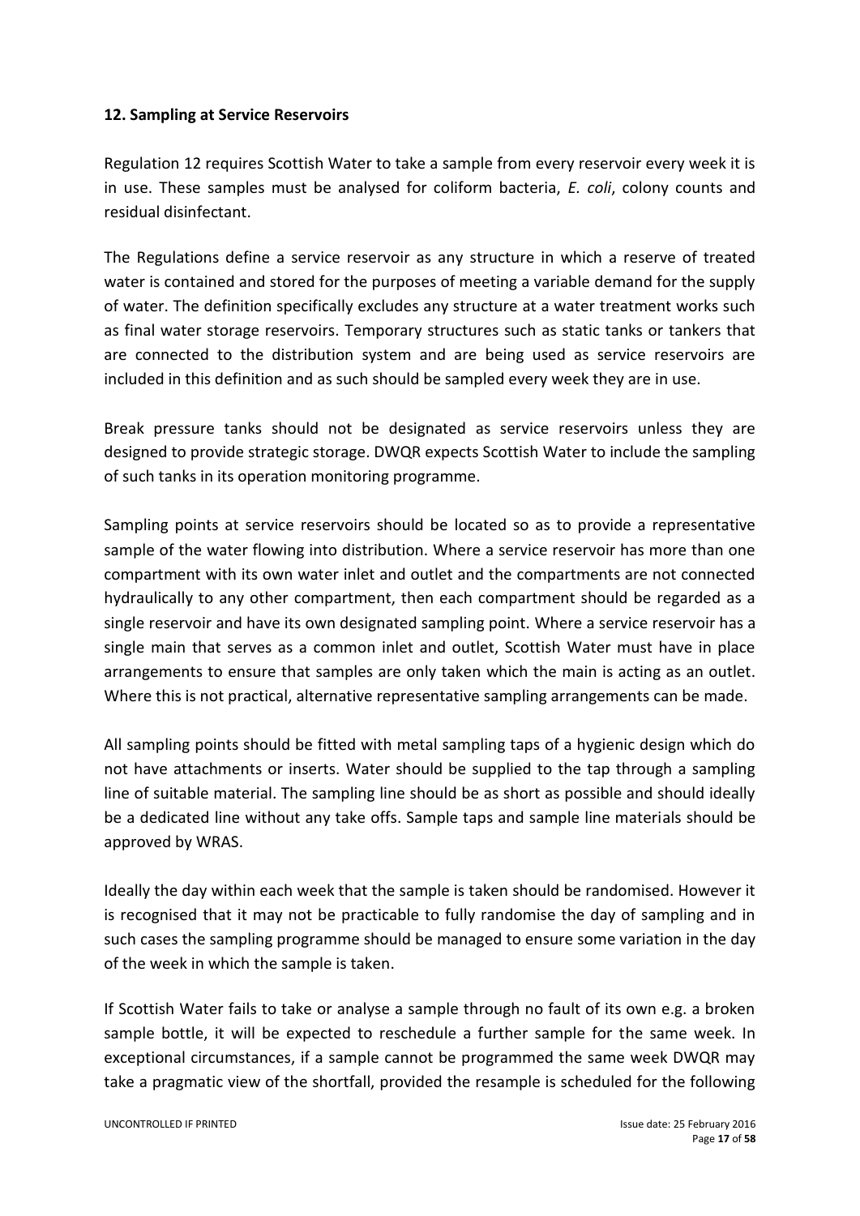## 12. Sampling at Service Reservoirs

Regulation 12 requires Scottish Water to take a sample from every reservoir every week it is in use. These samples must be analysed for coliform bacteria, *E. coli*, colony counts and residual disinfectant.

The Regulations define a service reservoir as any structure in which a reserve of treated water is contained and stored for the purposes of meeting a variable demand for the supply of water. The definition specifically excludes any structure at a water treatment works such as final water storage reservoirs. Temporary structures such as static tanks or tankers that are connected to the distribution system and are being used as service reservoirs are included in this definition and as such should be sampled every week they are in use.

Break pressure tanks should not be designated as service reservoirs unless they are designed to provide strategic storage. DWQR expects Scottish Water to include the sampling of such tanks in its operation monitoring programme.

Sampling points at service reservoirs should be located so as to provide a representative sample of the water flowing into distribution. Where a service reservoir has more than one compartment with its own water inlet and outlet and the compartments are not connected hydraulically to any other compartment, then each compartment should be regarded as a single reservoir and have its own designated sampling point. Where a service reservoir has a single main that serves as a common inlet and outlet, Scottish Water must have in place arrangements to ensure that samples are only taken which the main is acting as an outlet. Where this is not practical, alternative representative sampling arrangements can be made.

All sampling points should be fitted with metal sampling taps of a hygienic design which do not have attachments or inserts. Water should be supplied to the tap through a sampling line of suitable material. The sampling line should be as short as possible and should ideally be a dedicated line without any take offs. Sample taps and sample line materials should be approved by WRAS.

Ideally the day within each week that the sample is taken should be randomised. However it is recognised that it may not be practicable to fully randomise the day of sampling and in such cases the sampling programme should be managed to ensure some variation in the day of the week in which the sample is taken.

If Scottish Water fails to take or analyse a sample through no fault of its own e.g. a broken sample bottle, it will be expected to reschedule a further sample for the same week. In exceptional circumstances, if a sample cannot be programmed the same week DWQR may take a pragmatic view of the shortfall, provided the resample is scheduled for the following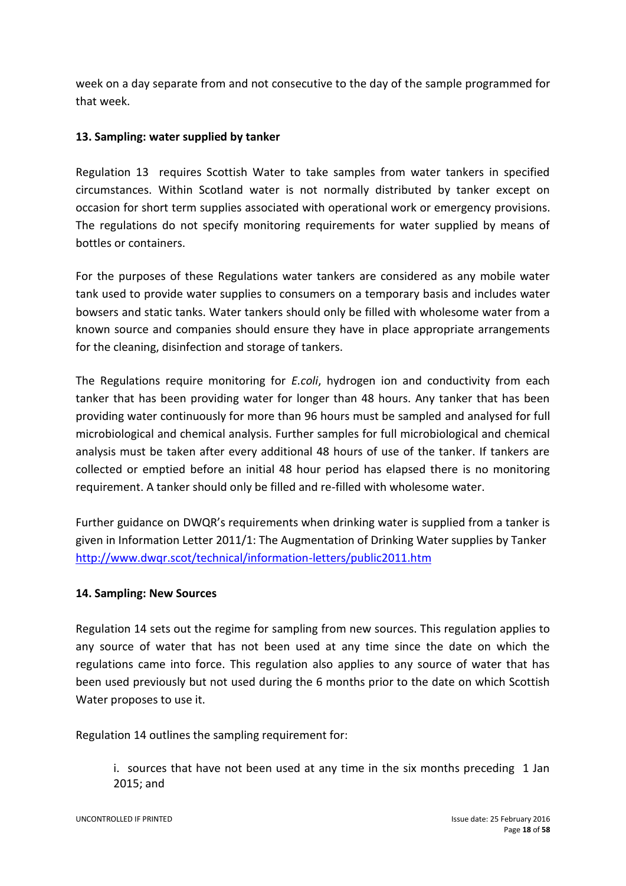week on a day separate from and not consecutive to the day of the sample programmed for that week.

**13. Sampling: water supplied by tanker**

Regulation 13 requires Scottish Water to take samples from water tankers in specified circumstances. Within Scotland water is not normally distributed by tanker except on occasion for short term supplies associated with operational work or emergency provisions. The regulations do not specify monitoring requirements for water supplied by means of bottles or containers.

For the purposes of these Regulations water tankers are considered as any mobile water tank used to provide water supplies to consumers on a temporary basis and includes water bowsers and static tanks. Water tankers should only be filled with wholesome water from a known source and companies should ensure they have in place appropriate arrangements for the cleaning, disinfection and storage of tankers.

The Regulations require monitoring for *E.coli*, hydrogen ion and conductivity from each tanker that has been providing water for longer than 48 hours. Any tanker that has been providing water continuously for more than 96 hours must be sampled and analysed for full microbiological and chemical analysis. Further samples for full microbiological and chemical analysis must be taken after every additional 48 hours of use of the tanker. If tankers are collected or emptied before an initial 48 hour period has elapsed there is no monitoring requirement. A tanker should only be filled and re-filled with wholesome water.

Further guidance on DWQR's requirements when drinking water is supplied from a tanker is given in Information Letter 2011/1: The Augmentation of Drinking Water supplies by Tanker http://www.dwqr.scot/technical/information-letters/public2011.htm

**14. Sampling: New Sources**

Regulation 14 sets out the regime for sampling from new sources. This regulation applies to any source of water that has not been used at any time since the date on which the regulations came into force. This regulation also applies to any source of water that has been used previously but not used during the 6 months prior to the date on which Scottish Water proposes to use it.

Regulation 14 outlines the sampling requirement for:

i. sources that have not been used at any time in the six months preceding 1 Jan 2015; and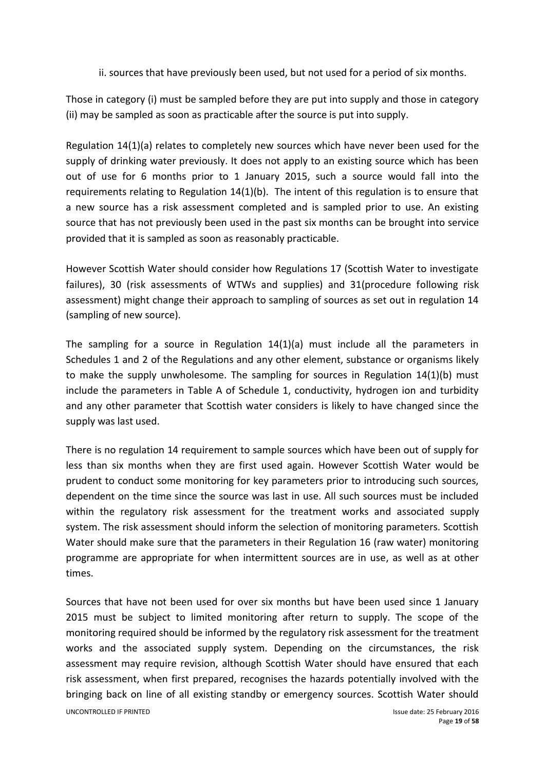ii. sources that have previously been used, but not used for a period of six months.

Those in category (i) must be sampled before they are put into supply and those in category (ii) may be sampled as soon as practicable after the source is put into supply.

Regulation 14(1)(a) relates to completely new sources which have never been used for the supply of drinking water previously. It does not apply to an existing source which has been out of use for 6 months prior to 1 January 2015, such a source would fall into the requirements relating to Regulation 14(1)(b). The intent of this regulation is to ensure that a new source has a risk assessment completed and is sampled prior to use. An existing source that has not previously been used in the past six months can be brought into service provided that it is sampled as soon as reasonably practicable.

However Scottish Water should consider how Regulations 17 (Scottish Water to investigate failures), 30 (risk assessments of WTWs and supplies) and 31(procedure following risk assessment) might change their approach to sampling of sources as set out in regulation 14 (sampling of new source).

The sampling for a source in Regulation 14(1)(a) must include all the parameters in Schedules 1 and 2 of the Regulations and any other element, substance or organisms likely to make the supply unwholesome. The sampling for sources in Regulation 14(1)(b) must include the parameters in Table A of Schedule 1, conductivity, hydrogen ion and turbidity and any other parameter that Scottish water considers is likely to have changed since the supply was last used.

There is no regulation 14 requirement to sample sources which have been out of supply for less than six months when they are first used again. However Scottish Water would be prudent to conduct some monitoring for key parameters prior to introducing such sources, dependent on the time since the source was last in use. All such sources must be included within the regulatory risk assessment for the treatment works and associated supply system. The risk assessment should inform the selection of monitoring parameters. Scottish Water should make sure that the parameters in their Regulation 16 (raw water) monitoring programme are appropriate for when intermittent sources are in use, as well as at other times.

Sources that have not been used for over six months but have been used since 1 January 2015 must be subject to limited monitoring after return to supply. The scope of the monitoring required should be informed by the regulatory risk assessment for the treatment works and the associated supply system. Depending on the circumstances, the risk assessment may require revision, although Scottish Water should have ensured that each risk assessment, when first prepared, recognises the hazards potentially involved with the bringing back on line of all existing standby or emergency sources. Scottish Water should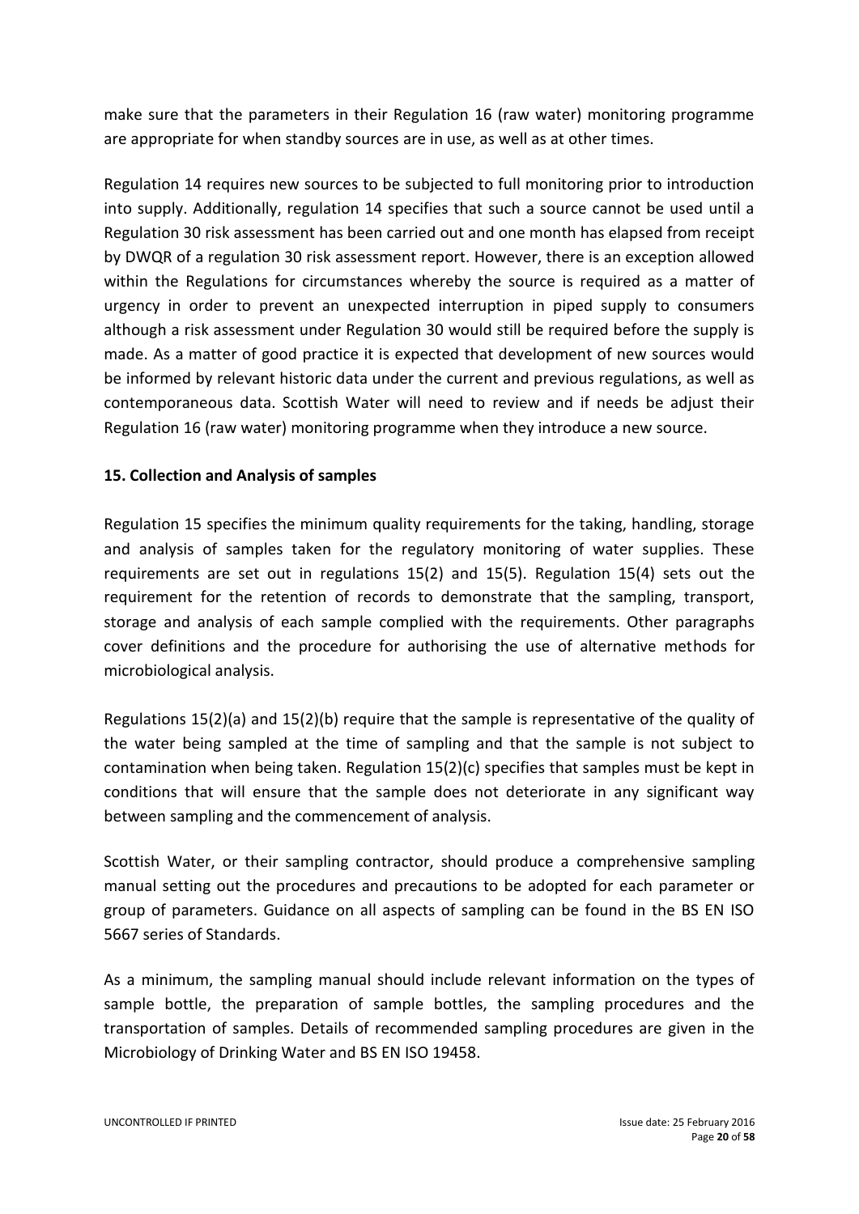make sure that the parameters in their Regulation 16 (raw water) monitoring programme are appropriate for when standby sources are in use, as well as at other times.

Regulation 14 requires new sources to be subjected to full monitoring prior to introduction into supply. Additionally, regulation 14 specifies that such a source cannot be used until a Regulation 30 risk assessment has been carried out and one month has elapsed from receipt by DWQR of a regulation 30 risk assessment report. However, there is an exception allowed within the Regulations for circumstances whereby the source is required as a matter of urgency in order to prevent an unexpected interruption in piped supply to consumers although a risk assessment under Regulation 30 would still be required before the supply is made. As a matter of good practice it is expected that development of new sources would be informed by relevant historic data under the current and previous regulations, as well as contemporaneous data. Scottish Water will need to review and if needs be adjust their Regulation 16 (raw water) monitoring programme when they introduce a new source.

**15. Collection and Analysis of samples**

Regulation 15 specifies the minimum quality requirements for the taking, handling, storage and analysis of samples taken for the regulatory monitoring of water supplies. These requirements are set out in regulations 15(2) and 15(5). Regulation 15(4) sets out the requirement for the retention of records to demonstrate that the sampling, transport, storage and analysis of each sample complied with the requirements. Other paragraphs cover definitions and the procedure for authorising the use of alternative methods for microbiological analysis.

Regulations 15(2)(a) and 15(2)(b) require that the sample is representative of the quality of the water being sampled at the time of sampling and that the sample is not subject to contamination when being taken. Regulation 15(2)(c) specifies that samples must be kept in conditions that will ensure that the sample does not deteriorate in any significant way between sampling and the commencement of analysis.

Scottish Water, or their sampling contractor, should produce a comprehensive sampling manual setting out the procedures and precautions to be adopted for each parameter or group of parameters. Guidance on all aspects of sampling can be found in the BS EN ISO 5667 series of Standards.

As a minimum, the sampling manual should include relevant information on the types of sample bottle, the preparation of sample bottles, the sampling procedures and the transportation of samples. Details of recommended sampling procedures are given in the Microbiology of Drinking Water and BS EN ISO 19458.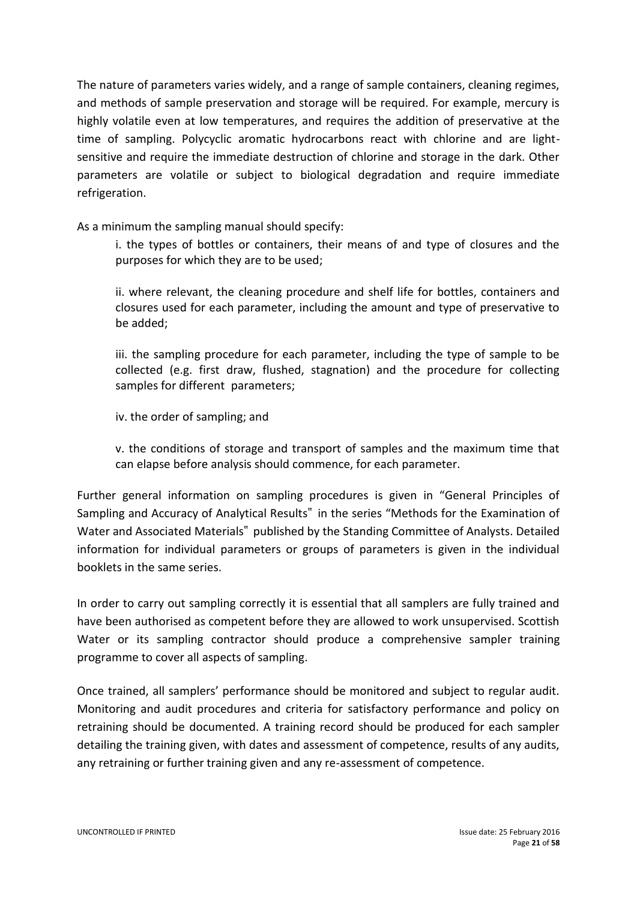The nature of parameters varies widely, and a range of sample containers, cleaning regimes, and methods of sample preservation and storage will be required. For example, mercury is highly volatile even at low temperatures, and requires the addition of preservative at the time of sampling. Polycyclic aromatic hydrocarbons react with chlorine and are light-sensitive and require the immediate destruction of chlorine and storage in the dark. Other parameters are volatile or subject to biological degradation and require immediate refrigeration.

As a minimum the sampling manual should specify:

i. the types of bottles or containers, their means of and type of closures and the purposes for which they are to be used;

ii. where relevant, the cleaning procedure and shelf life for bottles, containers and closures used for each parameter, including the amount and type of preservative to be added;

iii. the sampling procedure for each parameter, including the type of sample to be collected (e.g. first draw, flushed, stagnation) and the procedure for collecting samples for different parameters;

iv. the order of sampling; and

v. the conditions of storage and transport of samples and the maximum time that can elapse before analysis should commence, for each parameter.

Further general information on sampling procedures is given in "General Principles of Sampling and Accuracy of Analytical Results" in the series "Methods for the Examination of Water and Associated Materials" published by the Standing Committee of Analysts. Detailed information for individual parameters or groups of parameters is given in the individual booklets in the same series.

In order to carry out sampling correctly it is essential that all samplers are fully trained and have been authorised as competent before they are allowed to work unsupervised. Scottish Water or its sampling contractor should produce a comprehensive sampler training programme to cover all aspects of sampling.

Once trained, all samplers' performance should be monitored and subject to regular audit. Monitoring and audit procedures and criteria for satisfactory performance and policy on retraining should be documented. A training record should be produced for each sampler detailing the training given, with dates and assessment of competence, results of any audits, any retraining or further training given and any re-assessment of competence.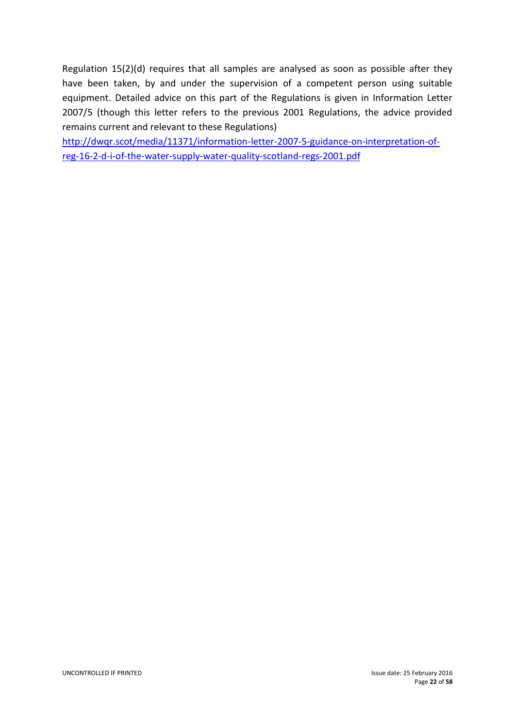Regulation 15(2)(d) requires that all samples are analysed as soon as possible after they have been taken, by and under the supervision of a competent person using suitable equipment. Detailed advice on this part of the Regulations is given in Information Letter 2007/5 (though this letter refers to the previous 2001 Regulations, the advice provided remains current and relevant to these Regulations) [http://dwqr.scot/media/11371/information-letter-2007-5-guidance-on-interpretation-of-reg-16-2-d-i-of-the-water-supply-water-quality-scotland-regs-2001.pdf](http://dwqr.scot/media/11371/information-letter-2007-5-guidance-on-interpretation-of-reg-16-2-d-i-of-the-water-supply-water-quality-scotland-regs-2001.pdf)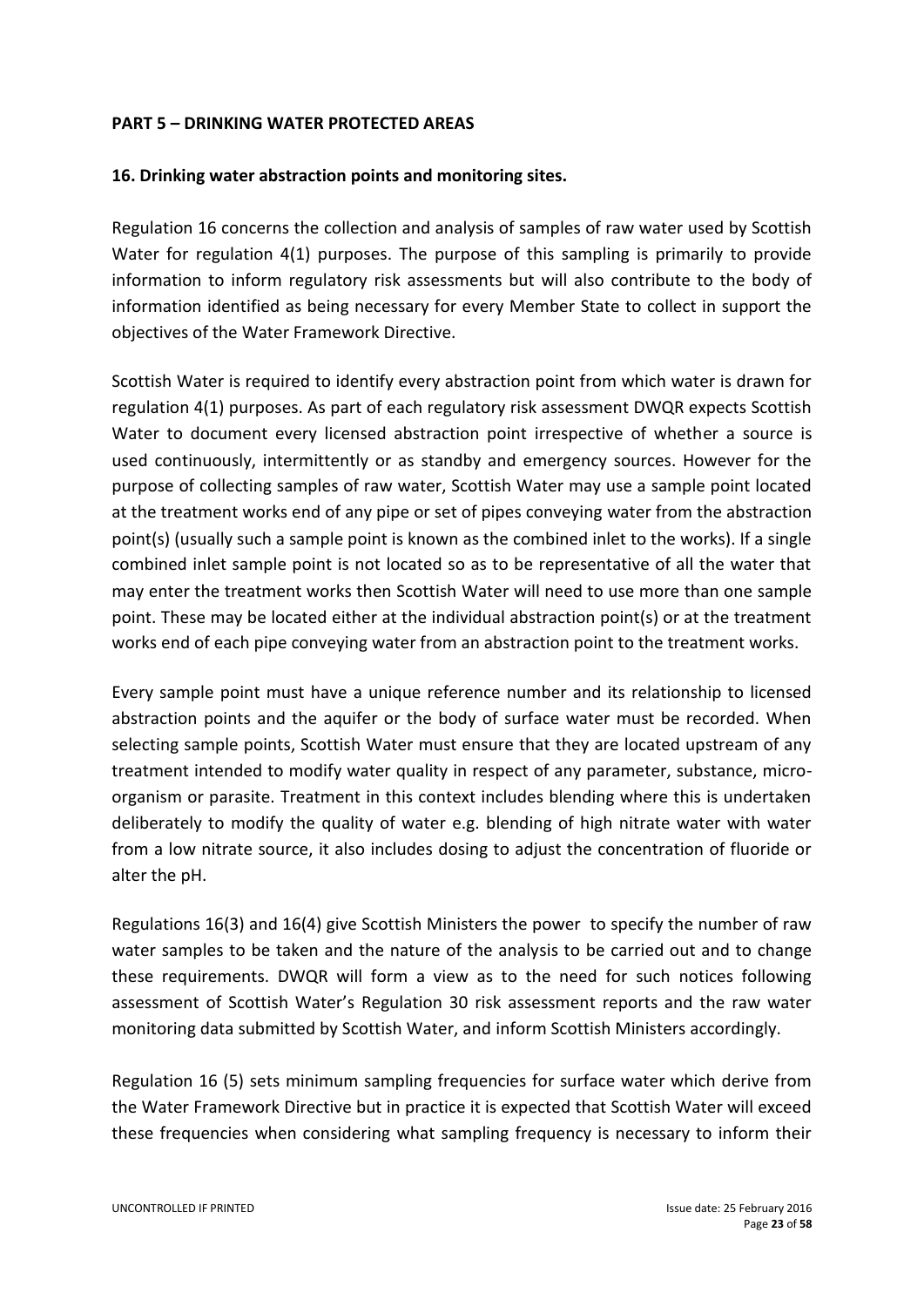## PART 5 – DRINKING WATER PROTECTED AREAS

### 16. Drinking water abstraction points and monitoring sites.

Regulation 16 concerns the collection and analysis of samples of raw water used by Scottish Water for regulation 4(1) purposes. The purpose of this sampling is primarily to provide information to inform regulatory risk assessments but will also contribute to the body of information identified as being necessary for every Member State to collect in support the objectives of the Water Framework Directive.

Scottish Water is required to identify every abstraction point from which water is drawn for regulation 4(1) purposes. As part of each regulatory risk assessment DWQR expects Scottish Water to document every licensed abstraction point irrespective of whether a source is used continuously, intermittently or as standby and emergency sources. However for the purpose of collecting samples of raw water, Scottish Water may use a sample point located at the treatment works end of any pipe or set of pipes conveying water from the abstraction point(s) (usually such a sample point is known as the combined inlet to the works). If a single combined inlet sample point is not located so as to be representative of all the water that may enter the treatment works then Scottish Water will need to use more than one sample point. These may be located either at the individual abstraction point(s) or at the treatment works end of each pipe conveying water from an abstraction point to the treatment works.

Every sample point must have a unique reference number and its relationship to licensed abstraction points and the aquifer or the body of surface water must be recorded. When selecting sample points, Scottish Water must ensure that they are located upstream of any treatment intended to modify water quality in respect of any parameter, substance, micro-organism or parasite. Treatment in this context includes blending where this is undertaken deliberately to modify the quality of water e.g. blending of high nitrate water with water from a low nitrate source, it also includes dosing to adjust the concentration of fluoride or alter the pH.

Regulations 16(3) and 16(4) give Scottish Ministers the power to specify the number of raw water samples to be taken and the nature of the analysis to be carried out and to change these requirements. DWQR will form a view as to the need for such notices following assessment of Scottish Water's Regulation 30 risk assessment reports and the raw water monitoring data submitted by Scottish Water, and inform Scottish Ministers accordingly.

Regulation 16 (5) sets minimum sampling frequencies for surface water which derive from the Water Framework Directive but in practice it is expected that Scottish Water will exceed these frequencies when considering what sampling frequency is necessary to inform their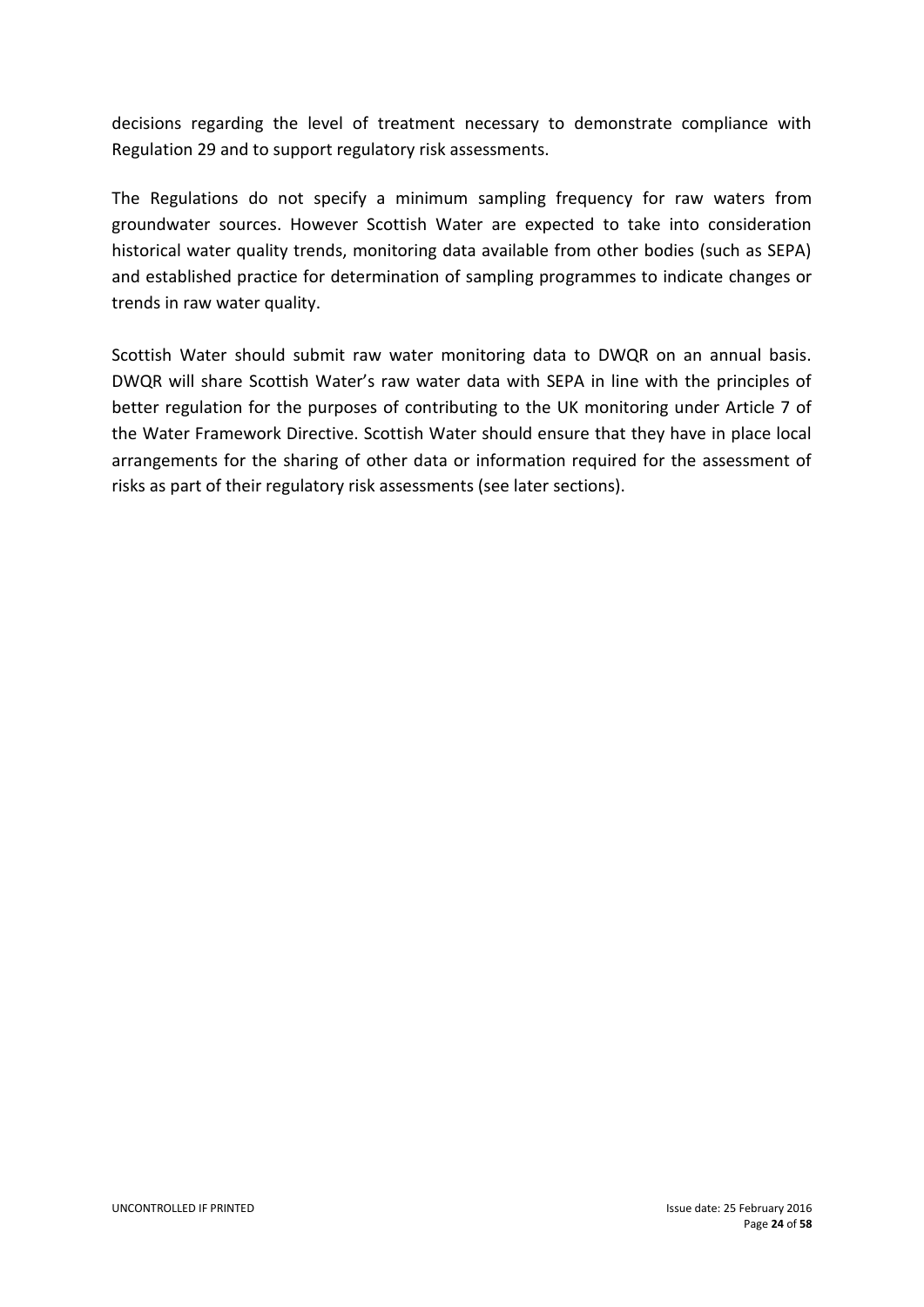decisions regarding the level of treatment necessary to demonstrate compliance with Regulation 29 and to support regulatory risk assessments.

The Regulations do not specify a minimum sampling frequency for raw waters from groundwater sources. However Scottish Water are expected to take into consideration historical water quality trends, monitoring data available from other bodies (such as SEPA) and established practice for determination of sampling programmes to indicate changes or trends in raw water quality.

Scottish Water should submit raw water monitoring data to DWQR on an annual basis. DWQR will share Scottish Water's raw water data with SEPA in line with the principles of better regulation for the purposes of contributing to the UK monitoring under Article 7 of the Water Framework Directive. Scottish Water should ensure that they have in place local arrangements for the sharing of other data or information required for the assessment of risks as part of their regulatory risk assessments (see later sections).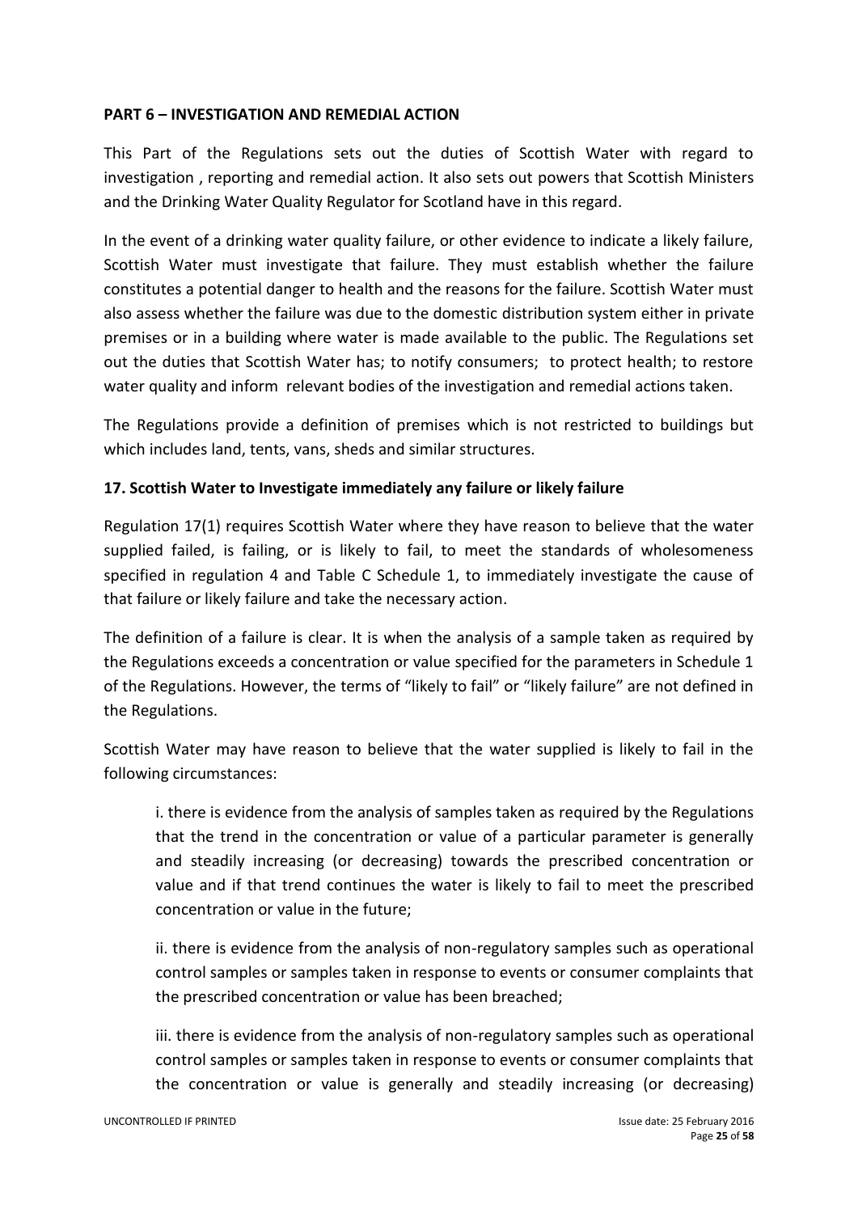**PART 6 – INVESTIGATION AND REMEDIAL ACTION**

This Part of the Regulations sets out the duties of Scottish Water with regard to investigation , reporting and remedial action. It also sets out powers that Scottish Ministers and the Drinking Water Quality Regulator for Scotland have in this regard.

In the event of a drinking water quality failure, or other evidence to indicate a likely failure, Scottish Water must investigate that failure. They must establish whether the failure constitutes a potential danger to health and the reasons for the failure. Scottish Water must also assess whether the failure was due to the domestic distribution system either in private premises or in a building where water is made available to the public. The Regulations set out the duties that Scottish Water has; to notify consumers; to protect health; to restore water quality and inform relevant bodies of the investigation and remedial actions taken.

The Regulations provide a definition of premises which is not restricted to buildings but which includes land, tents, vans, sheds and similar structures.

**17. Scottish Water to Investigate immediately any failure or likely failure**

Regulation 17(1) requires Scottish Water where they have reason to believe that the water supplied failed, is failing, or is likely to fail, to meet the standards of wholesomeness specified in regulation 4 and Table C Schedule 1, to immediately investigate the cause of that failure or likely failure and take the necessary action.

The definition of a failure is clear. It is when the analysis of a sample taken as required by the Regulations exceeds a concentration or value specified for the parameters in Schedule 1 of the Regulations. However, the terms of "likely to fail" or "likely failure" are not defined in the Regulations.

Scottish Water may have reason to believe that the water supplied is likely to fail in the following circumstances:

i. there is evidence from the analysis of samples taken as required by the Regulations that the trend in the concentration or value of a particular parameter is generally and steadily increasing (or decreasing) towards the prescribed concentration or value and if that trend continues the water is likely to fail to meet the prescribed concentration or value in the future;

ii. there is evidence from the analysis of non-regulatory samples such as operational control samples or samples taken in response to events or consumer complaints that the prescribed concentration or value has been breached;

iii. there is evidence from the analysis of non-regulatory samples such as operational control samples or samples taken in response to events or consumer complaints that the concentration or value is generally and steadily increasing (or decreasing)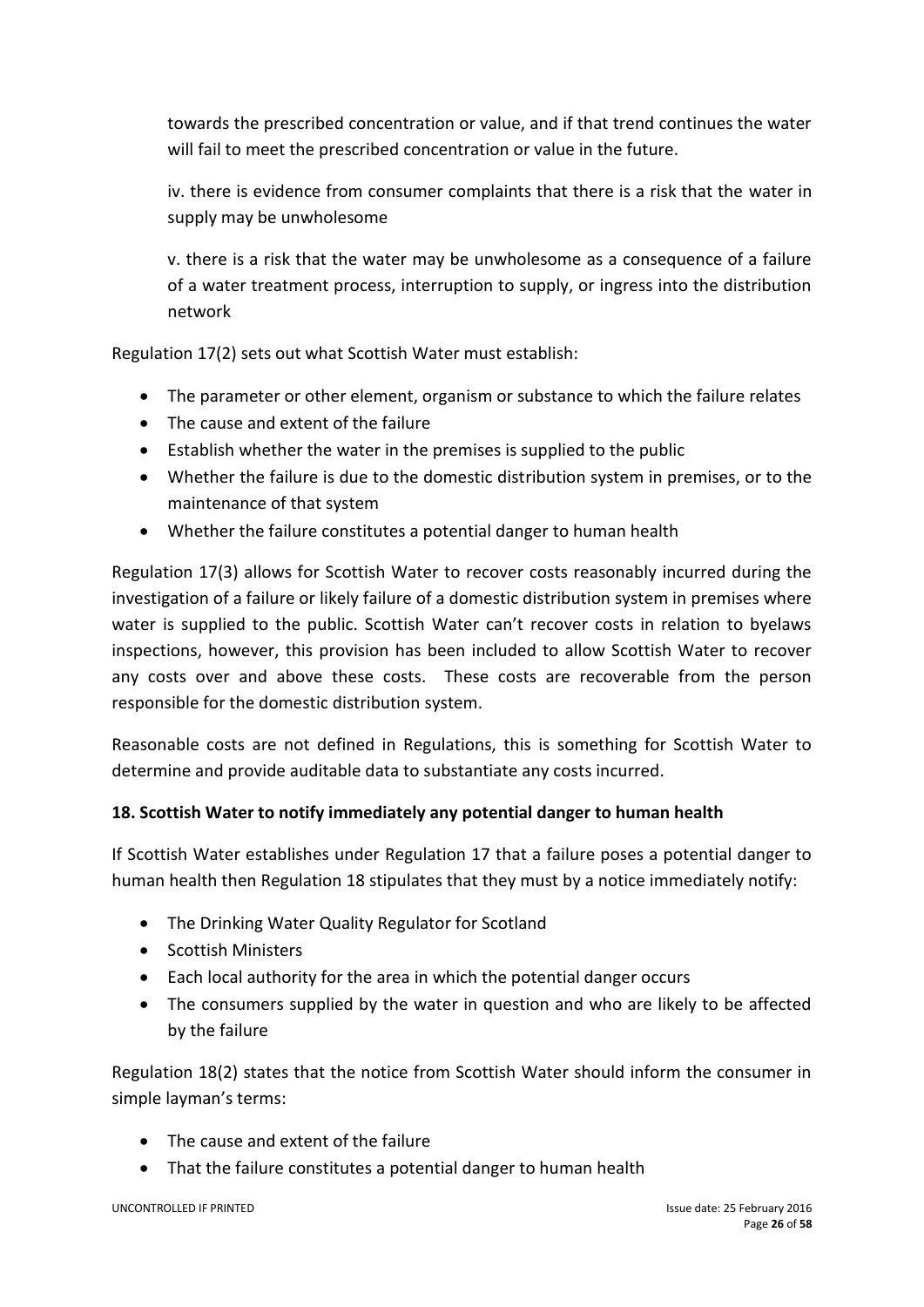towards the prescribed concentration or value, and if that trend continues the water will fail to meet the prescribed concentration or value in the future.

iv. there is evidence from consumer complaints that there is a risk that the water in supply may be unwholesome

v. there is a risk that the water may be unwholesome as a consequence of a failure of a water treatment process, interruption to supply, or ingress into the distribution network

Regulation 17(2) sets out what Scottish Water must establish:

- The parameter or other element, organism or substance to which the failure relates
- The cause and extent of the failure
- Establish whether the water in the premises is supplied to the public
- Whether the failure is due to the domestic distribution system in premises, or to the maintenance of that system
- Whether the failure constitutes a potential danger to human health

Regulation 17(3) allows for Scottish Water to recover costs reasonably incurred during the investigation of a failure or likely failure of a domestic distribution system in premises where water is supplied to the public. Scottish Water can't recover costs in relation to byelaws inspections, however, this provision has been included to allow Scottish Water to recover any costs over and above these costs. These costs are recoverable from the person responsible for the domestic distribution system.

Reasonable costs are not defined in Regulations, this is something for Scottish Water to determine and provide auditable data to substantiate any costs incurred.

**18. Scottish Water to notify immediately any potential danger to human health**

If Scottish Water establishes under Regulation 17 that a failure poses a potential danger to human health then Regulation 18 stipulates that they must by a notice immediately notify:

- The Drinking Water Quality Regulator for Scotland
- Scottish Ministers
- Each local authority for the area in which the potential danger occurs
- The consumers supplied by the water in question and who are likely to be affected by the failure

Regulation 18(2) states that the notice from Scottish Water should inform the consumer in simple layman's terms:

- The cause and extent of the failure
- That the failure constitutes a potential danger to human health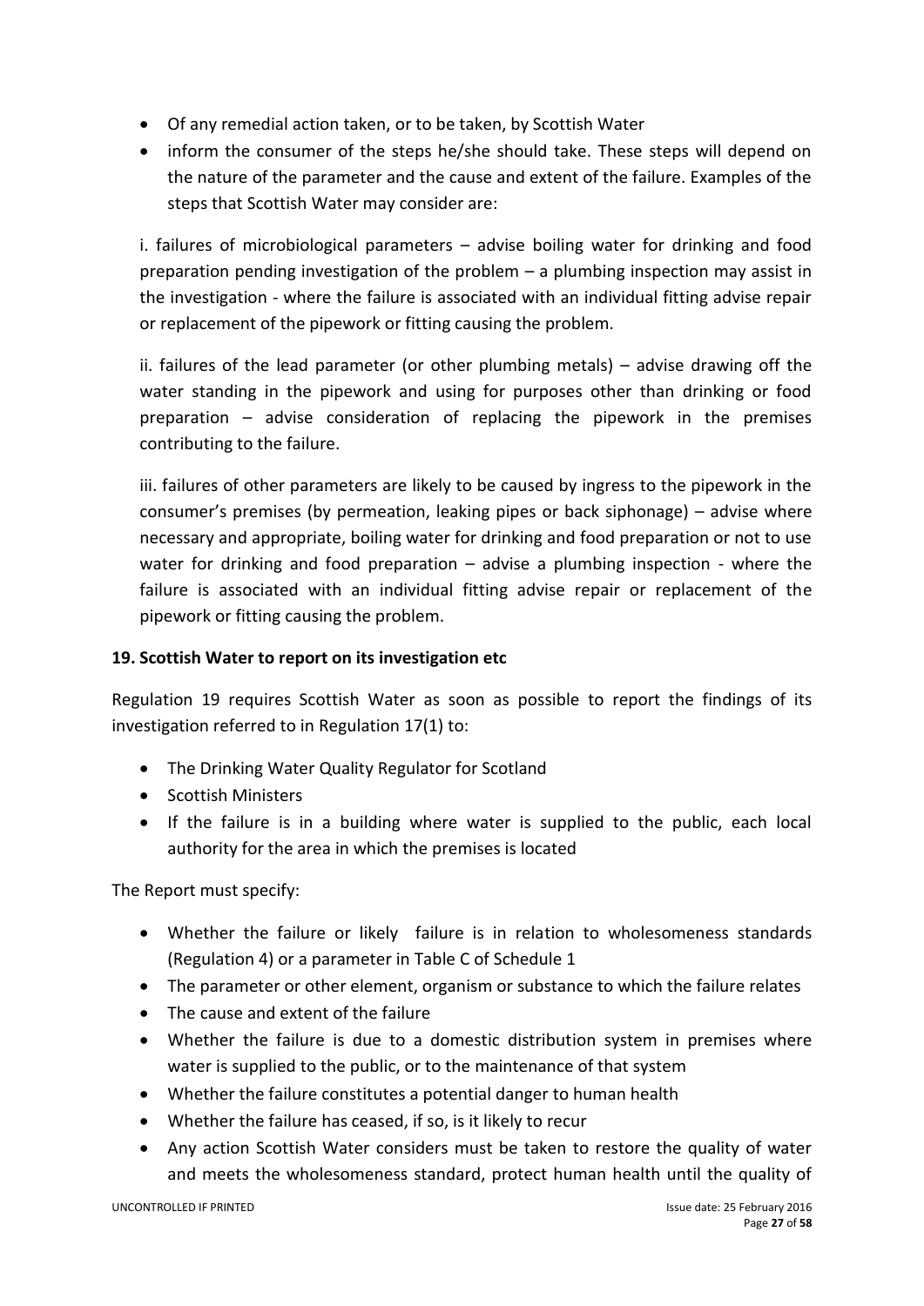- Of any remedial action taken, or to be taken, by Scottish Water
- inform the consumer of the steps he/she should take. These steps will depend on the nature of the parameter and the cause and extent of the failure. Examples of the steps that Scottish Water may consider are:

i. failures of microbiological parameters – advise boiling water for drinking and food preparation pending investigation of the problem – a plumbing inspection may assist in the investigation - where the failure is associated with an individual fitting advise repair or replacement of the pipework or fitting causing the problem.

ii. failures of the lead parameter (or other plumbing metals) – advise drawing off the water standing in the pipework and using for purposes other than drinking or food preparation – advise consideration of replacing the pipework in the premises contributing to the failure.

iii. failures of other parameters are likely to be caused by ingress to the pipework in the consumer's premises (by permeation, leaking pipes or back siphonage) – advise where necessary and appropriate, boiling water for drinking and food preparation or not to use water for drinking and food preparation – advise a plumbing inspection - where the failure is associated with an individual fitting advise repair or replacement of the pipework or fitting causing the problem.

**19. Scottish Water to report on its investigation etc**

Regulation 19 requires Scottish Water as soon as possible to report the findings of its investigation referred to in Regulation 17(1) to:

- The Drinking Water Quality Regulator for Scotland
- Scottish Ministers
- If the failure is in a building where water is supplied to the public, each local authority for the area in which the premises is located

The Report must specify:

- Whether the failure or likely failure is in relation to wholesomeness standards (Regulation 4) or a parameter in Table C of Schedule 1
- The parameter or other element, organism or substance to which the failure relates
- The cause and extent of the failure
- Whether the failure is due to a domestic distribution system in premises where water is supplied to the public, or to the maintenance of that system
- Whether the failure constitutes a potential danger to human health
- Whether the failure has ceased, if so, is it likely to recur
- Any action Scottish Water considers must be taken to restore the quality of water and meets the wholesomeness standard, protect human health until the quality of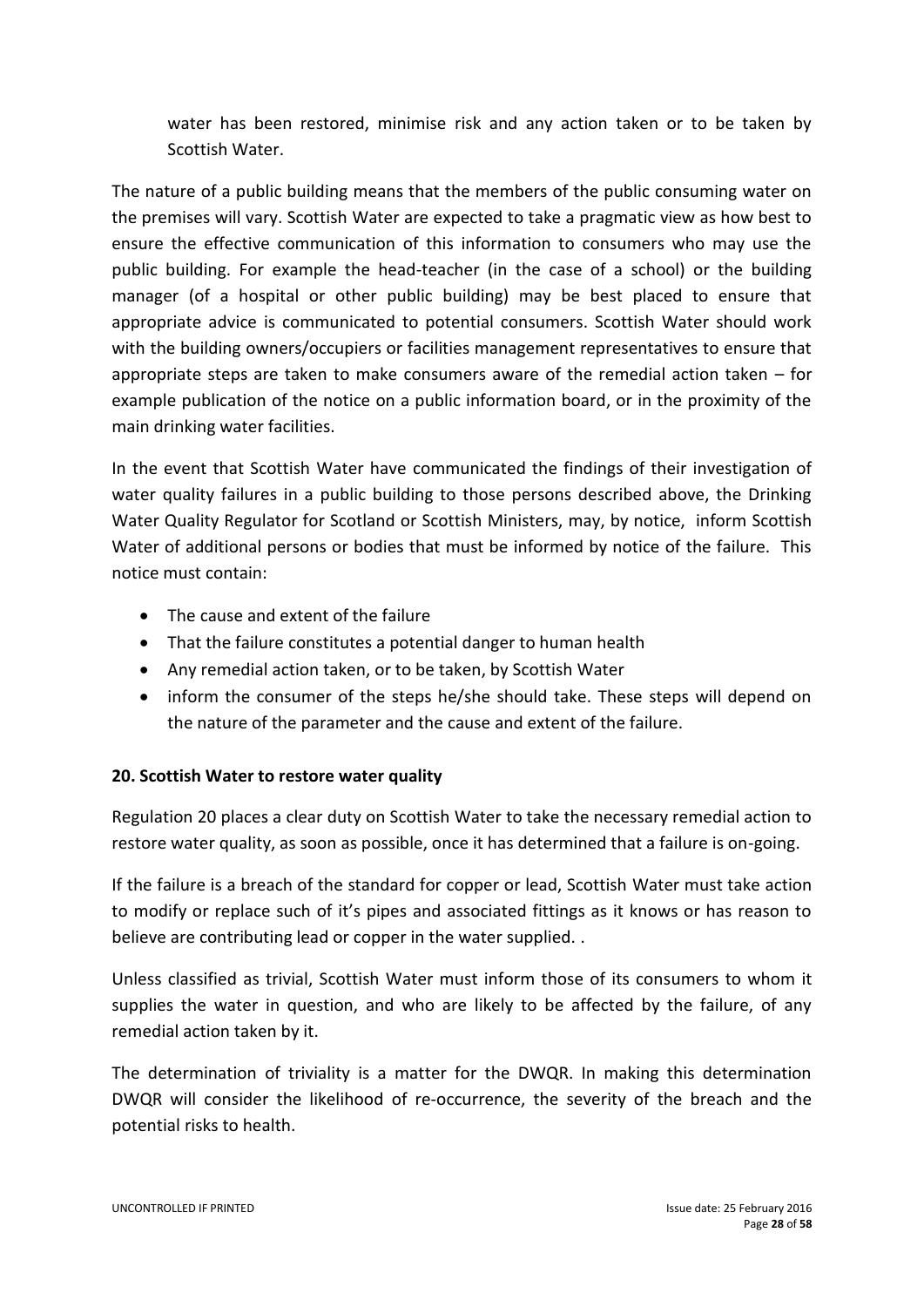water has been restored, minimise risk and any action taken or to be taken by Scottish Water.

The nature of a public building means that the members of the public consuming water on the premises will vary. Scottish Water are expected to take a pragmatic view as how best to ensure the effective communication of this information to consumers who may use the public building. For example the head-teacher (in the case of a school) or the building manager (of a hospital or other public building) may be best placed to ensure that appropriate advice is communicated to potential consumers. Scottish Water should work with the building owners/occupiers or facilities management representatives to ensure that appropriate steps are taken to make consumers aware of the remedial action taken – for example publication of the notice on a public information board, or in the proximity of the main drinking water facilities.

In the event that Scottish Water have communicated the findings of their investigation of water quality failures in a public building to those persons described above, the Drinking Water Quality Regulator for Scotland or Scottish Ministers, may, by notice, inform Scottish Water of additional persons or bodies that must be informed by notice of the failure. This notice must contain:

- The cause and extent of the failure
- That the failure constitutes a potential danger to human health
- Any remedial action taken, or to be taken, by Scottish Water
- inform the consumer of the steps he/she should take. These steps will depend on the nature of the parameter and the cause and extent of the failure.

**20. Scottish Water to restore water quality**

Regulation 20 places a clear duty on Scottish Water to take the necessary remedial action to restore water quality, as soon as possible, once it has determined that a failure is on-going.

If the failure is a breach of the standard for copper or lead, Scottish Water must take action to modify or replace such of it's pipes and associated fittings as it knows or has reason to believe are contributing lead or copper in the water supplied. .

Unless classified as trivial, Scottish Water must inform those of its consumers to whom it supplies the water in question, and who are likely to be affected by the failure, of any remedial action taken by it.

The determination of triviality is a matter for the DWQR. In making this determination DWQR will consider the likelihood of re-occurrence, the severity of the breach and the potential risks to health.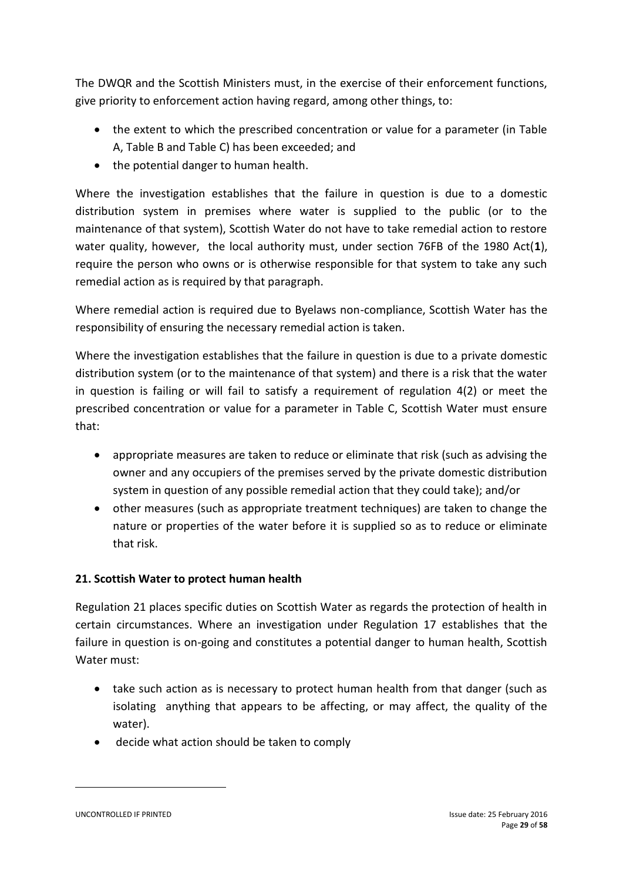The DWQR and the Scottish Ministers must, in the exercise of their enforcement functions, give priority to enforcement action having regard, among other things, to:

- the extent to which the prescribed concentration or value for a parameter (in Table A, Table B and Table C) has been exceeded; and
- the potential danger to human health.

Where the investigation establishes that the failure in question is due to a domestic distribution system in premises where water is supplied to the public (or to the maintenance of that system), Scottish Water do not have to take remedial action to restore water quality, however, the local authority must, under section 76FB of the 1980 Act(**1**), require the person who owns or is otherwise responsible for that system to take any such remedial action as is required by that paragraph.

Where remedial action is required due to Byelaws non-compliance, Scottish Water has the responsibility of ensuring the necessary remedial action is taken.

Where the investigation establishes that the failure in question is due to a private domestic distribution system (or to the maintenance of that system) and there is a risk that the water in question is failing or will fail to satisfy a requirement of regulation 4(2) or meet the prescribed concentration or value for a parameter in Table C, Scottish Water must ensure that:

- appropriate measures are taken to reduce or eliminate that risk (such as advising the owner and any occupiers of the premises served by the private domestic distribution system in question of any possible remedial action that they could take); and/or
- other measures (such as appropriate treatment techniques) are taken to change the nature or properties of the water before it is supplied so as to reduce or eliminate that risk.

**21. Scottish Water to protect human health**

Regulation 21 places specific duties on Scottish Water as regards the protection of health in certain circumstances. Where an investigation under Regulation 17 establishes that the failure in question is on-going and constitutes a potential danger to human health, Scottish Water must:

- take such action as is necessary to protect human health from that danger (such as isolating anything that appears to be affecting, or may affect, the quality of the water).
- decide what action should be taken to comply

UNCONTROLLED IF PRINTED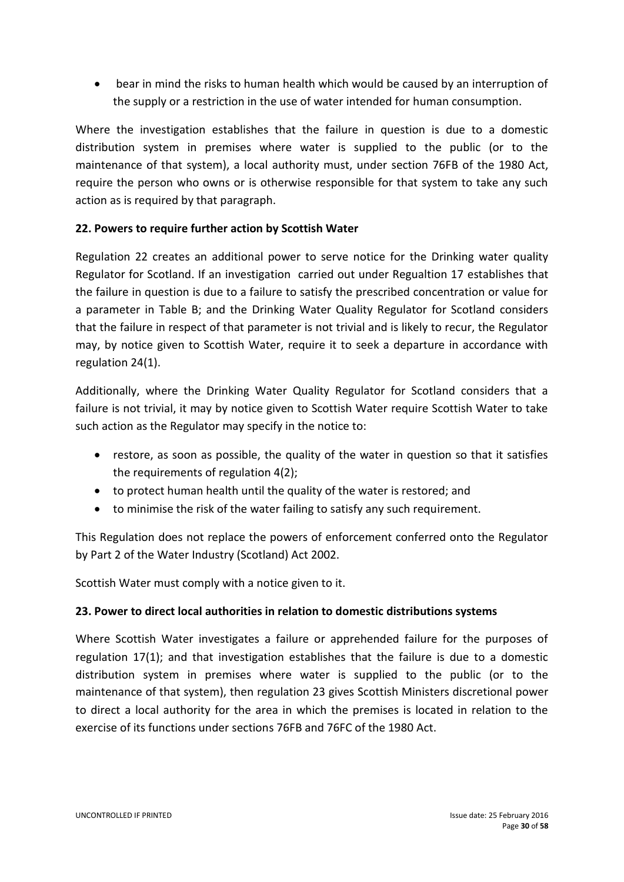- bear in mind the risks to human health which would be caused by an interruption of the supply or a restriction in the use of water intended for human consumption.

Where the investigation establishes that the failure in question is due to a domestic distribution system in premises where water is supplied to the public (or to the maintenance of that system), a local authority must, under section 76FB of the 1980 Act, require the person who owns or is otherwise responsible for that system to take any such action as is required by that paragraph.

**22. Powers to require further action by Scottish Water**

Regulation 22 creates an additional power to serve notice for the Drinking water quality Regulator for Scotland. If an investigation carried out under Regualtion 17 establishes that the failure in question is due to a failure to satisfy the prescribed concentration or value for a parameter in Table B; and the Drinking Water Quality Regulator for Scotland considers that the failure in respect of that parameter is not trivial and is likely to recur, the Regulator may, by notice given to Scottish Water, require it to seek a departure in accordance with regulation 24(1).

Additionally, where the Drinking Water Quality Regulator for Scotland considers that a failure is not trivial, it may by notice given to Scottish Water require Scottish Water to take such action as the Regulator may specify in the notice to:

- restore, as soon as possible, the quality of the water in question so that it satisfies the requirements of regulation 4(2);
- to protect human health until the quality of the water is restored; and
- to minimise the risk of the water failing to satisfy any such requirement.

This Regulation does not replace the powers of enforcement conferred onto the Regulator by Part 2 of the Water Industry (Scotland) Act 2002.

Scottish Water must comply with a notice given to it.

**23. Power to direct local authorities in relation to domestic distributions systems**

Where Scottish Water investigates a failure or apprehended failure for the purposes of regulation 17(1); and that investigation establishes that the failure is due to a domestic distribution system in premises where water is supplied to the public (or to the maintenance of that system), then regulation 23 gives Scottish Ministers discretional power to direct a local authority for the area in which the premises is located in relation to the exercise of its functions under sections 76FB and 76FC of the 1980 Act.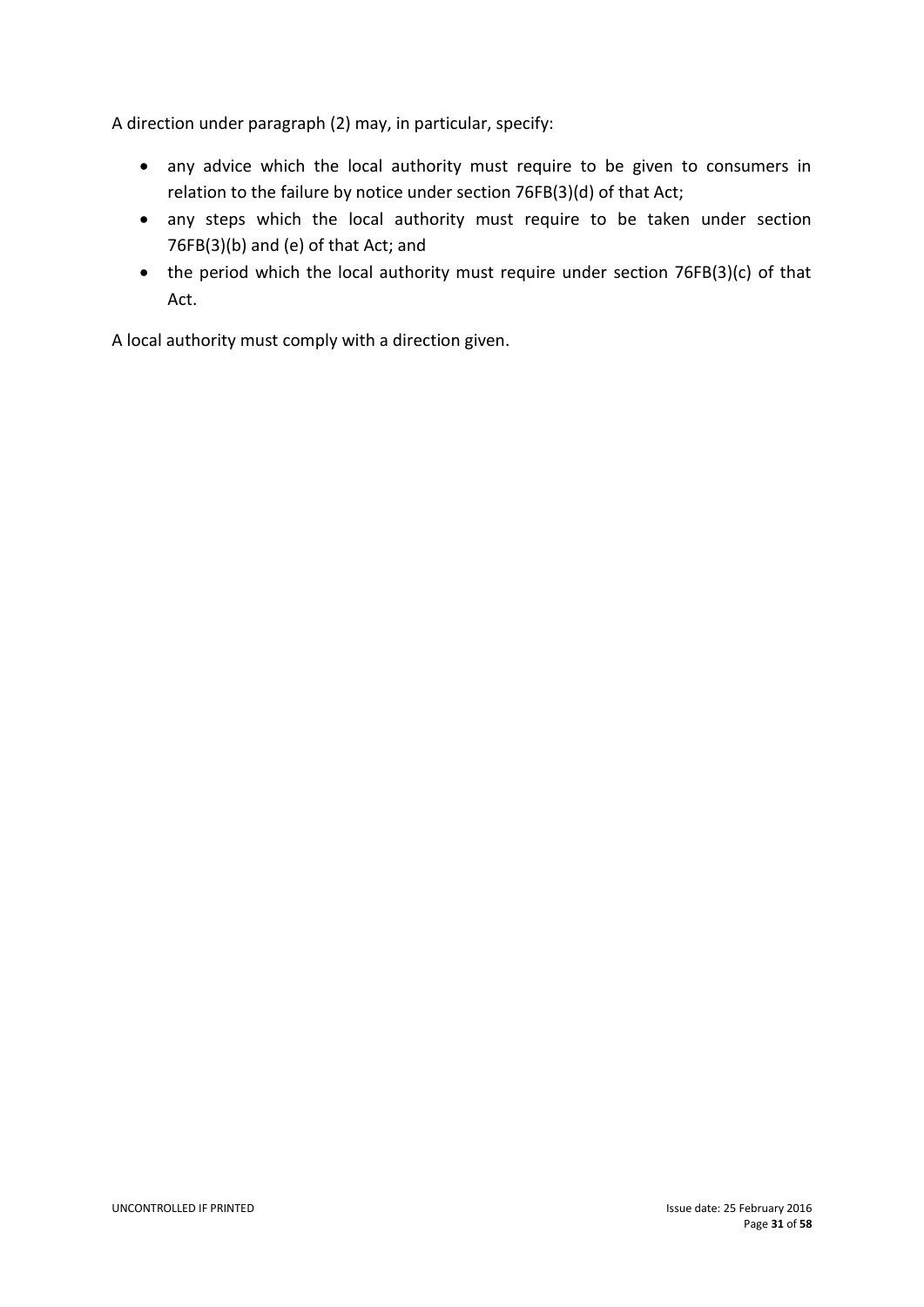A direction under paragraph (2) may, in particular, specify:

- any advice which the local authority must require to be given to consumers in relation to the failure by notice under section 76FB(3)(d) of that Act;
- any steps which the local authority must require to be taken under section 76FB(3)(b) and (e) of that Act; and
- the period which the local authority must require under section 76FB(3)(c) of that Act.

A local authority must comply with a direction given.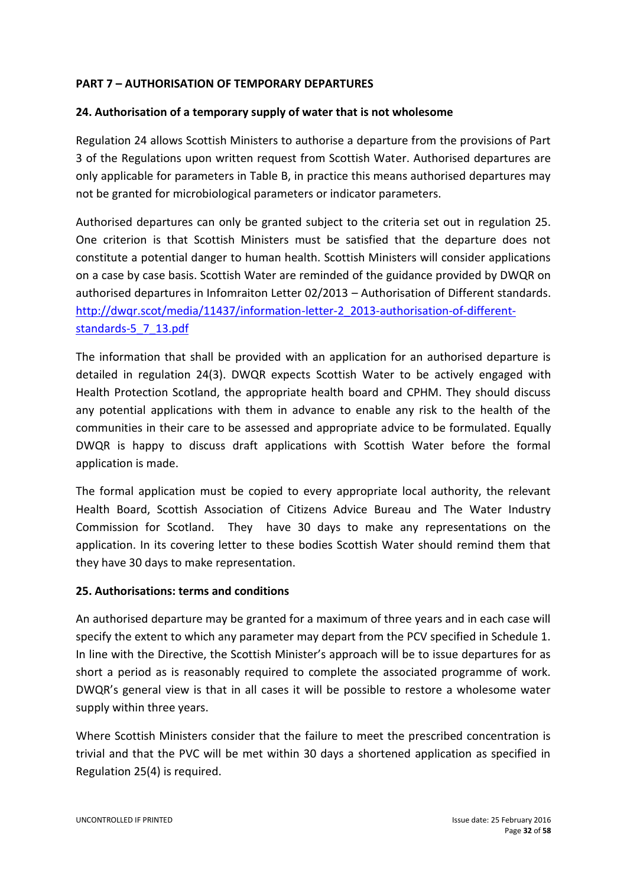## PART 7 – AUTHORISATION OF TEMPORARY DEPARTURES

### 24. Authorisation of a temporary supply of water that is not wholesome

Regulation 24 allows Scottish Ministers to authorise a departure from the provisions of Part 3 of the Regulations upon written request from Scottish Water. Authorised departures are only applicable for parameters in Table B, in practice this means authorised departures may not be granted for microbiological parameters or indicator parameters.

Authorised departures can only be granted subject to the criteria set out in regulation 25. One criterion is that Scottish Ministers must be satisfied that the departure does not constitute a potential danger to human health. Scottish Ministers will consider applications on a case by case basis. Scottish Water are reminded of the guidance provided by DWQR on authorised departures in Infomraiton Letter 02/2013 – Authorisation of Different standards. [http://dwqr.scot/media/11437/information-letter-2_2013-authorisation-of-different-standards-5_7_13.pdf](http://dwqr.scot/media/11437/information-letter-2_2013-authorisation-of-different-standards-5_7_13.pdf)

The information that shall be provided with an application for an authorised departure is detailed in regulation 24(3). DWQR expects Scottish Water to be actively engaged with Health Protection Scotland, the appropriate health board and CPHM. They should discuss any potential applications with them in advance to enable any risk to the health of the communities in their care to be assessed and appropriate advice to be formulated. Equally DWQR is happy to discuss draft applications with Scottish Water before the formal application is made.

The formal application must be copied to every appropriate local authority, the relevant Health Board, Scottish Association of Citizens Advice Bureau and The Water Industry Commission for Scotland. They have 30 days to make any representations on the application. In its covering letter to these bodies Scottish Water should remind them that they have 30 days to make representation.

### 25. Authorisations: terms and conditions

An authorised departure may be granted for a maximum of three years and in each case will specify the extent to which any parameter may depart from the PCV specified in Schedule 1. In line with the Directive, the Scottish Minister's approach will be to issue departures for as short a period as is reasonably required to complete the associated programme of work. DWQR's general view is that in all cases it will be possible to restore a wholesome water supply within three years.

Where Scottish Ministers consider that the failure to meet the prescribed concentration is trivial and that the PVC will be met within 30 days a shortened application as specified in Regulation 25(4) is required.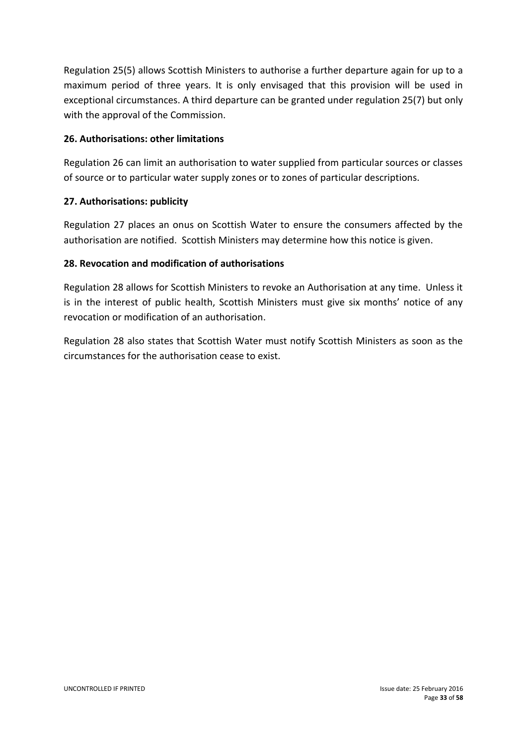Regulation 25(5) allows Scottish Ministers to authorise a further departure again for up to a maximum period of three years. It is only envisaged that this provision will be used in exceptional circumstances. A third departure can be granted under regulation 25(7) but only with the approval of the Commission.

**26. Authorisations: other limitations**

Regulation 26 can limit an authorisation to water supplied from particular sources or classes of source or to particular water supply zones or to zones of particular descriptions.

**27. Authorisations: publicity**

Regulation 27 places an onus on Scottish Water to ensure the consumers affected by the authorisation are notified. Scottish Ministers may determine how this notice is given.

**28. Revocation and modification of authorisations**

Regulation 28 allows for Scottish Ministers to revoke an Authorisation at any time. Unless it is in the interest of public health, Scottish Ministers must give six months' notice of any revocation or modification of an authorisation.

Regulation 28 also states that Scottish Water must notify Scottish Ministers as soon as the circumstances for the authorisation cease to exist.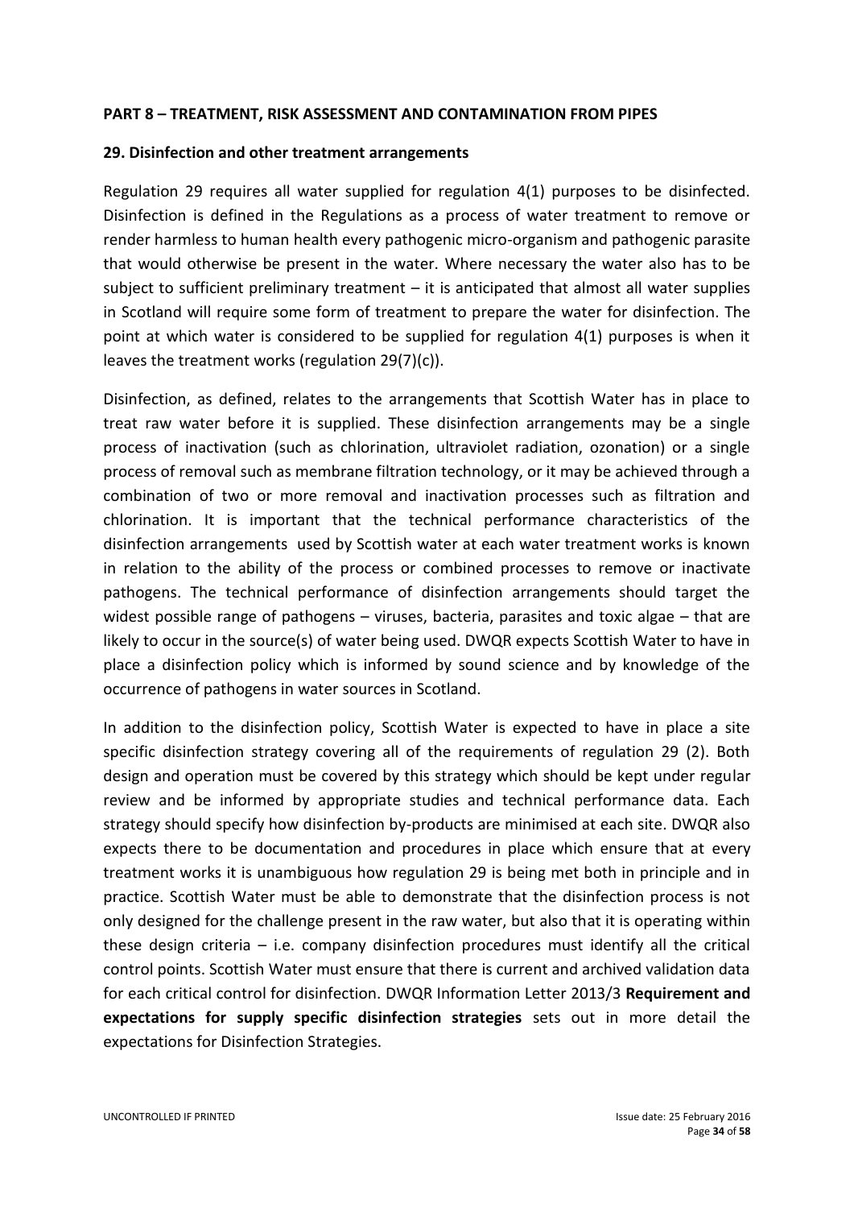## PART 8 – TREATMENT, RISK ASSESSMENT AND CONTAMINATION FROM PIPES

### 29. Disinfection and other treatment arrangements

Regulation 29 requires all water supplied for regulation 4(1) purposes to be disinfected. Disinfection is defined in the Regulations as a process of water treatment to remove or render harmless to human health every pathogenic micro-organism and pathogenic parasite that would otherwise be present in the water. Where necessary the water also has to be subject to sufficient preliminary treatment – it is anticipated that almost all water supplies in Scotland will require some form of treatment to prepare the water for disinfection. The point at which water is considered to be supplied for regulation 4(1) purposes is when it leaves the treatment works (regulation 29(7)(c)).

Disinfection, as defined, relates to the arrangements that Scottish Water has in place to treat raw water before it is supplied. These disinfection arrangements may be a single process of inactivation (such as chlorination, ultraviolet radiation, ozonation) or a single process of removal such as membrane filtration technology, or it may be achieved through a combination of two or more removal and inactivation processes such as filtration and chlorination. It is important that the technical performance characteristics of the disinfection arrangements used by Scottish water at each water treatment works is known in relation to the ability of the process or combined processes to remove or inactivate pathogens. The technical performance of disinfection arrangements should target the widest possible range of pathogens – viruses, bacteria, parasites and toxic algae – that are likely to occur in the source(s) of water being used. DWQR expects Scottish Water to have in place a disinfection policy which is informed by sound science and by knowledge of the occurrence of pathogens in water sources in Scotland.

In addition to the disinfection policy, Scottish Water is expected to have in place a site specific disinfection strategy covering all of the requirements of regulation 29 (2). Both design and operation must be covered by this strategy which should be kept under regular review and be informed by appropriate studies and technical performance data. Each strategy should specify how disinfection by-products are minimised at each site. DWQR also expects there to be documentation and procedures in place which ensure that at every treatment works it is unambiguous how regulation 29 is being met both in principle and in practice. Scottish Water must be able to demonstrate that the disinfection process is not only designed for the challenge present in the raw water, but also that it is operating within these design criteria – i.e. company disinfection procedures must identify all the critical control points. Scottish Water must ensure that there is current and archived validation data for each critical control for disinfection. DWQR Information Letter 2013/3 **Requirement and expectations for supply specific disinfection strategies** sets out in more detail the expectations for Disinfection Strategies.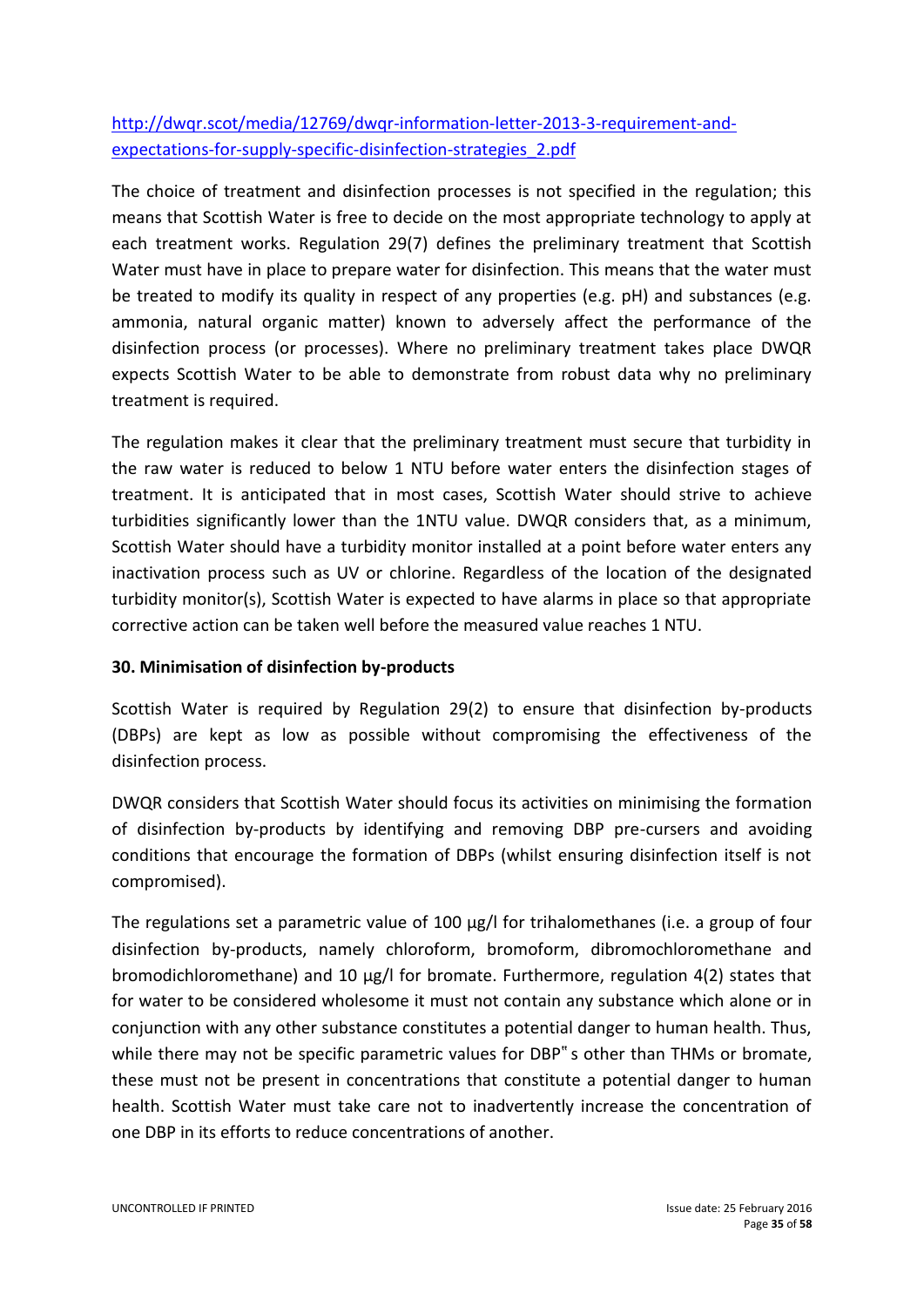[http://dwqr.scot/media/12769/dwqr-information-letter-2013-3-requirement-and-expectations-for-supply-specific-disinfection-strategies_2.pdf](http://dwqr.scot/media/12769/dwqr-information-letter-2013-3-requirement-and-expectations-for-supply-specific-disinfection-strategies_2.pdf)

The choice of treatment and disinfection processes is not specified in the regulation; this means that Scottish Water is free to decide on the most appropriate technology to apply at each treatment works. Regulation 29(7) defines the preliminary treatment that Scottish Water must have in place to prepare water for disinfection. This means that the water must be treated to modify its quality in respect of any properties (e.g. pH) and substances (e.g. ammonia, natural organic matter) known to adversely affect the performance of the disinfection process (or processes). Where no preliminary treatment takes place DWQR expects Scottish Water to be able to demonstrate from robust data why no preliminary treatment is required.

The regulation makes it clear that the preliminary treatment must secure that turbidity in the raw water is reduced to below 1 NTU before water enters the disinfection stages of treatment. It is anticipated that in most cases, Scottish Water should strive to achieve turbidities significantly lower than the 1NTU value. DWQR considers that, as a minimum, Scottish Water should have a turbidity monitor installed at a point before water enters any inactivation process such as UV or chlorine. Regardless of the location of the designated turbidity monitor(s), Scottish Water is expected to have alarms in place so that appropriate corrective action can be taken well before the measured value reaches 1 NTU.

**30. Minimisation of disinfection by-products**

Scottish Water is required by Regulation 29(2) to ensure that disinfection by-products (DBPs) are kept as low as possible without compromising the effectiveness of the disinfection process.

DWQR considers that Scottish Water should focus its activities on minimising the formation of disinfection by-products by identifying and removing DBP pre-cursers and avoiding conditions that encourage the formation of DBPs (whilst ensuring disinfection itself is not compromised).

The regulations set a parametric value of 100 µg/l for trihalomethanes (i.e. a group of four disinfection by-products, namely chloroform, bromoform, dibromochloromethane and bromodichloromethane) and 10 µg/l for bromate. Furthermore, regulation 4(2) states that for water to be considered wholesome it must not contain any substance which alone or in conjunction with any other substance constitutes a potential danger to human health. Thus, while there may not be specific parametric values for DBP" s other than THMs or bromate, these must not be present in concentrations that constitute a potential danger to human health. Scottish Water must take care not to inadvertently increase the concentration of one DBP in its efforts to reduce concentrations of another.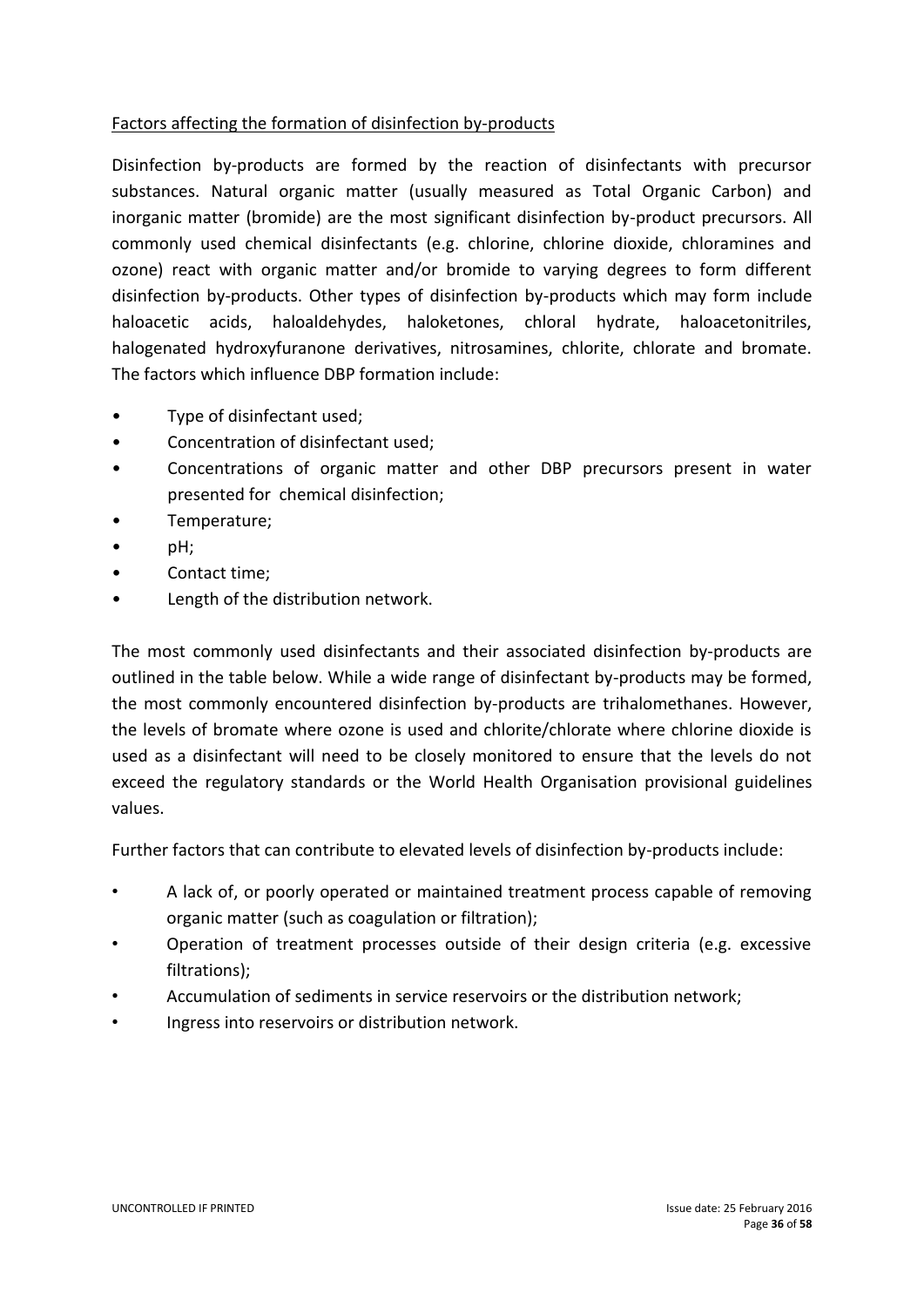## Factors affecting the formation of disinfection by-products

Disinfection by-products are formed by the reaction of disinfectants with precursor substances. Natural organic matter (usually measured as Total Organic Carbon) and inorganic matter (bromide) are the most significant disinfection by-product precursors. All commonly used chemical disinfectants (e.g. chlorine, chlorine dioxide, chloramines and ozone) react with organic matter and/or bromide to varying degrees to form different disinfection by-products. Other types of disinfection by-products which may form include haloacetic acids, haloaldehydes, haloketones, chloral hydrate, haloacetonitriles, halogenated hydroxyfuranone derivatives, nitrosamines, chlorite, chlorate and bromate. The factors which influence DBP formation include:

- Type of disinfectant used;
- Concentration of disinfectant used;
- Concentrations of organic matter and other DBP precursors present in water presented for chemical disinfection;
- Temperature;
- pH;
- Contact time;
- Length of the distribution network.

The most commonly used disinfectants and their associated disinfection by-products are outlined in the table below. While a wide range of disinfectant by-products may be formed, the most commonly encountered disinfection by-products are trihalomethanes. However, the levels of bromate where ozone is used and chlorite/chlorate where chlorine dioxide is used as a disinfectant will need to be closely monitored to ensure that the levels do not exceed the regulatory standards or the World Health Organisation provisional guidelines values.

Further factors that can contribute to elevated levels of disinfection by-products include:

- A lack of, or poorly operated or maintained treatment process capable of removing organic matter (such as coagulation or filtration);
- Operation of treatment processes outside of their design criteria (e.g. excessive filtrations);
- Accumulation of sediments in service reservoirs or the distribution network;
- Ingress into reservoirs or distribution network.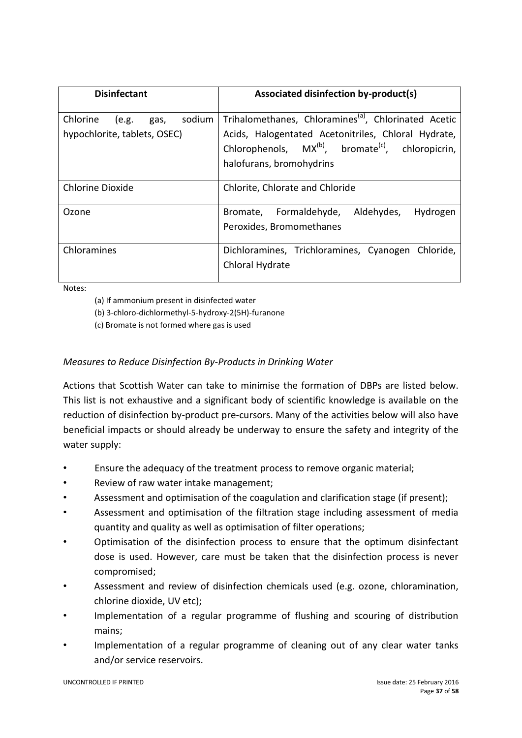| Disinfectant | Associated disinfection by-product(s) |
|---|---|
| Chlorine (e.g. gas, sodium hypochlorite, tablets, OSEC) | Trihalomethanes, Chloramines[(a)], Chlorinated Acetic Acids, Halogentated Acetonitriles, Chloral Hydrate, Chlorophenols, MX[(b)], bromate[(c)], chloropicrin, halofurans, bromohydrins |
| Chlorine Dioxide | Chlorite, Chlorate and Chloride |
| Ozone | Bromate, Formaldehyde, Aldehydes, Hydrogen Peroxides, Bromomethanes |
| Chloramines | Dichloramines, Trichloramines, Cyanogen Chloride, Chloral Hydrate |

Notes:

(a) If ammonium present in disinfected water

(b) 3-chloro-dichlormethyl-5-hydroxy-2(5H)-furanone

(c) Bromate is not formed where gas is used

*Measures to Reduce Disinfection By-Products in Drinking Water*

Actions that Scottish Water can take to minimise the formation of DBPs are listed below. This list is not exhaustive and a significant body of scientific knowledge is available on the reduction of disinfection by-product pre-cursors. Many of the activities below will also have beneficial impacts or should already be underway to ensure the safety and integrity of the water supply:

- Ensure the adequacy of the treatment process to remove organic material;
- Review of raw water intake management;
- Assessment and optimisation of the coagulation and clarification stage (if present);
- Assessment and optimisation of the filtration stage including assessment of media quantity and quality as well as optimisation of filter operations;
- Optimisation of the disinfection process to ensure that the optimum disinfectant dose is used. However, care must be taken that the disinfection process is never compromised;
- Assessment and review of disinfection chemicals used (e.g. ozone, chloramination, chlorine dioxide, UV etc);
- Implementation of a regular programme of flushing and scouring of distribution mains;
- Implementation of a regular programme of cleaning out of any clear water tanks and/or service reservoirs.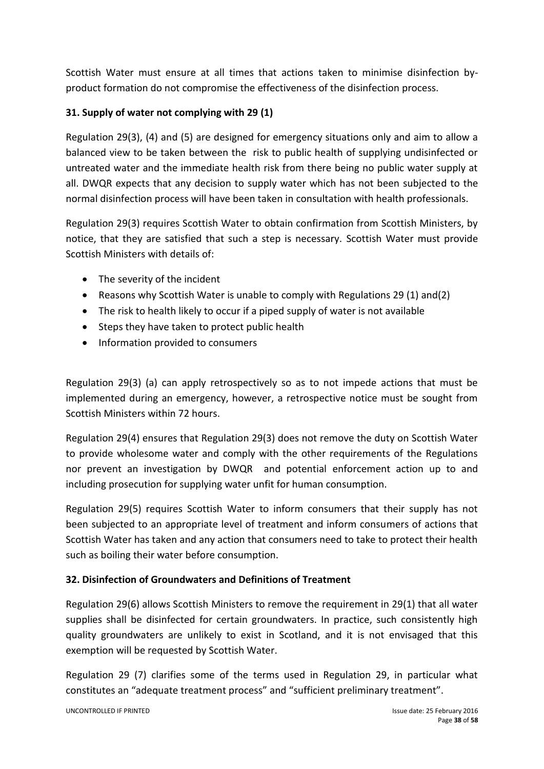Scottish Water must ensure at all times that actions taken to minimise disinfection by-product formation do not compromise the effectiveness of the disinfection process.

**31. Supply of water not complying with 29 (1)**

Regulation 29(3), (4) and (5) are designed for emergency situations only and aim to allow a balanced view to be taken between the risk to public health of supplying undisinfected or untreated water and the immediate health risk from there being no public water supply at all. DWQR expects that any decision to supply water which has not been subjected to the normal disinfection process will have been taken in consultation with health professionals.

Regulation 29(3) requires Scottish Water to obtain confirmation from Scottish Ministers, by notice, that they are satisfied that such a step is necessary. Scottish Water must provide Scottish Ministers with details of:

- The severity of the incident
- Reasons why Scottish Water is unable to comply with Regulations 29 (1) and(2)
- The risk to health likely to occur if a piped supply of water is not available
- Steps they have taken to protect public health
- Information provided to consumers

Regulation 29(3) (a) can apply retrospectively so as to not impede actions that must be implemented during an emergency, however, a retrospective notice must be sought from Scottish Ministers within 72 hours.

Regulation 29(4) ensures that Regulation 29(3) does not remove the duty on Scottish Water to provide wholesome water and comply with the other requirements of the Regulations nor prevent an investigation by DWQR and potential enforcement action up to and including prosecution for supplying water unfit for human consumption.

Regulation 29(5) requires Scottish Water to inform consumers that their supply has not been subjected to an appropriate level of treatment and inform consumers of actions that Scottish Water has taken and any action that consumers need to take to protect their health such as boiling their water before consumption.

**32. Disinfection of Groundwaters and Definitions of Treatment**

Regulation 29(6) allows Scottish Ministers to remove the requirement in 29(1) that all water supplies shall be disinfected for certain groundwaters. In practice, such consistently high quality groundwaters are unlikely to exist in Scotland, and it is not envisaged that this exemption will be requested by Scottish Water.

Regulation 29 (7) clarifies some of the terms used in Regulation 29, in particular what constitutes an "adequate treatment process" and "sufficient preliminary treatment".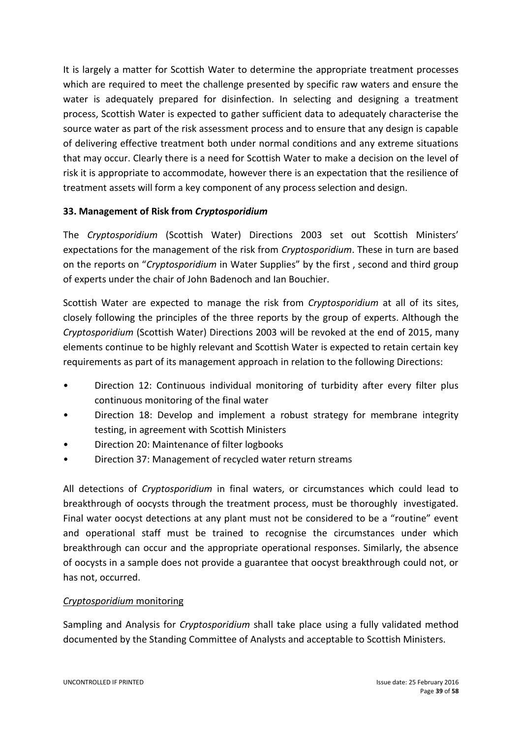It is largely a matter for Scottish Water to determine the appropriate treatment processes which are required to meet the challenge presented by specific raw waters and ensure the water is adequately prepared for disinfection. In selecting and designing a treatment process, Scottish Water is expected to gather sufficient data to adequately characterise the source water as part of the risk assessment process and to ensure that any design is capable of delivering effective treatment both under normal conditions and any extreme situations that may occur. Clearly there is a need for Scottish Water to make a decision on the level of risk it is appropriate to accommodate, however there is an expectation that the resilience of treatment assets will form a key component of any process selection and design.

**33. Management of Risk from *Cryptosporidium***

The *Cryptosporidium* (Scottish Water) Directions 2003 set out Scottish Ministers' expectations for the management of the risk from *Cryptosporidium*. These in turn are based on the reports on "*Cryptosporidium* in Water Supplies" by the first , second and third group of experts under the chair of John Badenoch and Ian Bouchier.

Scottish Water are expected to manage the risk from *Cryptosporidium* at all of its sites, closely following the principles of the three reports by the group of experts. Although the *Cryptosporidium* (Scottish Water) Directions 2003 will be revoked at the end of 2015, many elements continue to be highly relevant and Scottish Water is expected to retain certain key requirements as part of its management approach in relation to the following Directions:

- Direction 12: Continuous individual monitoring of turbidity after every filter plus continuous monitoring of the final water
- Direction 18: Develop and implement a robust strategy for membrane integrity testing, in agreement with Scottish Ministers
- Direction 20: Maintenance of filter logbooks
- Direction 37: Management of recycled water return streams

All detections of *Cryptosporidium* in final waters, or circumstances which could lead to breakthrough of oocysts through the treatment process, must be thoroughly investigated. Final water oocyst detections at any plant must not be considered to be a "routine" event and operational staff must be trained to recognise the circumstances under which breakthrough can occur and the appropriate operational responses. Similarly, the absence of oocysts in a sample does not provide a guarantee that oocyst breakthrough could not, or has not, occurred.

*Cryptosporidium* monitoring

Sampling and Analysis for *Cryptosporidium* shall take place using a fully validated method documented by the Standing Committee of Analysts and acceptable to Scottish Ministers.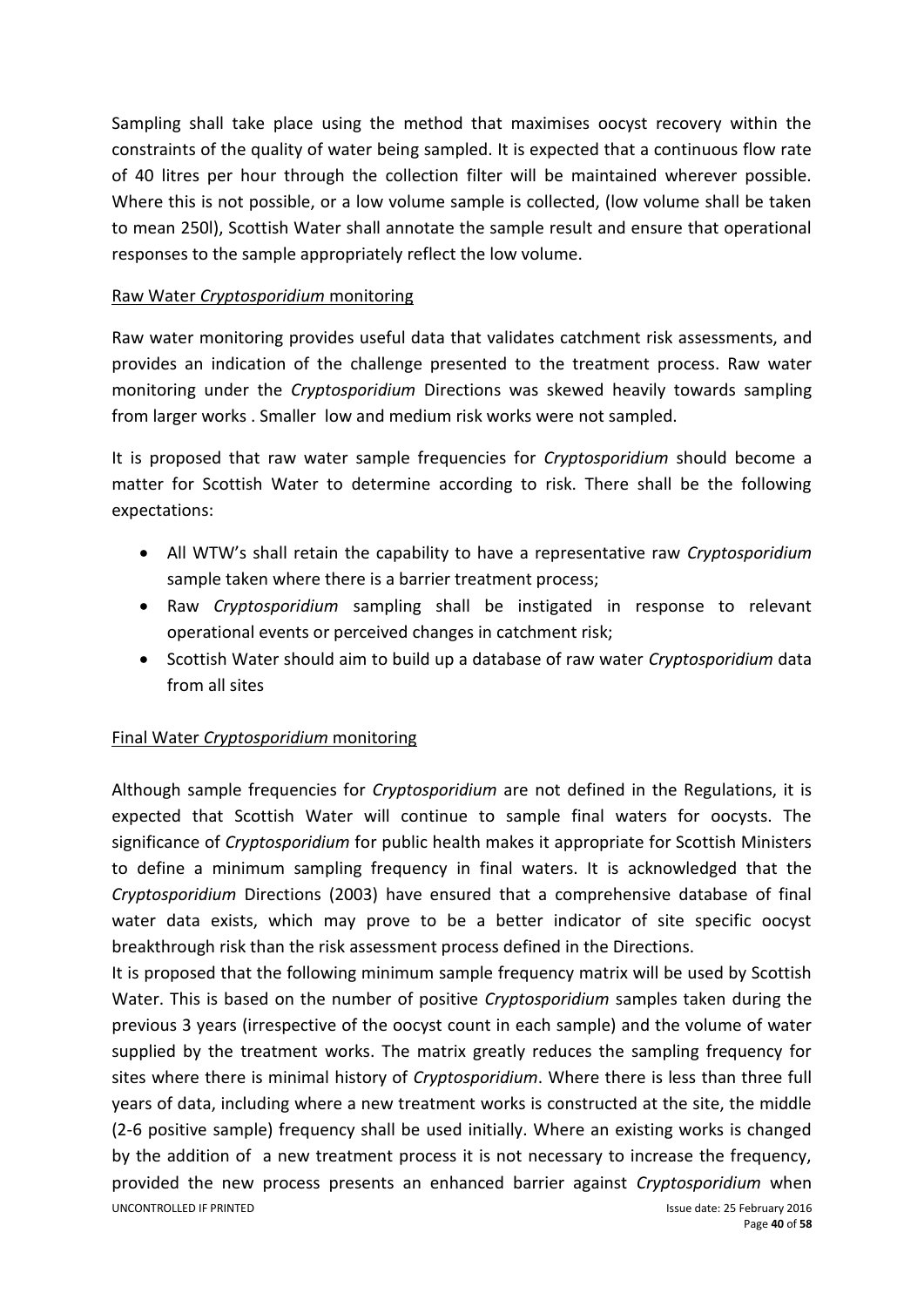Sampling shall take place using the method that maximises oocyst recovery within the constraints of the quality of water being sampled. It is expected that a continuous flow rate of 40 litres per hour through the collection filter will be maintained wherever possible. Where this is not possible, or a low volume sample is collected, (low volume shall be taken to mean 250l), Scottish Water shall annotate the sample result and ensure that operational responses to the sample appropriately reflect the low volume.

Raw Water *Cryptosporidium* monitoring

Raw water monitoring provides useful data that validates catchment risk assessments, and provides an indication of the challenge presented to the treatment process. Raw water monitoring under the *Cryptosporidium* Directions was skewed heavily towards sampling from larger works . Smaller low and medium risk works were not sampled.

It is proposed that raw water sample frequencies for *Cryptosporidium* should become a matter for Scottish Water to determine according to risk. There shall be the following expectations:

- All WTW's shall retain the capability to have a representative raw *Cryptosporidium* sample taken where there is a barrier treatment process;
- Raw *Cryptosporidium* sampling shall be instigated in response to relevant operational events or perceived changes in catchment risk;
- Scottish Water should aim to build up a database of raw water *Cryptosporidium* data from all sites

Final Water *Cryptosporidium* monitoring

Although sample frequencies for *Cryptosporidium* are not defined in the Regulations, it is expected that Scottish Water will continue to sample final waters for oocysts. The significance of *Cryptosporidium* for public health makes it appropriate for Scottish Ministers to define a minimum sampling frequency in final waters. It is acknowledged that the *Cryptosporidium* Directions (2003) have ensured that a comprehensive database of final water data exists, which may prove to be a better indicator of site specific oocyst breakthrough risk than the risk assessment process defined in the Directions.

It is proposed that the following minimum sample frequency matrix will be used by Scottish Water. This is based on the number of positive *Cryptosporidium* samples taken during the previous 3 years (irrespective of the oocyst count in each sample) and the volume of water supplied by the treatment works. The matrix greatly reduces the sampling frequency for sites where there is minimal history of *Cryptosporidium*. Where there is less than three full years of data, including where a new treatment works is constructed at the site, the middle (2-6 positive sample) frequency shall be used initially. Where an existing works is changed by the addition of a new treatment process it is not necessary to increase the frequency, provided the new process presents an enhanced barrier against *Cryptosporidium* when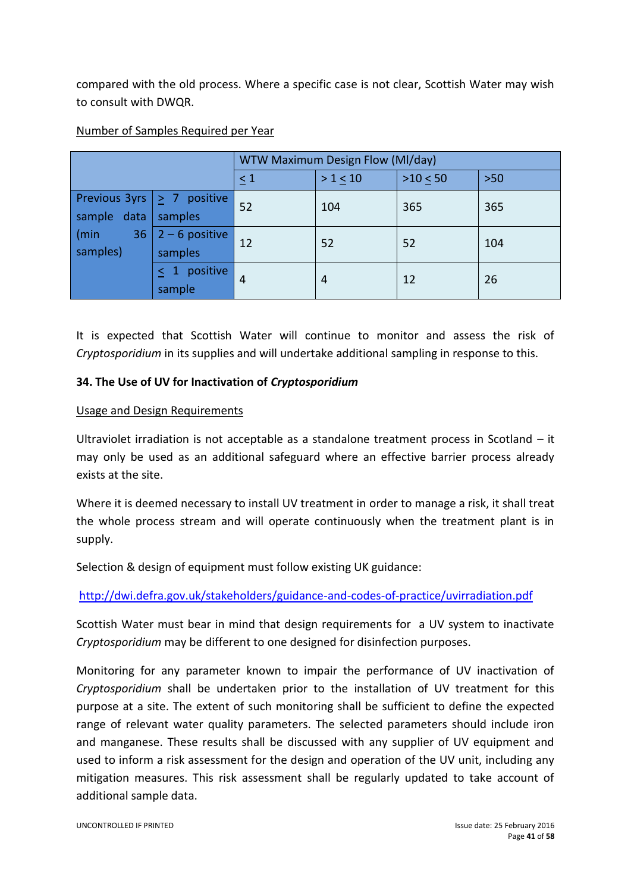compared with the old process. Where a specific case is not clear, Scottish Water may wish to consult with DWQR.

Number of Samples Required per Year

| | | WTW Maximum Design Flow (Ml/day) | | | |
|---|---|---|---|---|---|
| | | ≤ 1 | > 1 ≤ 10 | >10 ≤ 50 | >50 |
| Previous 3yrs sample data (min 36 samples) | ≥ 7 positive samples | 52 | 104 | 365 | 365 |
| | 2 – 6 positive samples | 12 | 52 | 52 | 104 |
| | ≤ 1 positive sample | 4 | 4 | 12 | 26 |

It is expected that Scottish Water will continue to monitor and assess the risk of *Cryptosporidium* in its supplies and will undertake additional sampling in response to this.

### 34. The Use of UV for Inactivation of *Cryptosporidium*

Usage and Design Requirements

Ultraviolet irradiation is not acceptable as a standalone treatment process in Scotland – it may only be used as an additional safeguard where an effective barrier process already exists at the site.

Where it is deemed necessary to install UV treatment in order to manage a risk, it shall treat the whole process stream and will operate continuously when the treatment plant is in supply.

Selection & design of equipment must follow existing UK guidance:

http://dwi.defra.gov.uk/stakeholders/guidance-and-codes-of-practice/uvirradiation.pdf

Scottish Water must bear in mind that design requirements for a UV system to inactivate *Cryptosporidium* may be different to one designed for disinfection purposes.

Monitoring for any parameter known to impair the performance of UV inactivation of *Cryptosporidium* shall be undertaken prior to the installation of UV treatment for this purpose at a site. The extent of such monitoring shall be sufficient to define the expected range of relevant water quality parameters. The selected parameters should include iron and manganese. These results shall be discussed with any supplier of UV equipment and used to inform a risk assessment for the design and operation of the UV unit, including any mitigation measures. This risk assessment shall be regularly updated to take account of additional sample data.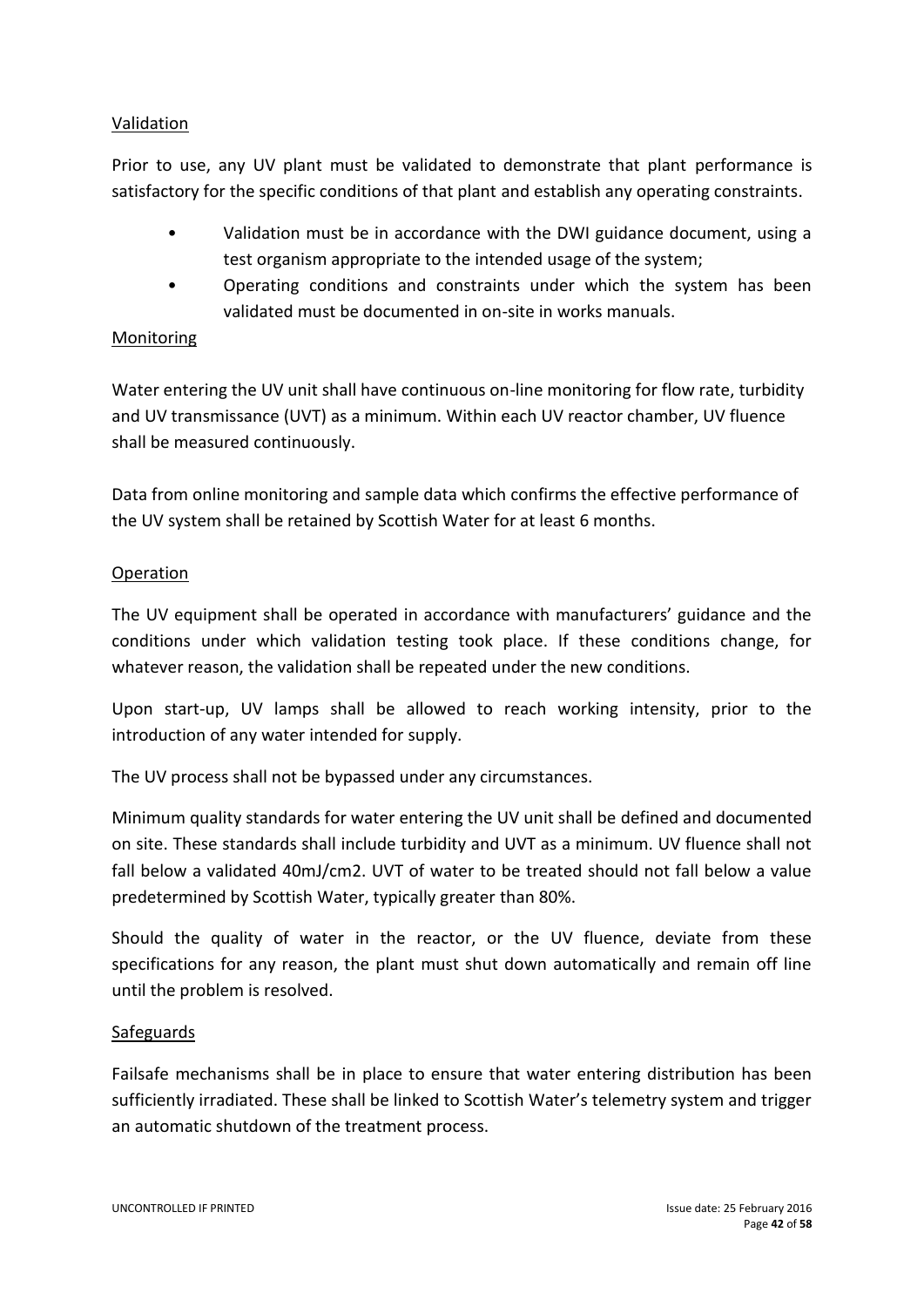Validation

Prior to use, any UV plant must be validated to demonstrate that plant performance is satisfactory for the specific conditions of that plant and establish any operating constraints.

- Validation must be in accordance with the DWI guidance document, using a test organism appropriate to the intended usage of the system;
- Operating conditions and constraints under which the system has been validated must be documented in on-site in works manuals.

Monitoring

Water entering the UV unit shall have continuous on-line monitoring for flow rate, turbidity and UV transmissance (UVT) as a minimum. Within each UV reactor chamber, UV fluence shall be measured continuously.

Data from online monitoring and sample data which confirms the effective performance of the UV system shall be retained by Scottish Water for at least 6 months.

Operation

The UV equipment shall be operated in accordance with manufacturers' guidance and the conditions under which validation testing took place. If these conditions change, for whatever reason, the validation shall be repeated under the new conditions.

Upon start-up, UV lamps shall be allowed to reach working intensity, prior to the introduction of any water intended for supply.

The UV process shall not be bypassed under any circumstances.

Minimum quality standards for water entering the UV unit shall be defined and documented on site. These standards shall include turbidity and UVT as a minimum. UV fluence shall not fall below a validated 40mJ/cm2. UVT of water to be treated should not fall below a value predetermined by Scottish Water, typically greater than 80%.

Should the quality of water in the reactor, or the UV fluence, deviate from these specifications for any reason, the plant must shut down automatically and remain off line until the problem is resolved.

Safeguards

Failsafe mechanisms shall be in place to ensure that water entering distribution has been sufficiently irradiated. These shall be linked to Scottish Water's telemetry system and trigger an automatic shutdown of the treatment process.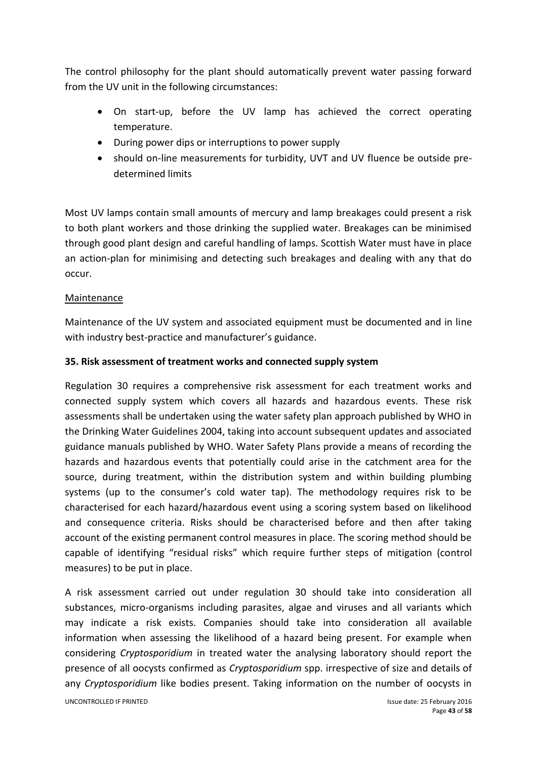The control philosophy for the plant should automatically prevent water passing forward from the UV unit in the following circumstances:

- On start-up, before the UV lamp has achieved the correct operating temperature.
- During power dips or interruptions to power supply
- should on-line measurements for turbidity, UVT and UV fluence be outside pre-determined limits

Most UV lamps contain small amounts of mercury and lamp breakages could present a risk to both plant workers and those drinking the supplied water. Breakages can be minimised through good plant design and careful handling of lamps. Scottish Water must have in place an action-plan for minimising and detecting such breakages and dealing with any that do occur.

<u>Maintenance</u>

Maintenance of the UV system and associated equipment must be documented and in line with industry best-practice and manufacturer's guidance.

### 35. Risk assessment of treatment works and connected supply system

Regulation 30 requires a comprehensive risk assessment for each treatment works and connected supply system which covers all hazards and hazardous events. These risk assessments shall be undertaken using the water safety plan approach published by WHO in the Drinking Water Guidelines 2004, taking into account subsequent updates and associated guidance manuals published by WHO. Water Safety Plans provide a means of recording the hazards and hazardous events that potentially could arise in the catchment area for the source, during treatment, within the distribution system and within building plumbing systems (up to the consumer's cold water tap). The methodology requires risk to be characterised for each hazard/hazardous event using a scoring system based on likelihood and consequence criteria. Risks should be characterised before and then after taking account of the existing permanent control measures in place. The scoring method should be capable of identifying "residual risks" which require further steps of mitigation (control measures) to be put in place.

A risk assessment carried out under regulation 30 should take into consideration all substances, micro-organisms including parasites, algae and viruses and all variants which may indicate a risk exists. Companies should take into consideration all available information when assessing the likelihood of a hazard being present. For example when considering *Cryptosporidium* in treated water the analysing laboratory should report the presence of all oocysts confirmed as *Cryptosporidium* spp. irrespective of size and details of any *Cryptosporidium* like bodies present. Taking information on the number of oocysts in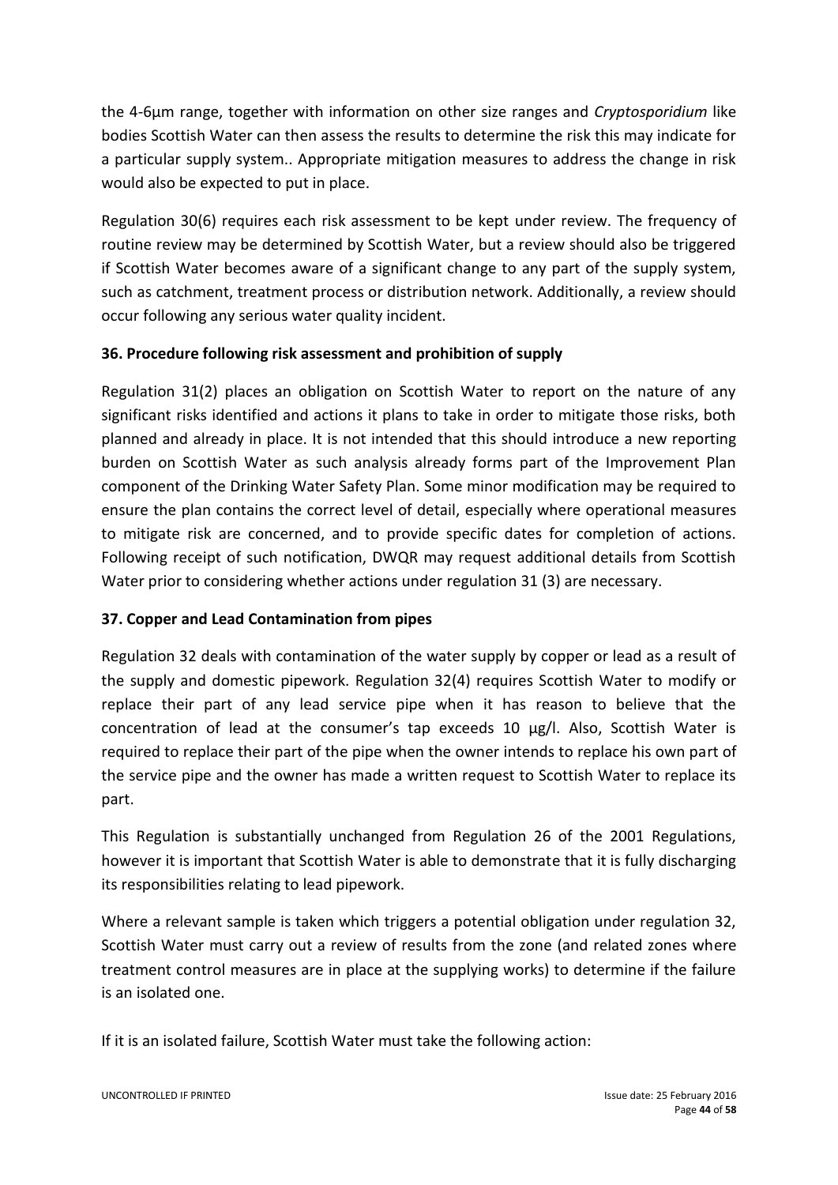the 4-6µm range, together with information on other size ranges and *Cryptosporidium* like bodies Scottish Water can then assess the results to determine the risk this may indicate for a particular supply system.. Appropriate mitigation measures to address the change in risk would also be expected to put in place.

Regulation 30(6) requires each risk assessment to be kept under review. The frequency of routine review may be determined by Scottish Water, but a review should also be triggered if Scottish Water becomes aware of a significant change to any part of the supply system, such as catchment, treatment process or distribution network. Additionally, a review should occur following any serious water quality incident.

### 36. Procedure following risk assessment and prohibition of supply

Regulation 31(2) places an obligation on Scottish Water to report on the nature of any significant risks identified and actions it plans to take in order to mitigate those risks, both planned and already in place. It is not intended that this should introduce a new reporting burden on Scottish Water as such analysis already forms part of the Improvement Plan component of the Drinking Water Safety Plan. Some minor modification may be required to ensure the plan contains the correct level of detail, especially where operational measures to mitigate risk are concerned, and to provide specific dates for completion of actions. Following receipt of such notification, DWQR may request additional details from Scottish Water prior to considering whether actions under regulation 31 (3) are necessary.

### 37. Copper and Lead Contamination from pipes

Regulation 32 deals with contamination of the water supply by copper or lead as a result of the supply and domestic pipework. Regulation 32(4) requires Scottish Water to modify or replace their part of any lead service pipe when it has reason to believe that the concentration of lead at the consumer's tap exceeds 10 µg/l. Also, Scottish Water is required to replace their part of the pipe when the owner intends to replace his own part of the service pipe and the owner has made a written request to Scottish Water to replace its part.

This Regulation is substantially unchanged from Regulation 26 of the 2001 Regulations, however it is important that Scottish Water is able to demonstrate that it is fully discharging its responsibilities relating to lead pipework.

Where a relevant sample is taken which triggers a potential obligation under regulation 32, Scottish Water must carry out a review of results from the zone (and related zones where treatment control measures are in place at the supplying works) to determine if the failure is an isolated one.

If it is an isolated failure, Scottish Water must take the following action: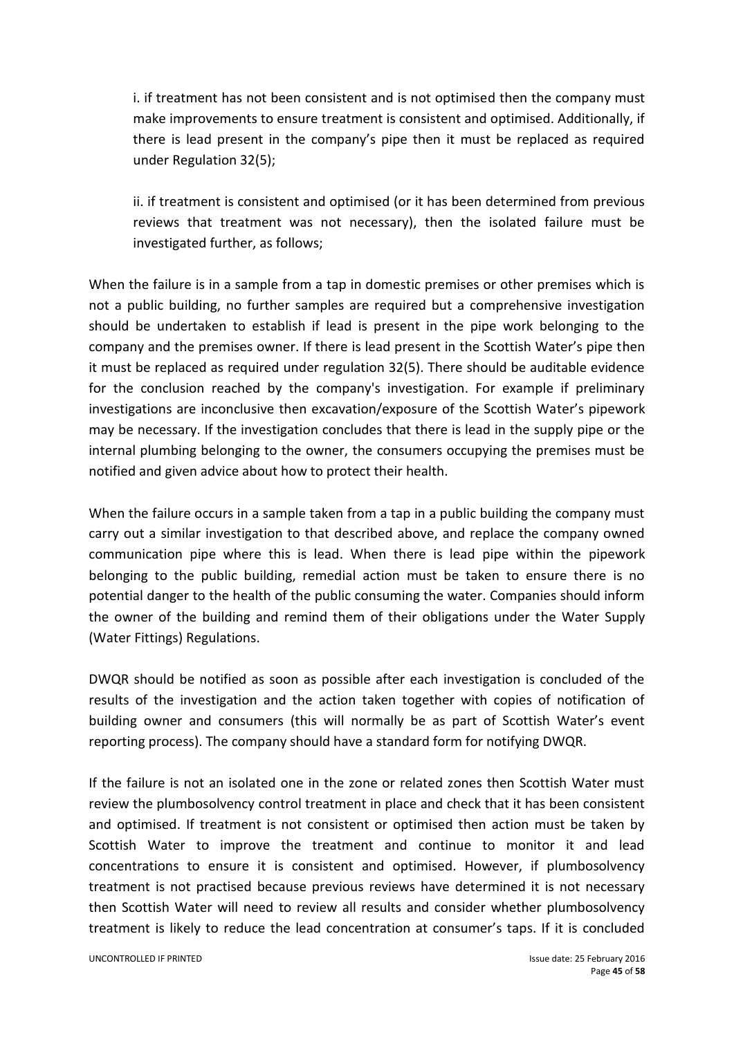i. if treatment has not been consistent and is not optimised then the company must make improvements to ensure treatment is consistent and optimised. Additionally, if there is lead present in the company's pipe then it must be replaced as required under Regulation 32(5);

ii. if treatment is consistent and optimised (or it has been determined from previous reviews that treatment was not necessary), then the isolated failure must be investigated further, as follows;

When the failure is in a sample from a tap in domestic premises or other premises which is not a public building, no further samples are required but a comprehensive investigation should be undertaken to establish if lead is present in the pipe work belonging to the company and the premises owner. If there is lead present in the Scottish Water's pipe then it must be replaced as required under regulation 32(5). There should be auditable evidence for the conclusion reached by the company's investigation. For example if preliminary investigations are inconclusive then excavation/exposure of the Scottish Water's pipework may be necessary. If the investigation concludes that there is lead in the supply pipe or the internal plumbing belonging to the owner, the consumers occupying the premises must be notified and given advice about how to protect their health.

When the failure occurs in a sample taken from a tap in a public building the company must carry out a similar investigation to that described above, and replace the company owned communication pipe where this is lead. When there is lead pipe within the pipework belonging to the public building, remedial action must be taken to ensure there is no potential danger to the health of the public consuming the water. Companies should inform the owner of the building and remind them of their obligations under the Water Supply (Water Fittings) Regulations.

DWQR should be notified as soon as possible after each investigation is concluded of the results of the investigation and the action taken together with copies of notification of building owner and consumers (this will normally be as part of Scottish Water's event reporting process). The company should have a standard form for notifying DWQR.

If the failure is not an isolated one in the zone or related zones then Scottish Water must review the plumbosolvency control treatment in place and check that it has been consistent and optimised. If treatment is not consistent or optimised then action must be taken by Scottish Water to improve the treatment and continue to monitor it and lead concentrations to ensure it is consistent and optimised. However, if plumbosolvency treatment is not practised because previous reviews have determined it is not necessary then Scottish Water will need to review all results and consider whether plumbosolvency treatment is likely to reduce the lead concentration at consumer's taps. If it is concluded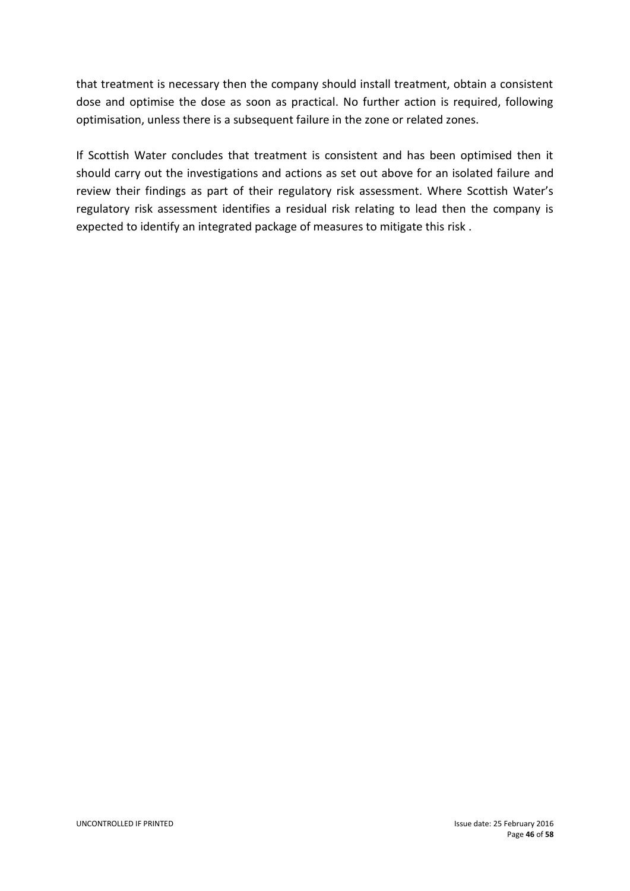that treatment is necessary then the company should install treatment, obtain a consistent dose and optimise the dose as soon as practical. No further action is required, following optimisation, unless there is a subsequent failure in the zone or related zones.

If Scottish Water concludes that treatment is consistent and has been optimised then it should carry out the investigations and actions as set out above for an isolated failure and review their findings as part of their regulatory risk assessment. Where Scottish Water's regulatory risk assessment identifies a residual risk relating to lead then the company is expected to identify an integrated package of measures to mitigate this risk .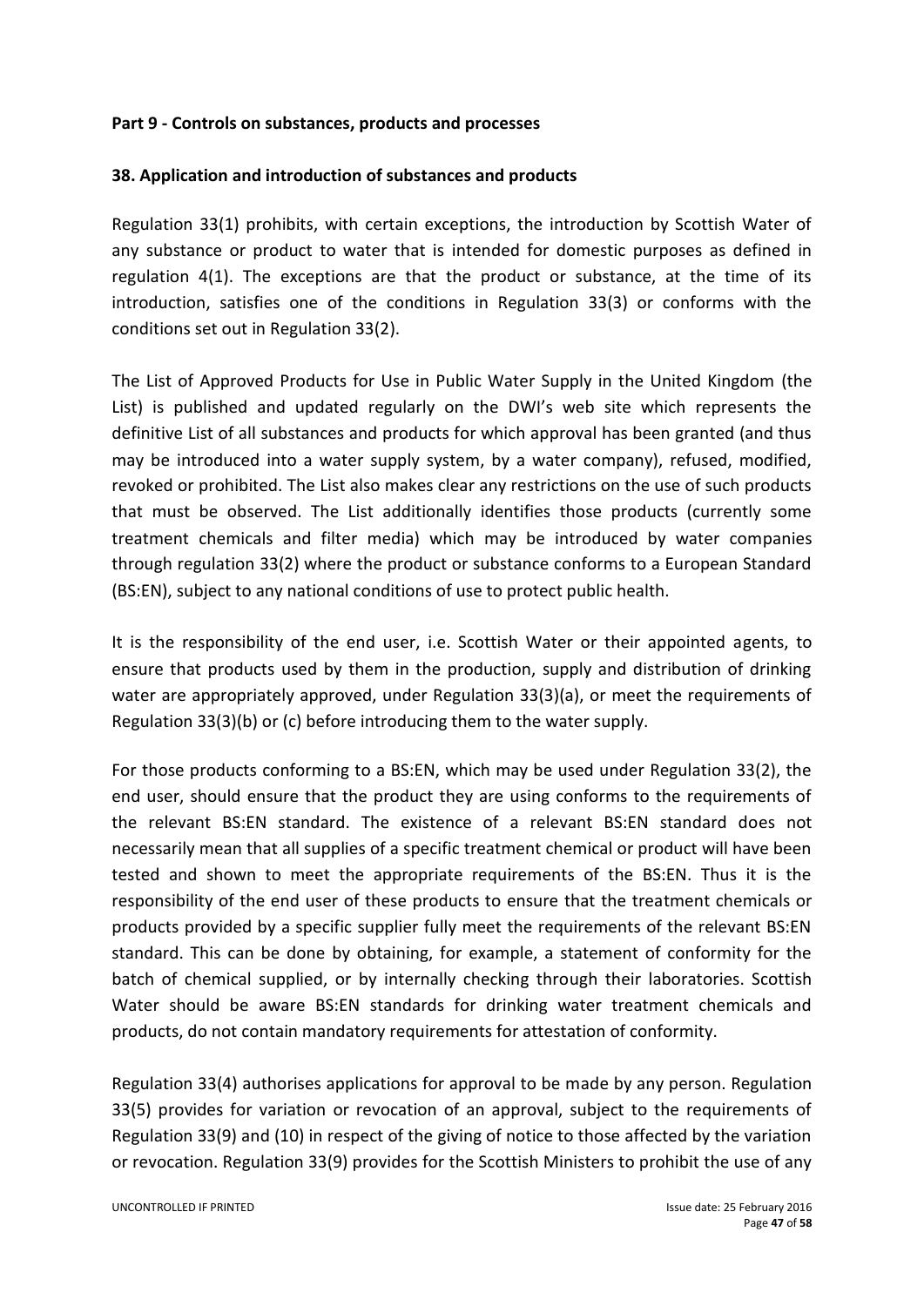## Part 9 - Controls on substances, products and processes

### 38. Application and introduction of substances and products

Regulation 33(1) prohibits, with certain exceptions, the introduction by Scottish Water of any substance or product to water that is intended for domestic purposes as defined in regulation 4(1). The exceptions are that the product or substance, at the time of its introduction, satisfies one of the conditions in Regulation 33(3) or conforms with the conditions set out in Regulation 33(2).

The List of Approved Products for Use in Public Water Supply in the United Kingdom (the List) is published and updated regularly on the DWI's web site which represents the definitive List of all substances and products for which approval has been granted (and thus may be introduced into a water supply system, by a water company), refused, modified, revoked or prohibited. The List also makes clear any restrictions on the use of such products that must be observed. The List additionally identifies those products (currently some treatment chemicals and filter media) which may be introduced by water companies through regulation 33(2) where the product or substance conforms to a European Standard (BS:EN), subject to any national conditions of use to protect public health.

It is the responsibility of the end user, i.e. Scottish Water or their appointed agents, to ensure that products used by them in the production, supply and distribution of drinking water are appropriately approved, under Regulation 33(3)(a), or meet the requirements of Regulation 33(3)(b) or (c) before introducing them to the water supply.

For those products conforming to a BS:EN, which may be used under Regulation 33(2), the end user, should ensure that the product they are using conforms to the requirements of the relevant BS:EN standard. The existence of a relevant BS:EN standard does not necessarily mean that all supplies of a specific treatment chemical or product will have been tested and shown to meet the appropriate requirements of the BS:EN. Thus it is the responsibility of the end user of these products to ensure that the treatment chemicals or products provided by a specific supplier fully meet the requirements of the relevant BS:EN standard. This can be done by obtaining, for example, a statement of conformity for the batch of chemical supplied, or by internally checking through their laboratories. Scottish Water should be aware BS:EN standards for drinking water treatment chemicals and products, do not contain mandatory requirements for attestation of conformity.

Regulation 33(4) authorises applications for approval to be made by any person. Regulation 33(5) provides for variation or revocation of an approval, subject to the requirements of Regulation 33(9) and (10) in respect of the giving of notice to those affected by the variation or revocation. Regulation 33(9) provides for the Scottish Ministers to prohibit the use of any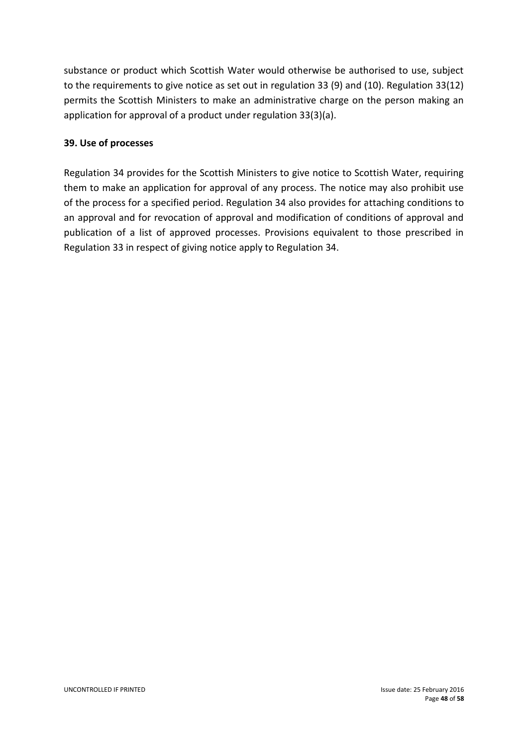substance or product which Scottish Water would otherwise be authorised to use, subject to the requirements to give notice as set out in regulation 33 (9) and (10). Regulation 33(12) permits the Scottish Ministers to make an administrative charge on the person making an application for approval of a product under regulation 33(3)(a).

### 39. Use of processes

Regulation 34 provides for the Scottish Ministers to give notice to Scottish Water, requiring them to make an application for approval of any process. The notice may also prohibit use of the process for a specified period. Regulation 34 also provides for attaching conditions to an approval and for revocation of approval and modification of conditions of approval and publication of a list of approved processes. Provisions equivalent to those prescribed in Regulation 33 in respect of giving notice apply to Regulation 34.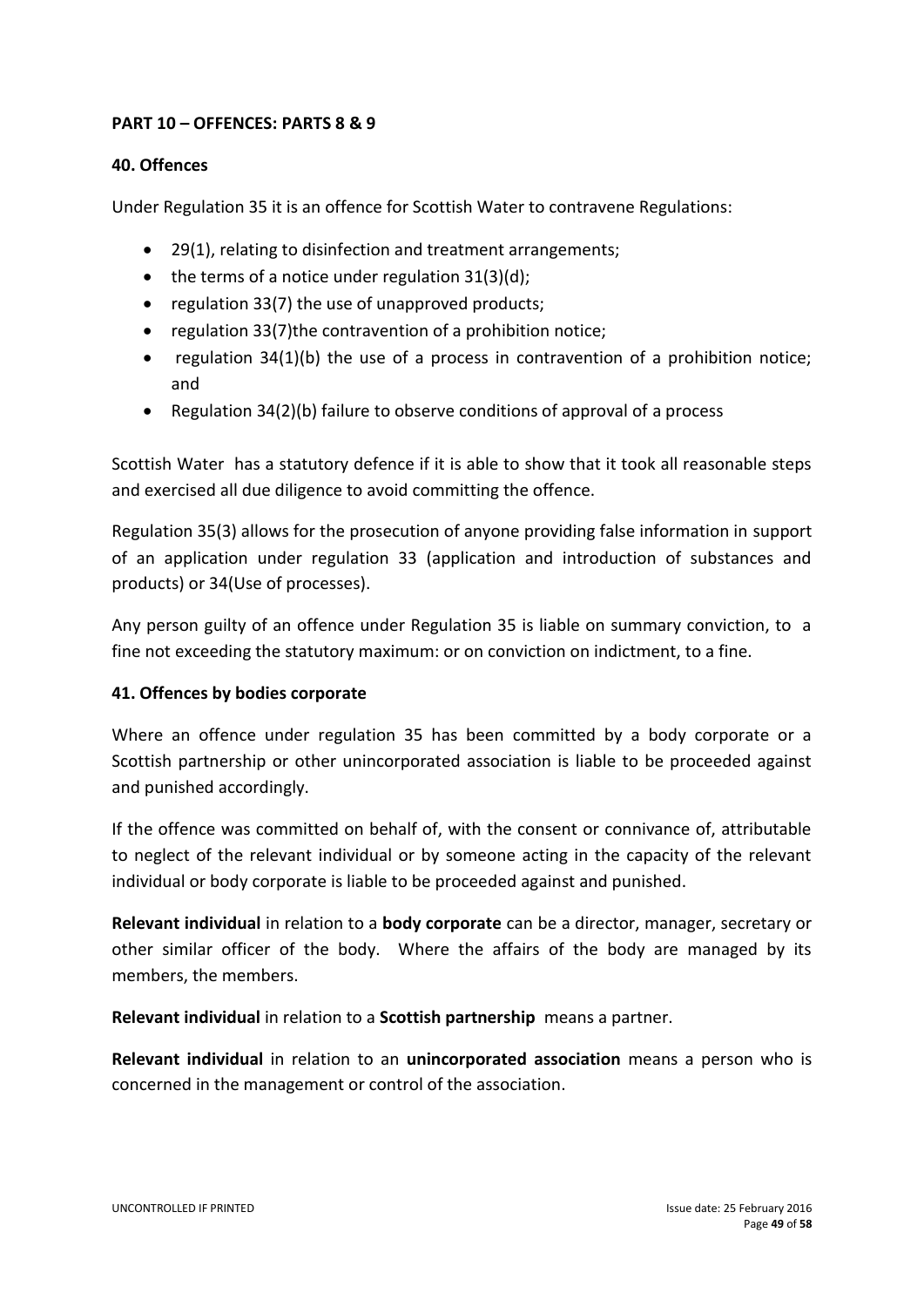**PART 10 – OFFENCES: PARTS 8 & 9**

**40. Offences**

Under Regulation 35 it is an offence for Scottish Water to contravene Regulations:

- 29(1), relating to disinfection and treatment arrangements;
- the terms of a notice under regulation 31(3)(d);
- regulation 33(7) the use of unapproved products;
- regulation 33(7)the contravention of a prohibition notice;
- regulation 34(1)(b) the use of a process in contravention of a prohibition notice; and
- Regulation 34(2)(b) failure to observe conditions of approval of a process

Scottish Water has a statutory defence if it is able to show that it took all reasonable steps and exercised all due diligence to avoid committing the offence.

Regulation 35(3) allows for the prosecution of anyone providing false information in support of an application under regulation 33 (application and introduction of substances and products) or 34(Use of processes).

Any person guilty of an offence under Regulation 35 is liable on summary conviction, to a fine not exceeding the statutory maximum: or on conviction on indictment, to a fine.

**41. Offences by bodies corporate**

Where an offence under regulation 35 has been committed by a body corporate or a Scottish partnership or other unincorporated association is liable to be proceeded against and punished accordingly.

If the offence was committed on behalf of, with the consent or connivance of, attributable to neglect of the relevant individual or by someone acting in the capacity of the relevant individual or body corporate is liable to be proceeded against and punished.

**Relevant individual** in relation to a **body corporate** can be a director, manager, secretary or other similar officer of the body. Where the affairs of the body are managed by its members, the members.

**Relevant individual** in relation to a **Scottish partnership** means a partner.

**Relevant individual** in relation to an **unincorporated association** means a person who is concerned in the management or control of the association.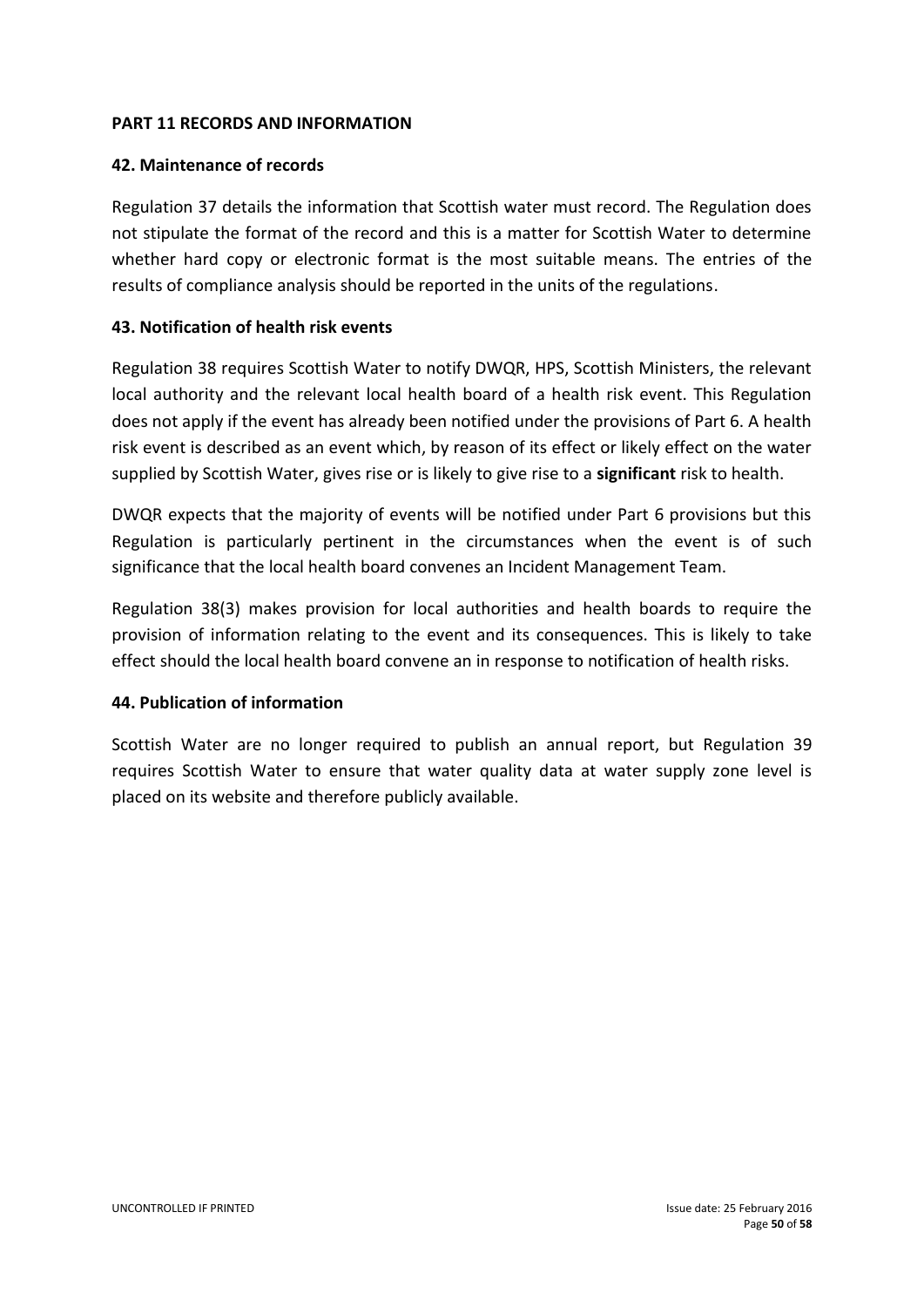**PART 11 RECORDS AND INFORMATION**

**42. Maintenance of records**

Regulation 37 details the information that Scottish water must record. The Regulation does not stipulate the format of the record and this is a matter for Scottish Water to determine whether hard copy or electronic format is the most suitable means. The entries of the results of compliance analysis should be reported in the units of the regulations.

**43. Notification of health risk events**

Regulation 38 requires Scottish Water to notify DWQR, HPS, Scottish Ministers, the relevant local authority and the relevant local health board of a health risk event. This Regulation does not apply if the event has already been notified under the provisions of Part 6. A health risk event is described as an event which, by reason of its effect or likely effect on the water supplied by Scottish Water, gives rise or is likely to give rise to a **significant** risk to health.

DWQR expects that the majority of events will be notified under Part 6 provisions but this Regulation is particularly pertinent in the circumstances when the event is of such significance that the local health board convenes an Incident Management Team.

Regulation 38(3) makes provision for local authorities and health boards to require the provision of information relating to the event and its consequences. This is likely to take effect should the local health board convene an in response to notification of health risks.

**44. Publication of information**

Scottish Water are no longer required to publish an annual report, but Regulation 39 requires Scottish Water to ensure that water quality data at water supply zone level is placed on its website and therefore publicly available.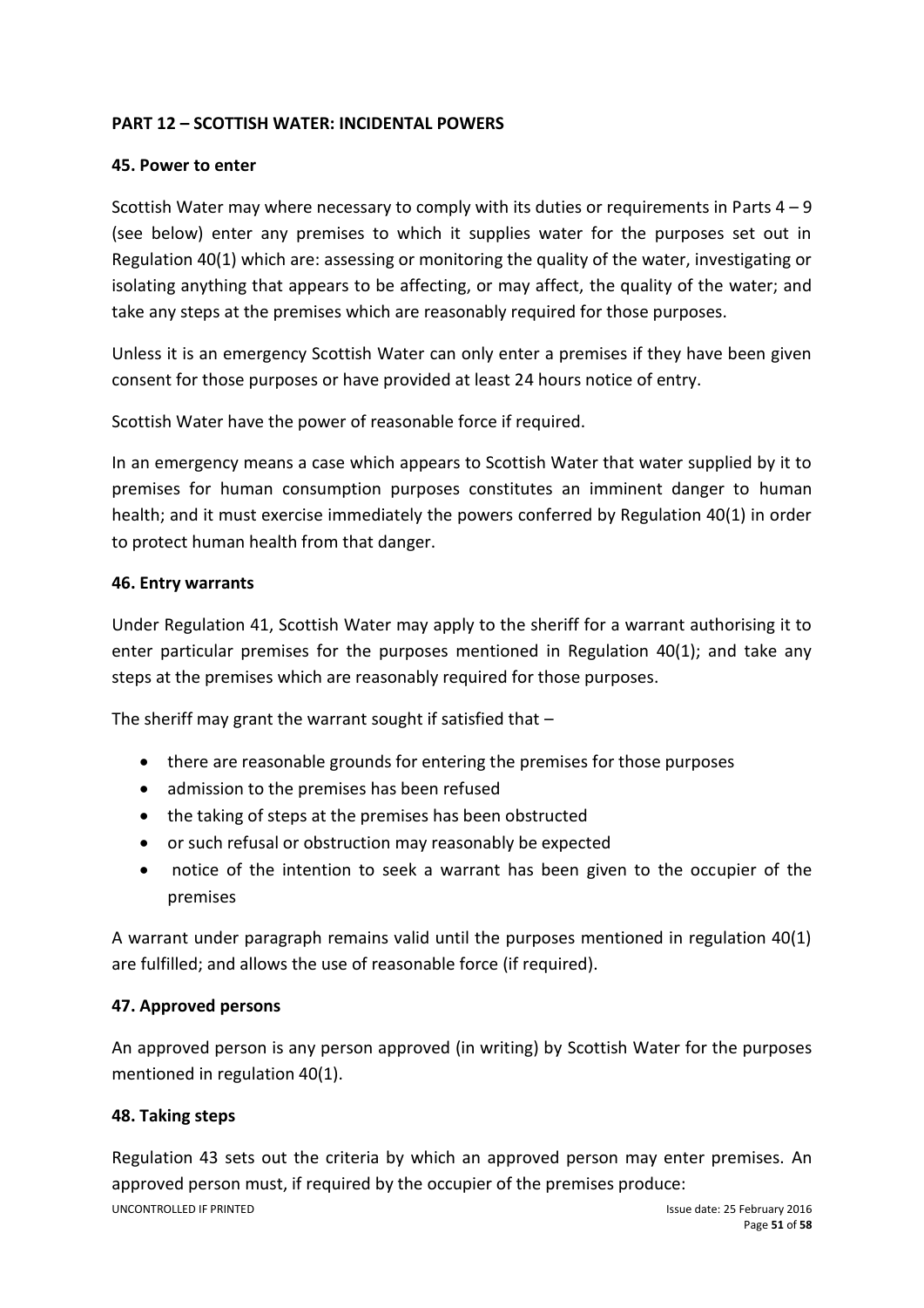## PART 12 – SCOTTISH WATER: INCIDENTAL POWERS

### 45. Power to enter

Scottish Water may where necessary to comply with its duties or requirements in Parts 4 – 9 (see below) enter any premises to which it supplies water for the purposes set out in Regulation 40(1) which are: assessing or monitoring the quality of the water, investigating or isolating anything that appears to be affecting, or may affect, the quality of the water; and take any steps at the premises which are reasonably required for those purposes.

Unless it is an emergency Scottish Water can only enter a premises if they have been given consent for those purposes or have provided at least 24 hours notice of entry.

Scottish Water have the power of reasonable force if required.

In an emergency means a case which appears to Scottish Water that water supplied by it to premises for human consumption purposes constitutes an imminent danger to human health; and it must exercise immediately the powers conferred by Regulation 40(1) in order to protect human health from that danger.

### 46. Entry warrants

Under Regulation 41, Scottish Water may apply to the sheriff for a warrant authorising it to enter particular premises for the purposes mentioned in Regulation 40(1); and take any steps at the premises which are reasonably required for those purposes.

The sheriff may grant the warrant sought if satisfied that –

- there are reasonable grounds for entering the premises for those purposes
- admission to the premises has been refused
- the taking of steps at the premises has been obstructed
- or such refusal or obstruction may reasonably be expected
- notice of the intention to seek a warrant has been given to the occupier of the premises

A warrant under paragraph remains valid until the purposes mentioned in regulation 40(1) are fulfilled; and allows the use of reasonable force (if required).

### 47. Approved persons

An approved person is any person approved (in writing) by Scottish Water for the purposes mentioned in regulation 40(1).

### 48. Taking steps

Regulation 43 sets out the criteria by which an approved person may enter premises. An approved person must, if required by the occupier of the premises produce: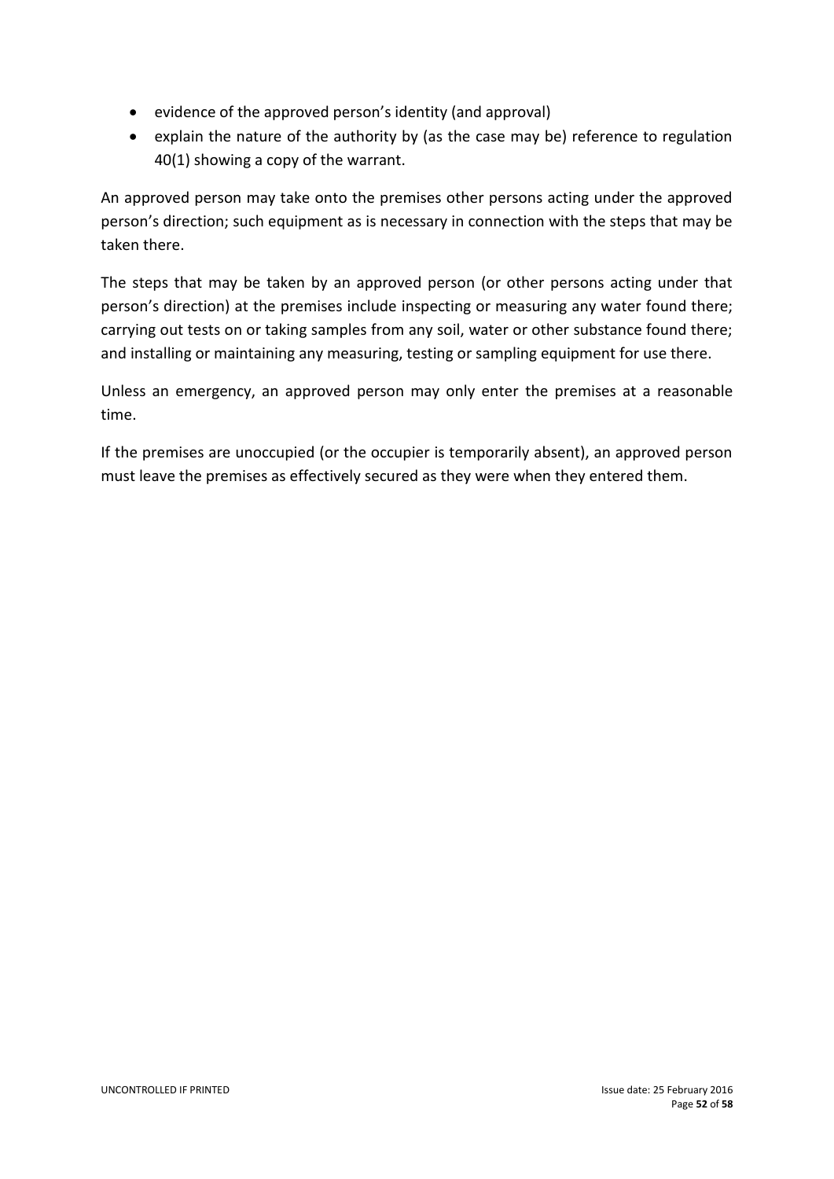- evidence of the approved person's identity (and approval)
- explain the nature of the authority by (as the case may be) reference to regulation 40(1) showing a copy of the warrant.

An approved person may take onto the premises other persons acting under the approved person's direction; such equipment as is necessary in connection with the steps that may be taken there.

The steps that may be taken by an approved person (or other persons acting under that person's direction) at the premises include inspecting or measuring any water found there; carrying out tests on or taking samples from any soil, water or other substance found there; and installing or maintaining any measuring, testing or sampling equipment for use there.

Unless an emergency, an approved person may only enter the premises at a reasonable time.

If the premises are unoccupied (or the occupier is temporarily absent), an approved person must leave the premises as effectively secured as they were when they entered them.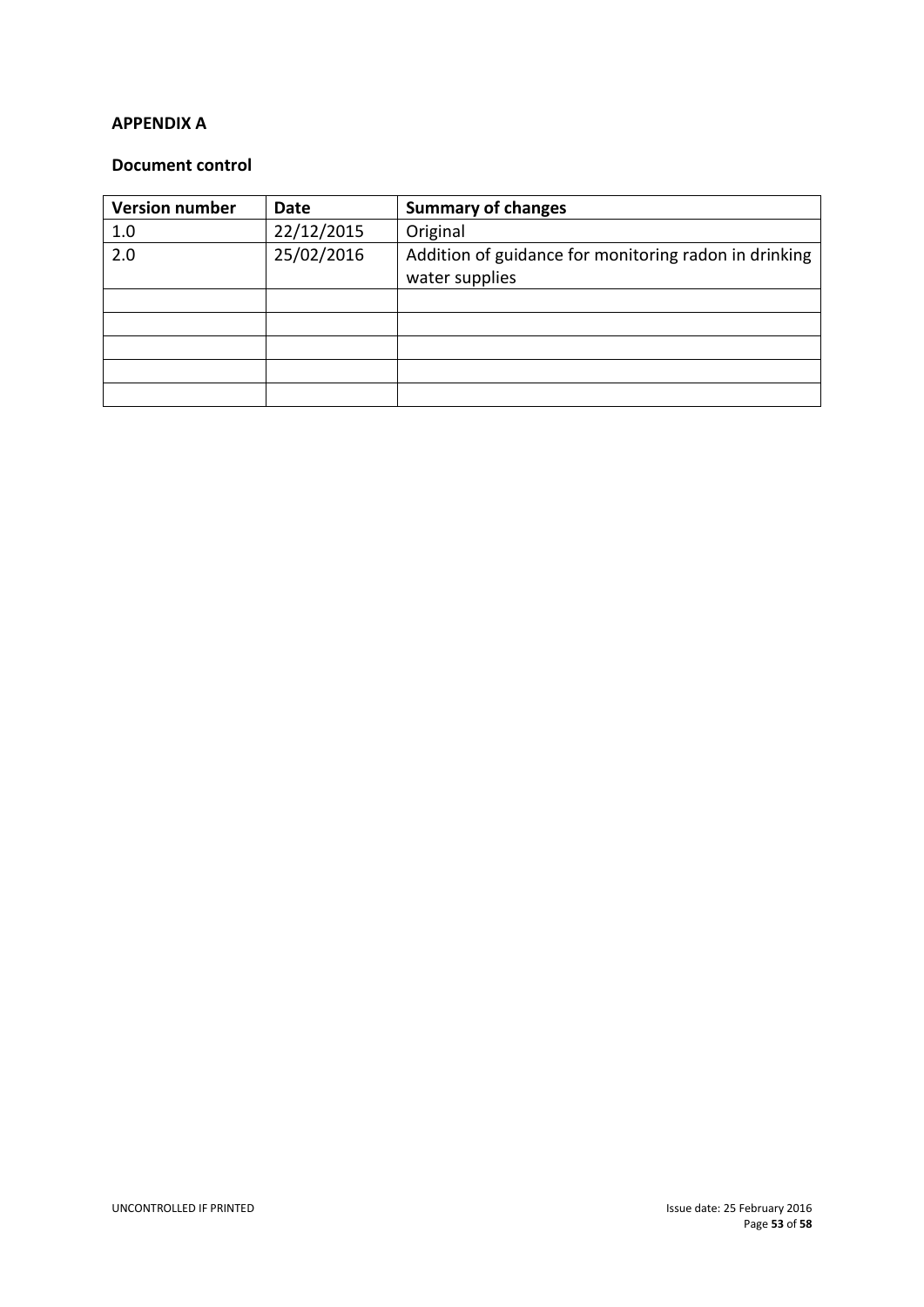**APPENDIX A**

**Document control**

| Version number | Date | Summary of changes |
|---|---|---|
| 1.0 | 22/12/2015 | Original |
| 2.0 | 25/02/2016 | Addition of guidance for monitoring radon in drinking water supplies |
| | | |
| | | |
| | | |
| | | |
| | | |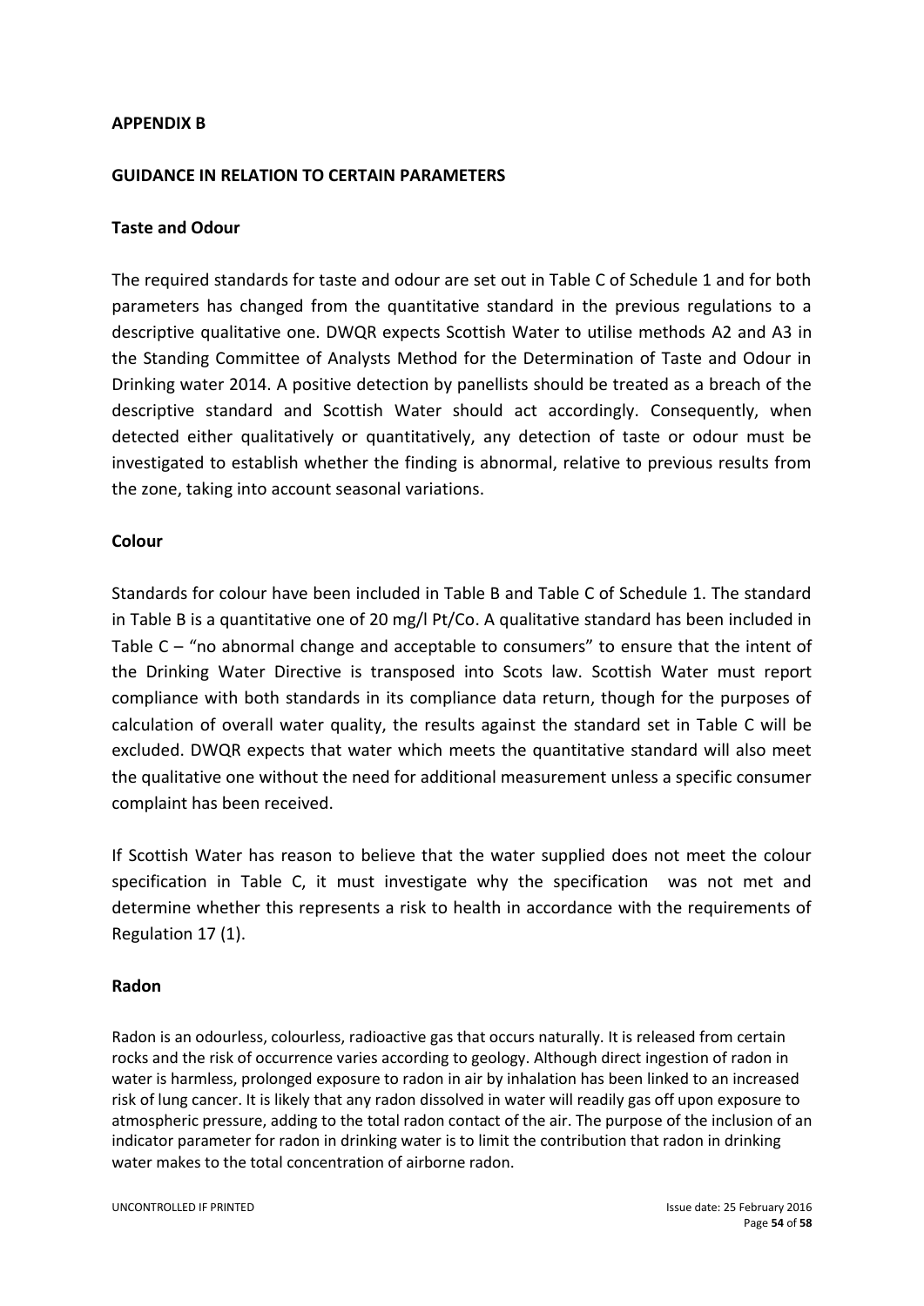**APPENDIX B**

**GUIDANCE IN RELATION TO CERTAIN PARAMETERS**

**Taste and Odour**

The required standards for taste and odour are set out in Table C of Schedule 1 and for both parameters has changed from the quantitative standard in the previous regulations to a descriptive qualitative one. DWQR expects Scottish Water to utilise methods A2 and A3 in the Standing Committee of Analysts Method for the Determination of Taste and Odour in Drinking water 2014. A positive detection by panellists should be treated as a breach of the descriptive standard and Scottish Water should act accordingly. Consequently, when detected either qualitatively or quantitatively, any detection of taste or odour must be investigated to establish whether the finding is abnormal, relative to previous results from the zone, taking into account seasonal variations.

**Colour**

Standards for colour have been included in Table B and Table C of Schedule 1. The standard in Table B is a quantitative one of 20 mg/l Pt/Co. A qualitative standard has been included in Table C – "no abnormal change and acceptable to consumers" to ensure that the intent of the Drinking Water Directive is transposed into Scots law. Scottish Water must report compliance with both standards in its compliance data return, though for the purposes of calculation of overall water quality, the results against the standard set in Table C will be excluded. DWQR expects that water which meets the quantitative standard will also meet the qualitative one without the need for additional measurement unless a specific consumer complaint has been received.

If Scottish Water has reason to believe that the water supplied does not meet the colour specification in Table C, it must investigate why the specification was not met and determine whether this represents a risk to health in accordance with the requirements of Regulation 17 (1).

**Radon**

Radon is an odourless, colourless, radioactive gas that occurs naturally. It is released from certain rocks and the risk of occurrence varies according to geology. Although direct ingestion of radon in water is harmless, prolonged exposure to radon in air by inhalation has been linked to an increased risk of lung cancer. It is likely that any radon dissolved in water will readily gas off upon exposure to atmospheric pressure, adding to the total radon contact of the air. The purpose of the inclusion of an indicator parameter for radon in drinking water is to limit the contribution that radon in drinking water makes to the total concentration of airborne radon.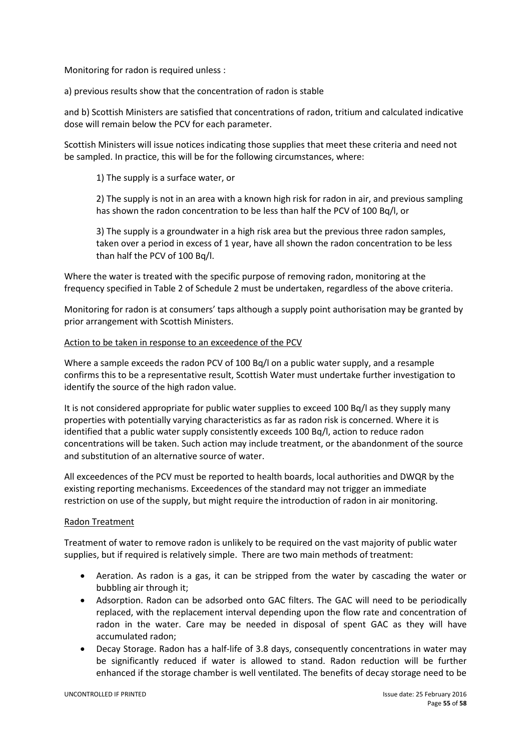Monitoring for radon is required unless :

a) previous results show that the concentration of radon is stable

and b) Scottish Ministers are satisfied that concentrations of radon, tritium and calculated indicative dose will remain below the PCV for each parameter.

Scottish Ministers will issue notices indicating those supplies that meet these criteria and need not be sampled. In practice, this will be for the following circumstances, where:

1) The supply is a surface water, or

2) The supply is not in an area with a known high risk for radon in air, and previous sampling has shown the radon concentration to be less than half the PCV of 100 Bq/l, or

3) The supply is a groundwater in a high risk area but the previous three radon samples, taken over a period in excess of 1 year, have all shown the radon concentration to be less than half the PCV of 100 Bq/l.

Where the water is treated with the specific purpose of removing radon, monitoring at the frequency specified in Table 2 of Schedule 2 must be undertaken, regardless of the above criteria.

Monitoring for radon is at consumers' taps although a supply point authorisation may be granted by prior arrangement with Scottish Ministers.

Action to be taken in response to an exceedence of the PCV

Where a sample exceeds the radon PCV of 100 Bq/l on a public water supply, and a resample confirms this to be a representative result, Scottish Water must undertake further investigation to identify the source of the high radon value.

It is not considered appropriate for public water supplies to exceed 100 Bq/l as they supply many properties with potentially varying characteristics as far as radon risk is concerned. Where it is identified that a public water supply consistently exceeds 100 Bq/l, action to reduce radon concentrations will be taken. Such action may include treatment, or the abandonment of the source and substitution of an alternative source of water.

All exceedences of the PCV must be reported to health boards, local authorities and DWQR by the existing reporting mechanisms. Exceedences of the standard may not trigger an immediate restriction on use of the supply, but might require the introduction of radon in air monitoring.

Radon Treatment

Treatment of water to remove radon is unlikely to be required on the vast majority of public water supplies, but if required is relatively simple. There are two main methods of treatment:

- Aeration. As radon is a gas, it can be stripped from the water by cascading the water or bubbling air through it;
- Adsorption. Radon can be adsorbed onto GAC filters. The GAC will need to be periodically replaced, with the replacement interval depending upon the flow rate and concentration of radon in the water. Care may be needed in disposal of spent GAC as they will have accumulated radon;
- Decay Storage. Radon has a half-life of 3.8 days, consequently concentrations in water may be significantly reduced if water is allowed to stand. Radon reduction will be further enhanced if the storage chamber is well ventilated. The benefits of decay storage need to be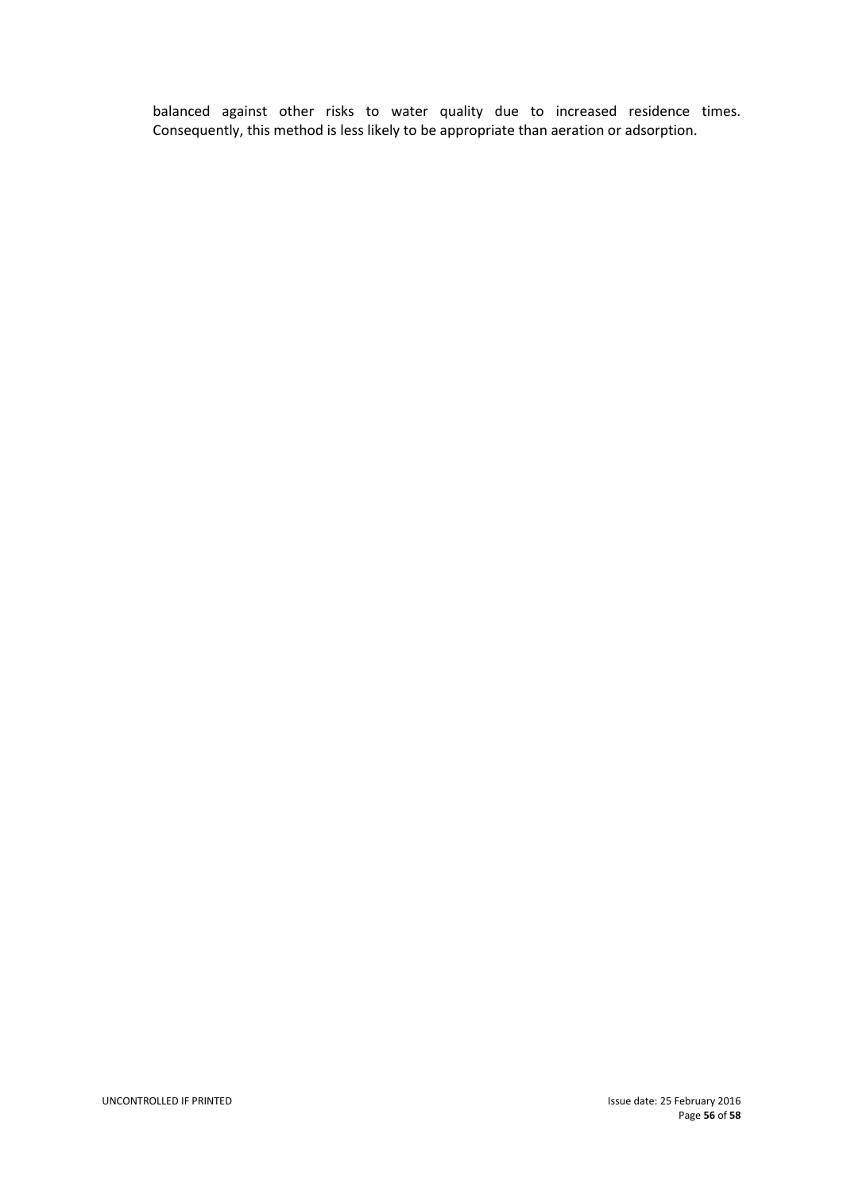balanced against other risks to water quality due to increased residence times. Consequently, this method is less likely to be appropriate than aeration or adsorption.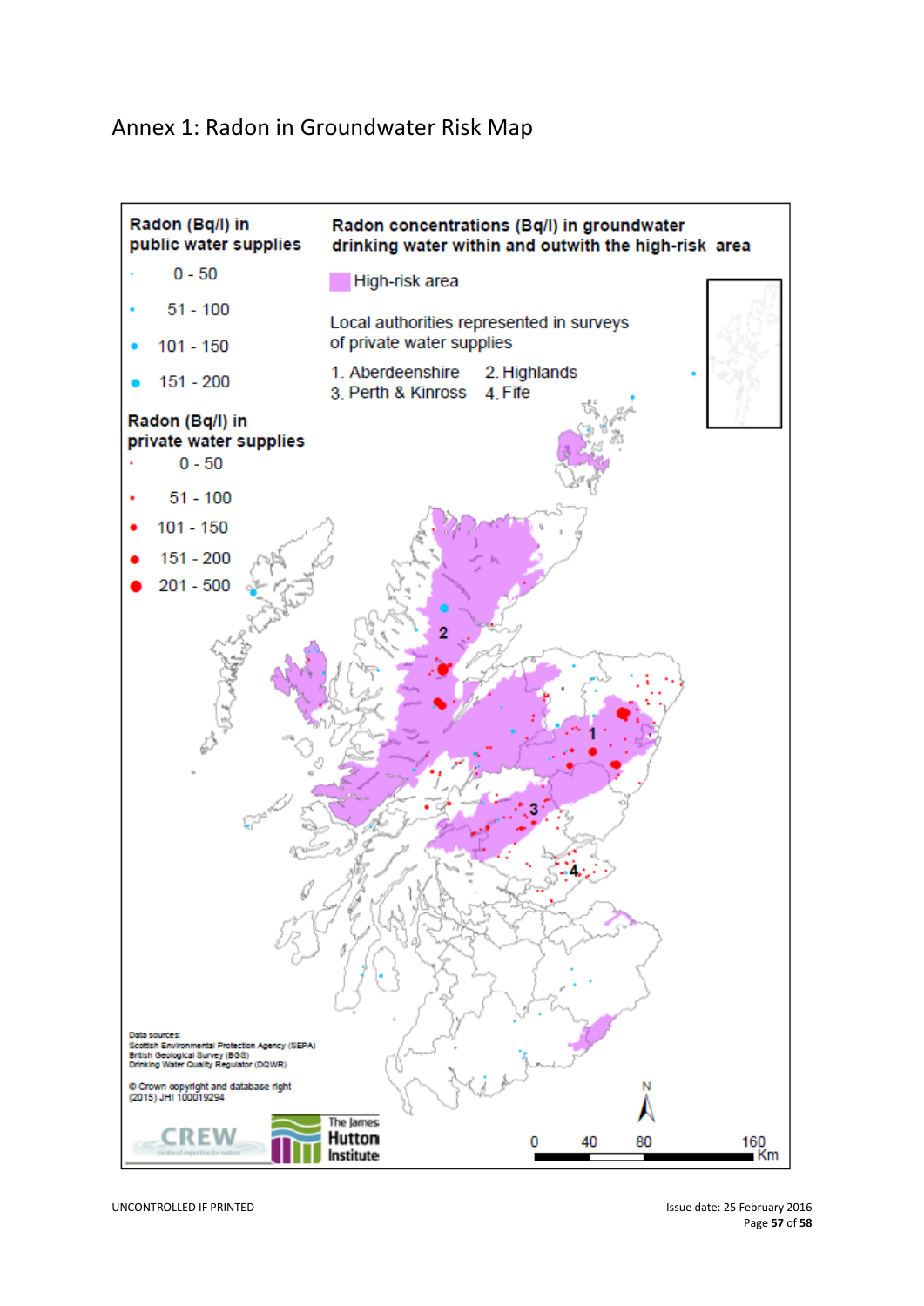# Annex 1: Radon in Groundwater Risk Map

Radon (Bq/l) in public water supplies
0 - 50
51 - 100
101 - 150
151 - 200

Radon (Bq/l) in private water supplies
0 - 50
51 - 100
101 - 150
151 - 200
201 - 500

Radon concentrations (Bq/l) in groundwater drinking water within and outwith the high-risk area

High-risk area

Local authorities represented in surveys of private water supplies

1. Aberdeenshire
2. Highlands
3. Perth & Kinross
4. Fife

Data sources:
Scottish Environmental Protection Agency (SEPA)
British Geological Survey (BGS)
Drinking Water Quality Regulator (DQWR)

© Crown copyright and database right (2015) JHI 100019294

CREW

The James Hutton Institute

N

0 40 80 160 Km

UNCONTROLLED IF PRINTED

Issue date: 25 February 2016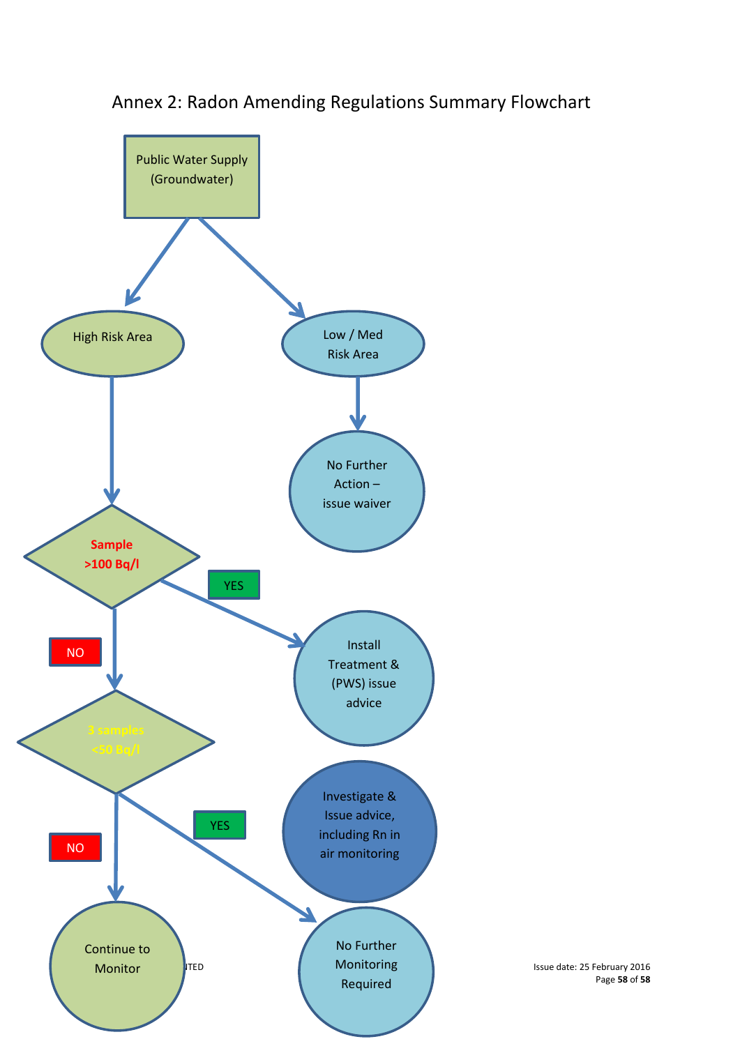# Annex 2: Radon Amending Regulations Summary Flowchart

Public Water Supply (Groundwater)

High Risk Area

Low / Med Risk Area

No Further Action – issue waiver

**Sample >100 Bq/l**

YES

Install Treatment & (PWS) issue advice

NO

3 samples <50 Bq/l

YES

Investigate & Issue advice, including Rn in air monitoring

NO

Continue to Monitor

No Further Monitoring Required

Issue date: 25 February 2016